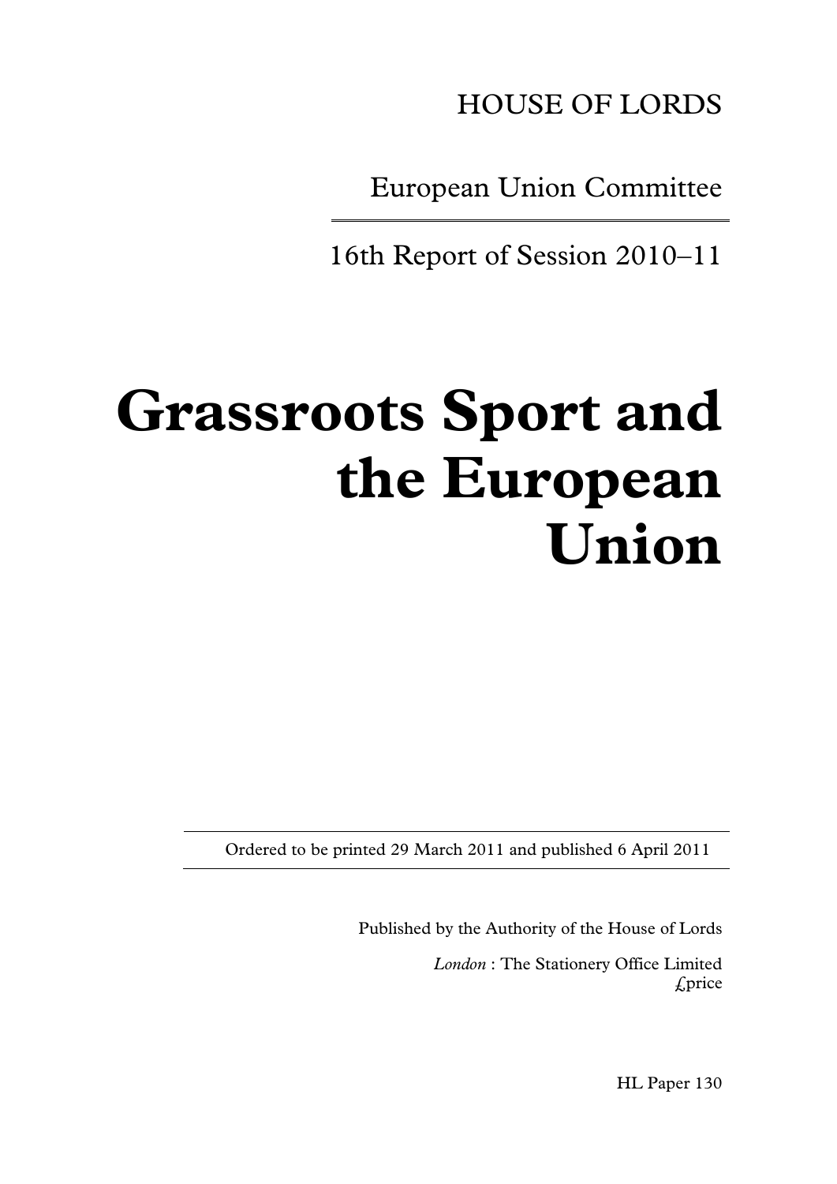HOUSE OF LORDS

European Union Committee

16th Report of Session 2010–11

# Grassroots Sport and the European Union

Ordered to be printed 29 March 2011 and published 6 April 2011

Published by the Authority of the House of Lords

*London* : The Stationery Office Limited
£price

HL Paper 130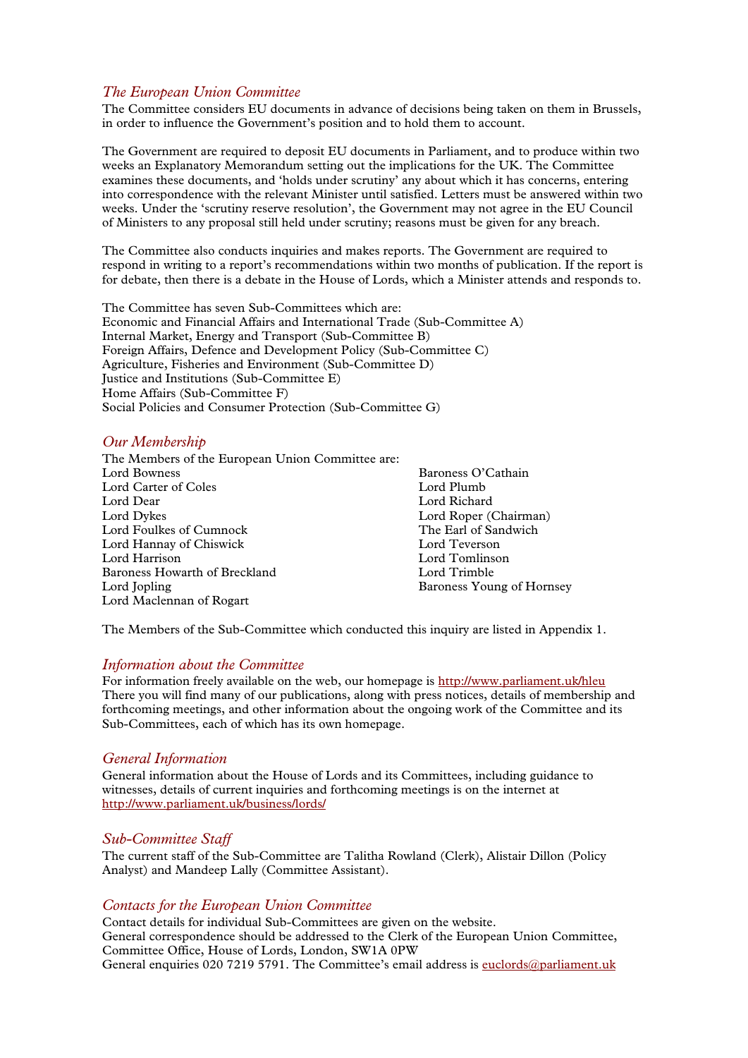## The European Union Committee

The Committee considers EU documents in advance of decisions being taken on them in Brussels, in order to influence the Government's position and to hold them to account.

The Government are required to deposit EU documents in Parliament, and to produce within two weeks an Explanatory Memorandum setting out the implications for the UK. The Committee examines these documents, and 'holds under scrutiny' any about which it has concerns, entering into correspondence with the relevant Minister until satisfied. Letters must be answered within two weeks. Under the 'scrutiny reserve resolution', the Government may not agree in the EU Council of Ministers to any proposal still held under scrutiny; reasons must be given for any breach.

The Committee also conducts inquiries and makes reports. The Government are required to respond in writing to a report's recommendations within two months of publication. If the report is for debate, then there is a debate in the House of Lords, which a Minister attends and responds to.

The Committee has seven Sub-Committees which are:
Economic and Financial Affairs and International Trade (Sub-Committee A)
Internal Market, Energy and Transport (Sub-Committee B)
Foreign Affairs, Defence and Development Policy (Sub-Committee C)
Agriculture, Fisheries and Environment (Sub-Committee D)
Justice and Institutions (Sub-Committee E)
Home Affairs (Sub-Committee F)
Social Policies and Consumer Protection (Sub-Committee G)

## Our Membership

The Members of the European Union Committee are:
Lord Bowness
Lord Carter of Coles
Lord Dear
Lord Dykes
Lord Foulkes of Cumnock
Lord Hannay of Chiswick
Lord Harrison
Baroness Howarth of Breckland
Lord Jopling
Lord Maclennan of Rogart
Baroness O'Cathain
Lord Plumb
Lord Richard
Lord Roper (Chairman)
The Earl of Sandwich
Lord Teverson
Lord Tomlinson
Lord Trimble
Baroness Young of Hornsey

The Members of the Sub-Committee which conducted this inquiry are listed in Appendix 1.

## Information about the Committee

For information freely available on the web, our homepage is http://www.parliament.uk/hleu
There you will find many of our publications, along with press notices, details of membership and forthcoming meetings, and other information about the ongoing work of the Committee and its Sub-Committees, each of which has its own homepage.

## General Information

General information about the House of Lords and its Committees, including guidance to witnesses, details of current inquiries and forthcoming meetings is on the internet at http://www.parliament.uk/business/lords/

## Sub-Committee Staff

The current staff of the Sub-Committee are Talitha Rowland (Clerk), Alistair Dillon (Policy Analyst) and Mandeep Lally (Committee Assistant).

## Contacts for the European Union Committee

Contact details for individual Sub-Committees are given on the website.
General correspondence should be addressed to the Clerk of the European Union Committee, Committee Office, House of Lords, London, SW1A 0PW
General enquiries 020 7219 5791. The Committee's email address is euclords@parliament.uk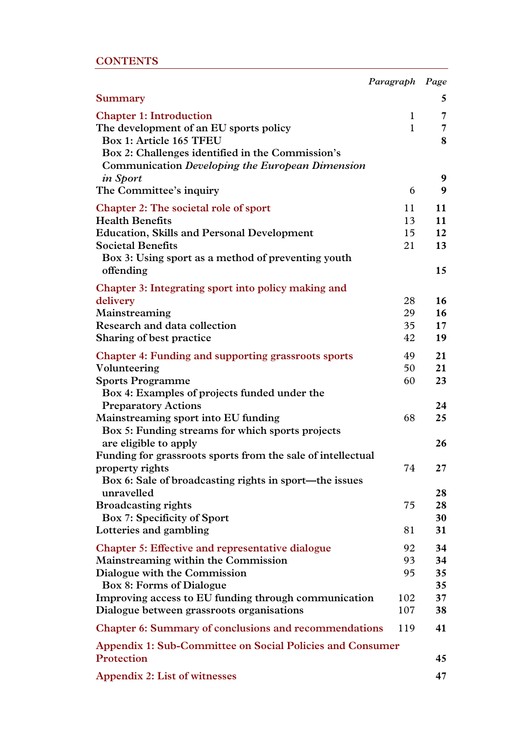## CONTENTS

| | Paragraph | Page |
|---|---|---|
| **Summary** | | **5** |
| **Chapter 1: Introduction** | 1 | **7** |
| The development of an EU sports policy | 1 | **7** |
| Box 1: Article 165 TFEU | | **8** |
| Box 2: Challenges identified in the Commission's Communication *Developing the European Dimension in Sport* | | **9** |
| The Committee's inquiry | 6 | **9** |
| **Chapter 2: The societal role of sport** | 11 | **11** |
| Health Benefits | 13 | **11** |
| Education, Skills and Personal Development | 15 | **12** |
| Societal Benefits | 21 | **13** |
| Box 3: Using sport as a method of preventing youth offending | | **15** |
| **Chapter 3: Integrating sport into policy making and delivery** | 28 | **16** |
| Mainstreaming | 29 | **16** |
| Research and data collection | 35 | **17** |
| Sharing of best practice | 42 | **19** |
| **Chapter 4: Funding and supporting grassroots sports** | 49 | **21** |
| Volunteering | 50 | **21** |
| Sports Programme | 60 | **23** |
| Box 4: Examples of projects funded under the Preparatory Actions | | **24** |
| Mainstreaming sport into EU funding | 68 | **25** |
| Box 5: Funding streams for which sports projects are eligible to apply | | **26** |
| Funding for grassroots sports from the sale of intellectual property rights | 74 | **27** |
| Box 6: Sale of broadcasting rights in sport—the issues unravelled | | **28** |
| Broadcasting rights | 75 | **28** |
| Box 7: Specificity of Sport | | **30** |
| Lotteries and gambling | 81 | **31** |
| **Chapter 5: Effective and representative dialogue** | 92 | **34** |
| Mainstreaming within the Commission | 93 | **34** |
| Dialogue with the Commission | 95 | **35** |
| Box 8: Forms of Dialogue | | **35** |
| Improving access to EU funding through communication | 102 | **37** |
| Dialogue between grassroots organisations | 107 | **38** |
| **Chapter 6: Summary of conclusions and recommendations** | 119 | **41** |
| **Appendix 1: Sub-Committee on Social Policies and Consumer Protection** | | **45** |
| **Appendix 2: List of witnesses** | | **47** |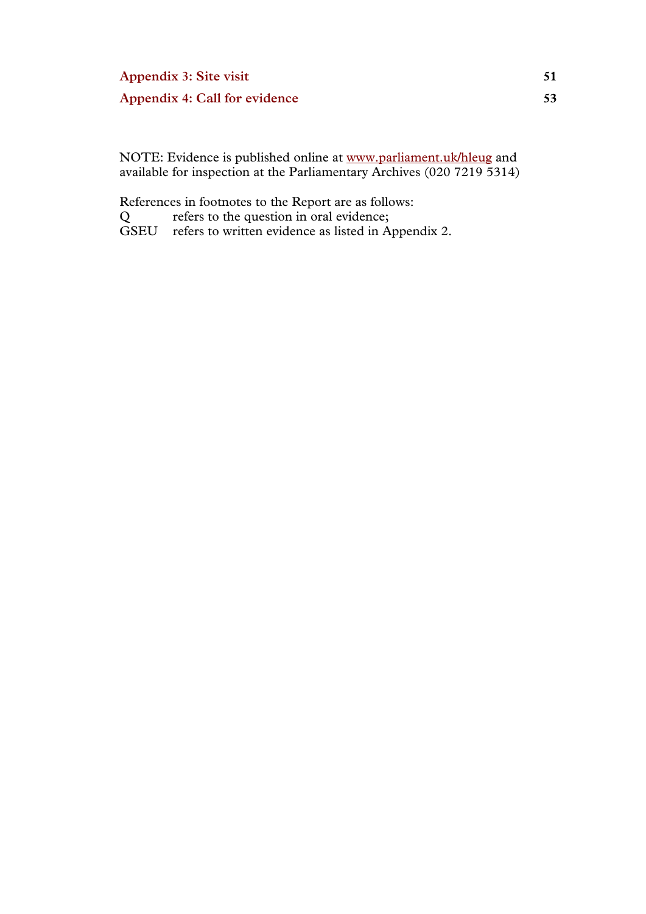| | |
|---|---|
| **Appendix 3: Site visit** | **51** |
| **Appendix 4: Call for evidence** | **53** |

NOTE: Evidence is published online at www.parliament.uk/hleug and available for inspection at the Parliamentary Archives (020 7219 5314)

References in footnotes to the Report are as follows:

Q refers to the question in oral evidence;

GSEU refers to written evidence as listed in Appendix 2.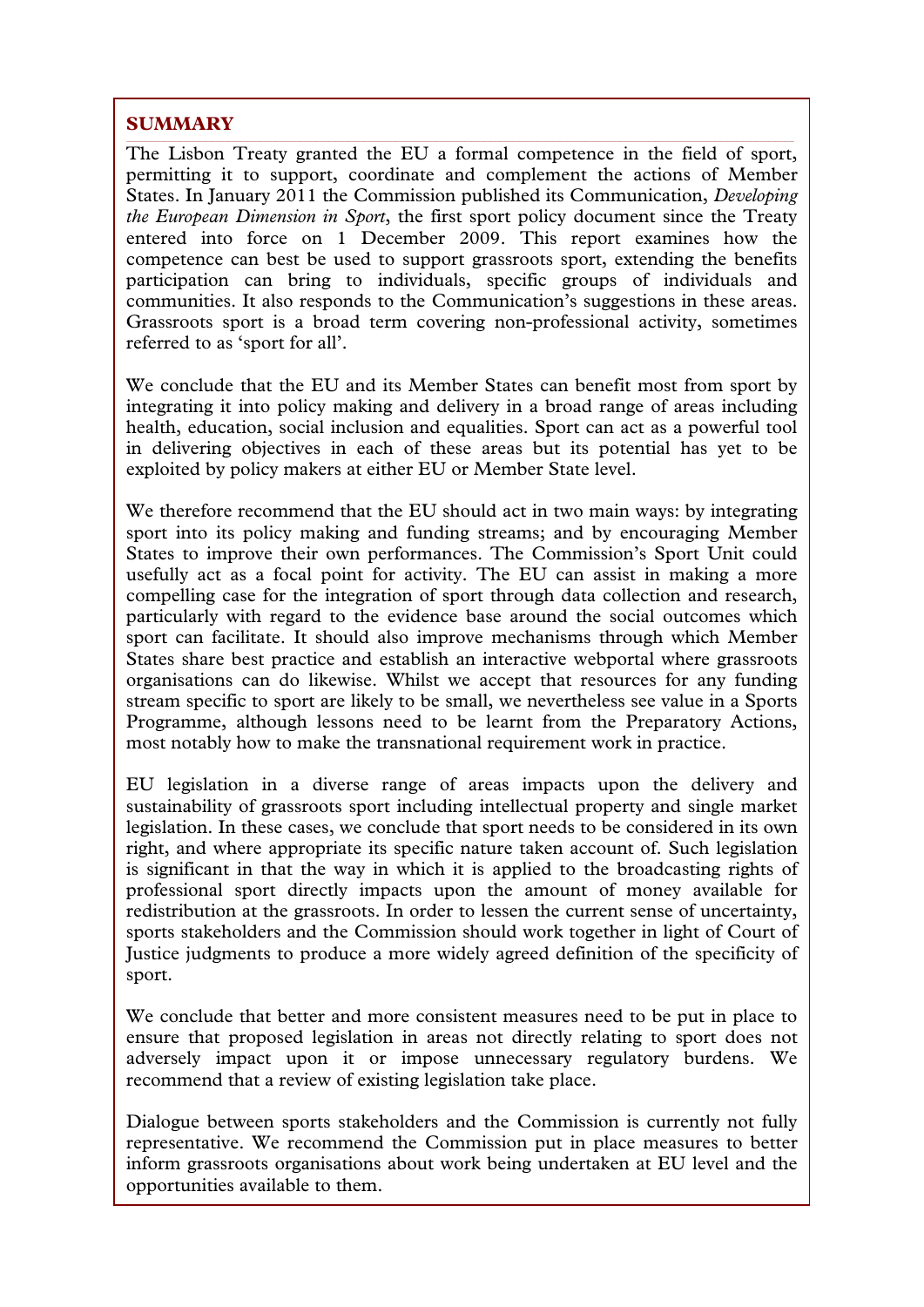## SUMMARY

The Lisbon Treaty granted the EU a formal competence in the field of sport, permitting it to support, coordinate and complement the actions of Member States. In January 2011 the Commission published its Communication, *Developing the European Dimension in Sport*, the first sport policy document since the Treaty entered into force on 1 December 2009. This report examines how the competence can best be used to support grassroots sport, extending the benefits participation can bring to individuals, specific groups of individuals and communities. It also responds to the Communication's suggestions in these areas. Grassroots sport is a broad term covering non-professional activity, sometimes referred to as 'sport for all'.

We conclude that the EU and its Member States can benefit most from sport by integrating it into policy making and delivery in a broad range of areas including health, education, social inclusion and equalities. Sport can act as a powerful tool in delivering objectives in each of these areas but its potential has yet to be exploited by policy makers at either EU or Member State level.

We therefore recommend that the EU should act in two main ways: by integrating sport into its policy making and funding streams; and by encouraging Member States to improve their own performances. The Commission's Sport Unit could usefully act as a focal point for activity. The EU can assist in making a more compelling case for the integration of sport through data collection and research, particularly with regard to the evidence base around the social outcomes which sport can facilitate. It should also improve mechanisms through which Member States share best practice and establish an interactive webportal where grassroots organisations can do likewise. Whilst we accept that resources for any funding stream specific to sport are likely to be small, we nevertheless see value in a Sports Programme, although lessons need to be learnt from the Preparatory Actions, most notably how to make the transnational requirement work in practice.

EU legislation in a diverse range of areas impacts upon the delivery and sustainability of grassroots sport including intellectual property and single market legislation. In these cases, we conclude that sport needs to be considered in its own right, and where appropriate its specific nature taken account of. Such legislation is significant in that the way in which it is applied to the broadcasting rights of professional sport directly impacts upon the amount of money available for redistribution at the grassroots. In order to lessen the current sense of uncertainty, sports stakeholders and the Commission should work together in light of Court of Justice judgments to produce a more widely agreed definition of the specificity of sport.

We conclude that better and more consistent measures need to be put in place to ensure that proposed legislation in areas not directly relating to sport does not adversely impact upon it or impose unnecessary regulatory burdens. We recommend that a review of existing legislation take place.

Dialogue between sports stakeholders and the Commission is currently not fully representative. We recommend the Commission put in place measures to better inform grassroots organisations about work being undertaken at EU level and the opportunities available to them.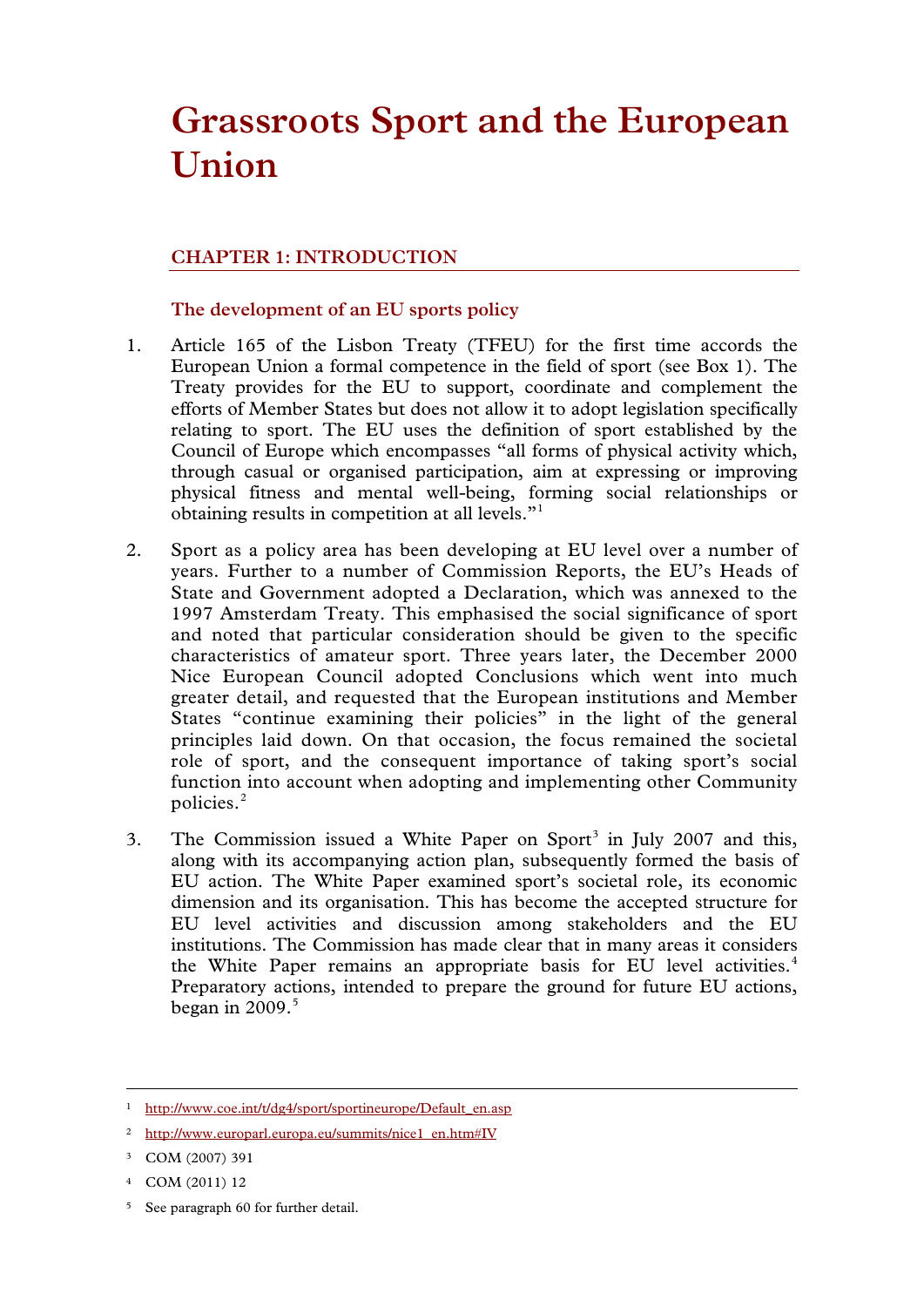# Grassroots Sport and the European Union

## CHAPTER 1: INTRODUCTION

### The development of an EU sports policy

1. Article 165 of the Lisbon Treaty (TFEU) for the first time accords the European Union a formal competence in the field of sport (see Box 1). The Treaty provides for the EU to support, coordinate and complement the efforts of Member States but does not allow it to adopt legislation specifically relating to sport. The EU uses the definition of sport established by the Council of Europe which encompasses "all forms of physical activity which, through casual or organised participation, aim at expressing or improving physical fitness and mental well-being, forming social relationships or obtaining results in competition at all levels."[1]

2. Sport as a policy area has been developing at EU level over a number of years. Further to a number of Commission Reports, the EU's Heads of State and Government adopted a Declaration, which was annexed to the 1997 Amsterdam Treaty. This emphasised the social significance of sport and noted that particular consideration should be given to the specific characteristics of amateur sport. Three years later, the December 2000 Nice European Council adopted Conclusions which went into much greater detail, and requested that the European institutions and Member States "continue examining their policies" in the light of the general principles laid down. On that occasion, the focus remained the societal role of sport, and the consequent importance of taking sport's social function into account when adopting and implementing other Community policies.[2]

3. The Commission issued a White Paper on Sport[3] in July 2007 and this, along with its accompanying action plan, subsequently formed the basis of EU action. The White Paper examined sport's societal role, its economic dimension and its organisation. This has become the accepted structure for EU level activities and discussion among stakeholders and the EU institutions. The Commission has made clear that in many areas it considers the White Paper remains an appropriate basis for EU level activities.[4] Preparatory actions, intended to prepare the ground for future EU actions, began in 2009.[5]

---

[1] http://www.coe.int/t/dg4/sport/sportineurope/Default_en.asp

[2] http://www.europarl.europa.eu/summits/nice1_en.htm#IV

[3] COM (2007) 391

[4] COM (2011) 12

[5] See paragraph 60 for further detail.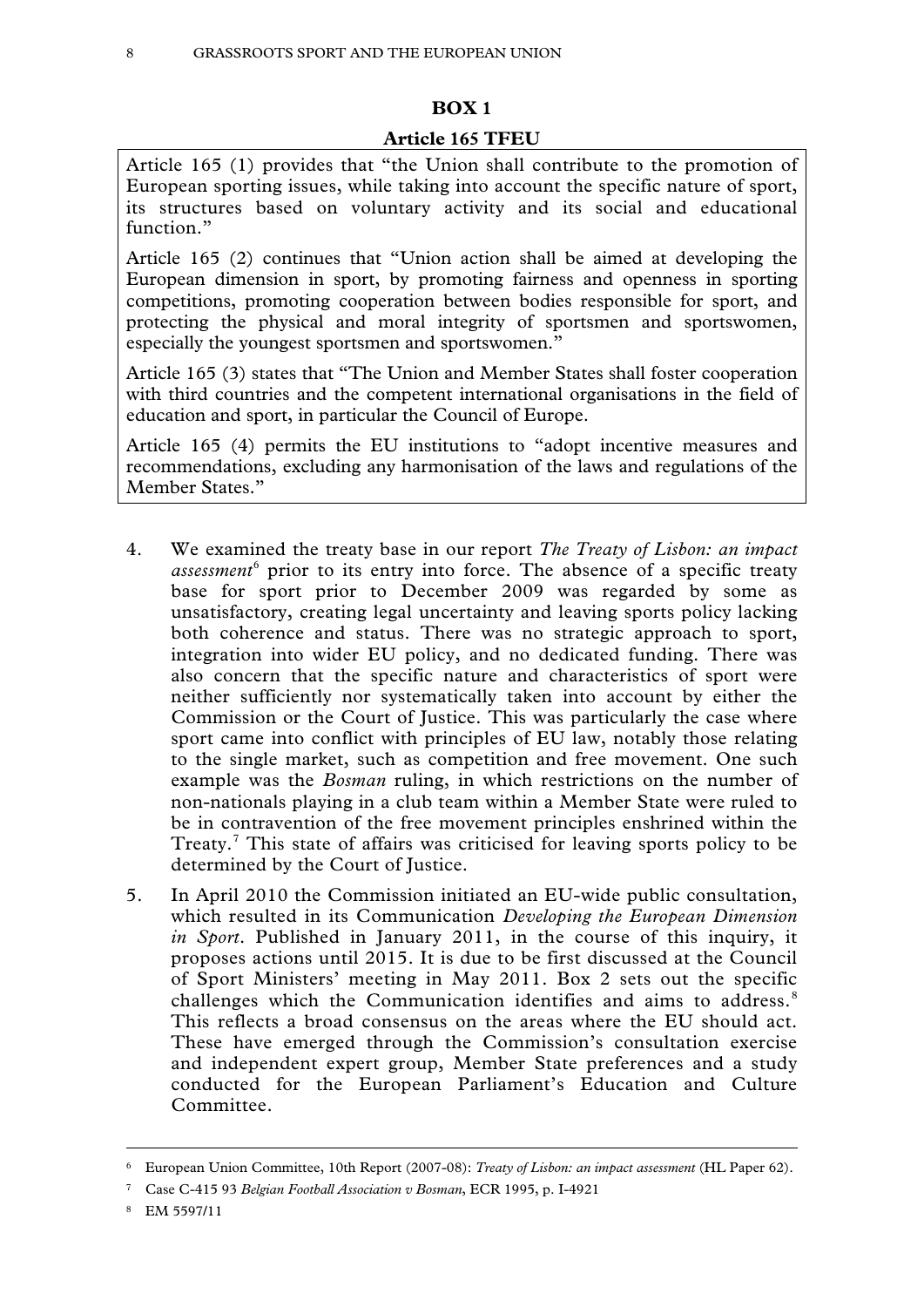**BOX 1**

**Article 165 TFEU**

Article 165 (1) provides that "the Union shall contribute to the promotion of European sporting issues, while taking into account the specific nature of sport, its structures based on voluntary activity and its social and educational function."

Article 165 (2) continues that "Union action shall be aimed at developing the European dimension in sport, by promoting fairness and openness in sporting competitions, promoting cooperation between bodies responsible for sport, and protecting the physical and moral integrity of sportsmen and sportswomen, especially the youngest sportsmen and sportswomen."

Article 165 (3) states that "The Union and Member States shall foster cooperation with third countries and the competent international organisations in the field of education and sport, in particular the Council of Europe.

Article 165 (4) permits the EU institutions to "adopt incentive measures and recommendations, excluding any harmonisation of the laws and regulations of the Member States."

4. We examined the treaty base in our report *The Treaty of Lisbon: an impact assessment*[6] prior to its entry into force. The absence of a specific treaty base for sport prior to December 2009 was regarded by some as unsatisfactory, creating legal uncertainty and leaving sports policy lacking both coherence and status. There was no strategic approach to sport, integration into wider EU policy, and no dedicated funding. There was also concern that the specific nature and characteristics of sport were neither sufficiently nor systematically taken into account by either the Commission or the Court of Justice. This was particularly the case where sport came into conflict with principles of EU law, notably those relating to the single market, such as competition and free movement. One such example was the *Bosman* ruling, in which restrictions on the number of non-nationals playing in a club team within a Member State were ruled to be in contravention of the free movement principles enshrined within the Treaty.[7] This state of affairs was criticised for leaving sports policy to be determined by the Court of Justice.

5. In April 2010 the Commission initiated an EU-wide public consultation, which resulted in its Communication *Developing the European Dimension in Sport*. Published in January 2011, in the course of this inquiry, it proposes actions until 2015. It is due to be first discussed at the Council of Sport Ministers' meeting in May 2011. Box 2 sets out the specific challenges which the Communication identifies and aims to address.[8] This reflects a broad consensus on the areas where the EU should act. These have emerged through the Commission's consultation exercise and independent expert group, Member State preferences and a study conducted for the European Parliament's Education and Culture Committee.

---

[6] European Union Committee, 10th Report (2007-08): *Treaty of Lisbon: an impact assessment* (HL Paper 62).

[7] Case C-415 93 *Belgian Football Association v Bosman*, ECR 1995, p. I-4921

[8] EM 5597/11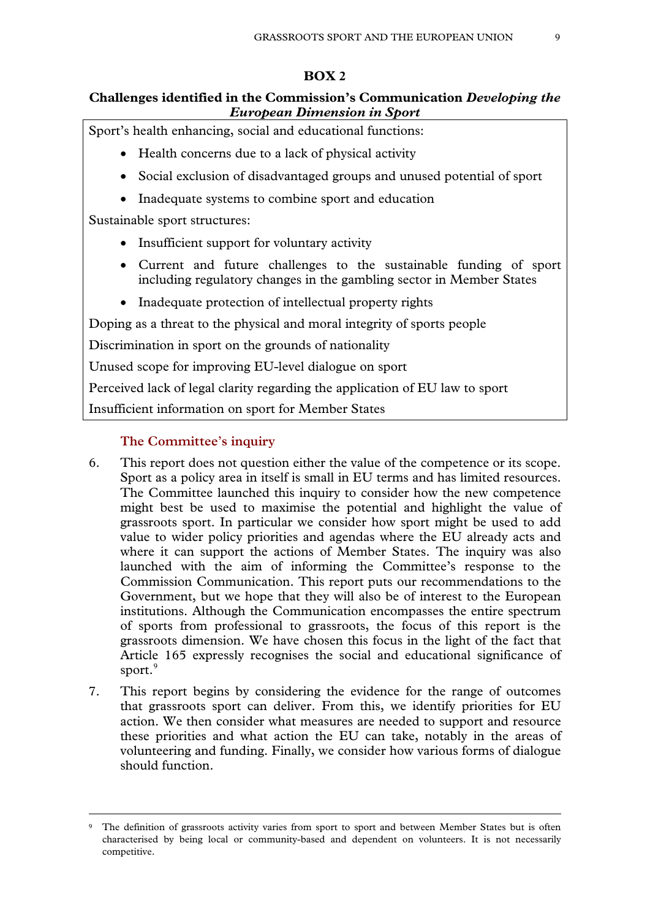**BOX 2**

**Challenges identified in the Commission's Communication *Developing the European Dimension in Sport***

Sport's health enhancing, social and educational functions:

- Health concerns due to a lack of physical activity
- Social exclusion of disadvantaged groups and unused potential of sport
- Inadequate systems to combine sport and education

Sustainable sport structures:

- Insufficient support for voluntary activity
- Current and future challenges to the sustainable funding of sport including regulatory changes in the gambling sector in Member States
- Inadequate protection of intellectual property rights

Doping as a threat to the physical and moral integrity of sports people

Discrimination in sport on the grounds of nationality

Unused scope for improving EU-level dialogue on sport

Perceived lack of legal clarity regarding the application of EU law to sport

Insufficient information on sport for Member States

### The Committee's inquiry

6. This report does not question either the value of the competence or its scope. Sport as a policy area in itself is small in EU terms and has limited resources. The Committee launched this inquiry to consider how the new competence might best be used to maximise the potential and highlight the value of grassroots sport. In particular we consider how sport might be used to add value to wider policy priorities and agendas where the EU already acts and where it can support the actions of Member States. The inquiry was also launched with the aim of informing the Committee's response to the Commission Communication. This report puts our recommendations to the Government, but we hope that they will also be of interest to the European institutions. Although the Communication encompasses the entire spectrum of sports from professional to grassroots, the focus of this report is the grassroots dimension. We have chosen this focus in the light of the fact that Article 165 expressly recognises the social and educational significance of sport.[9]

7. This report begins by considering the evidence for the range of outcomes that grassroots sport can deliver. From this, we identify priorities for EU action. We then consider what measures are needed to support and resource these priorities and what action the EU can take, notably in the areas of volunteering and funding. Finally, we consider how various forms of dialogue should function.

---

[9] The definition of grassroots activity varies from sport to sport and between Member States but is often characterised by being local or community-based and dependent on volunteers. It is not necessarily competitive.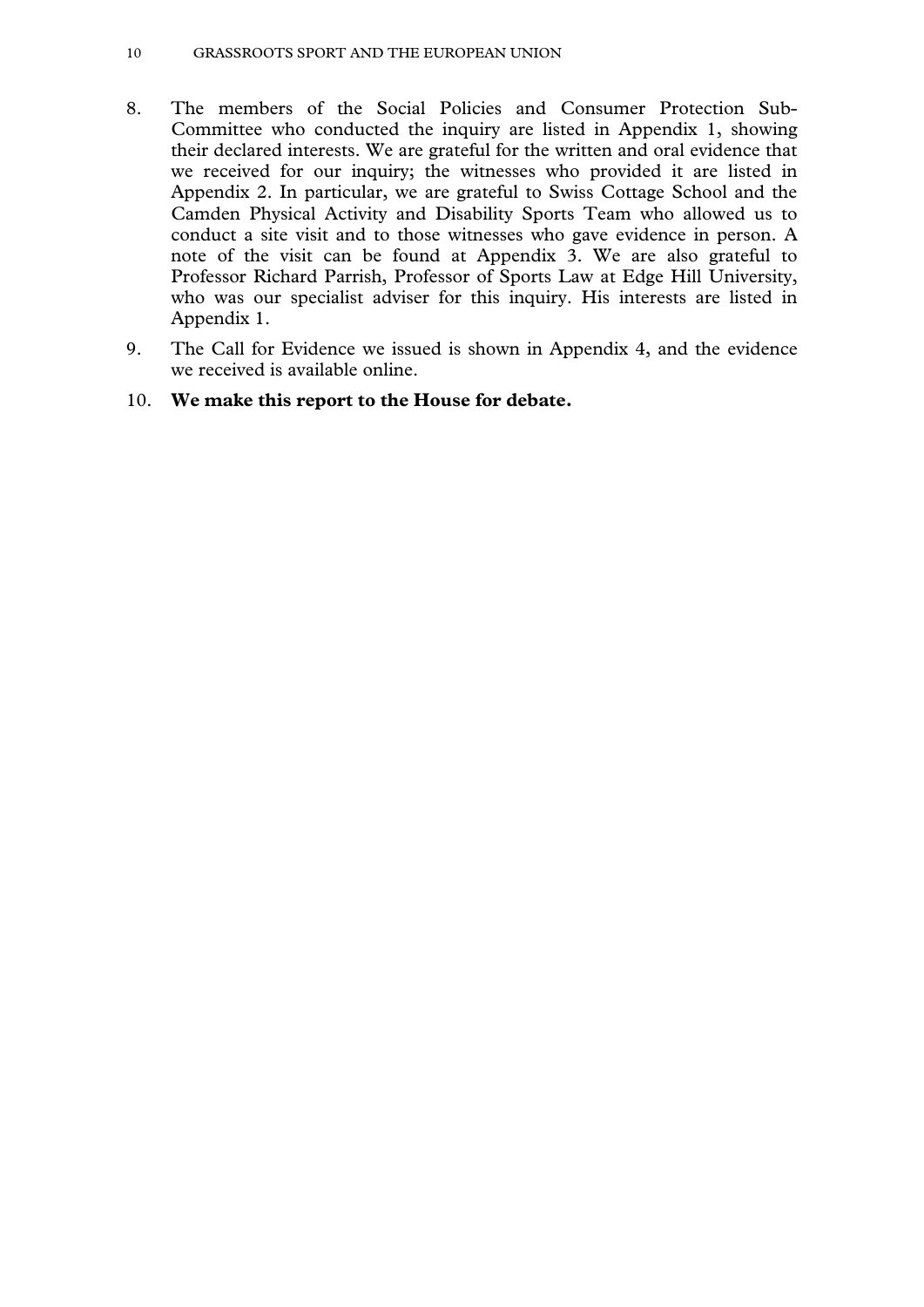8. The members of the Social Policies and Consumer Protection Sub-Committee who conducted the inquiry are listed in Appendix 1, showing their declared interests. We are grateful for the written and oral evidence that we received for our inquiry; the witnesses who provided it are listed in Appendix 2. In particular, we are grateful to Swiss Cottage School and the Camden Physical Activity and Disability Sports Team who allowed us to conduct a site visit and to those witnesses who gave evidence in person. A note of the visit can be found at Appendix 3. We are also grateful to Professor Richard Parrish, Professor of Sports Law at Edge Hill University, who was our specialist adviser for this inquiry. His interests are listed in Appendix 1.

9. The Call for Evidence we issued is shown in Appendix 4, and the evidence we received is available online.

10. **We make this report to the House for debate.**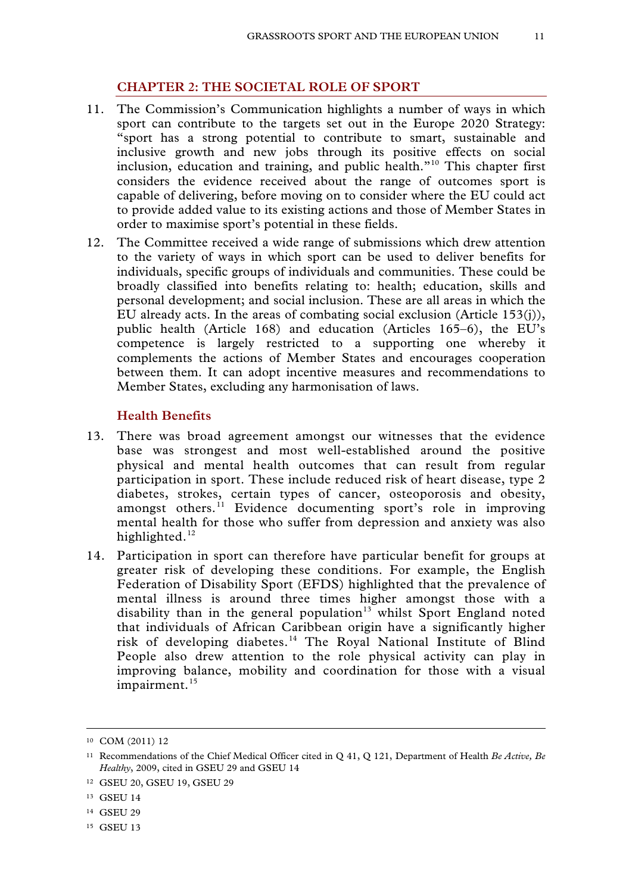## CHAPTER 2: THE SOCIETAL ROLE OF SPORT

11. The Commission's Communication highlights a number of ways in which sport can contribute to the targets set out in the Europe 2020 Strategy: "sport has a strong potential to contribute to smart, sustainable and inclusive growth and new jobs through its positive effects on social inclusion, education and training, and public health."[10] This chapter first considers the evidence received about the range of outcomes sport is capable of delivering, before moving on to consider where the EU could act to provide added value to its existing actions and those of Member States in order to maximise sport's potential in these fields.

12. The Committee received a wide range of submissions which drew attention to the variety of ways in which sport can be used to deliver benefits for individuals, specific groups of individuals and communities. These could be broadly classified into benefits relating to: health; education, skills and personal development; and social inclusion. These are all areas in which the EU already acts. In the areas of combating social exclusion (Article 153(j)), public health (Article 168) and education (Articles 165–6), the EU's competence is largely restricted to a supporting one whereby it complements the actions of Member States and encourages cooperation between them. It can adopt incentive measures and recommendations to Member States, excluding any harmonisation of laws.

### Health Benefits

13. There was broad agreement amongst our witnesses that the evidence base was strongest and most well-established around the positive physical and mental health outcomes that can result from regular participation in sport. These include reduced risk of heart disease, type 2 diabetes, strokes, certain types of cancer, osteoporosis and obesity, amongst others.[11] Evidence documenting sport's role in improving mental health for those who suffer from depression and anxiety was also highlighted.[12]

14. Participation in sport can therefore have particular benefit for groups at greater risk of developing these conditions. For example, the English Federation of Disability Sport (EFDS) highlighted that the prevalence of mental illness is around three times higher amongst those with a disability than in the general population[13] whilst Sport England noted that individuals of African Caribbean origin have a significantly higher risk of developing diabetes.[14] The Royal National Institute of Blind People also drew attention to the role physical activity can play in improving balance, mobility and coordination for those with a visual impairment.[15]

---

[10] COM (2011) 12

[11] Recommendations of the Chief Medical Officer cited in Q 41, Q 121, Department of Health *Be Active, Be Healthy*, 2009, cited in GSEU 29 and GSEU 14

[12] GSEU 20, GSEU 19, GSEU 29

[13] GSEU 14

[14] GSEU 29

[15] GSEU 13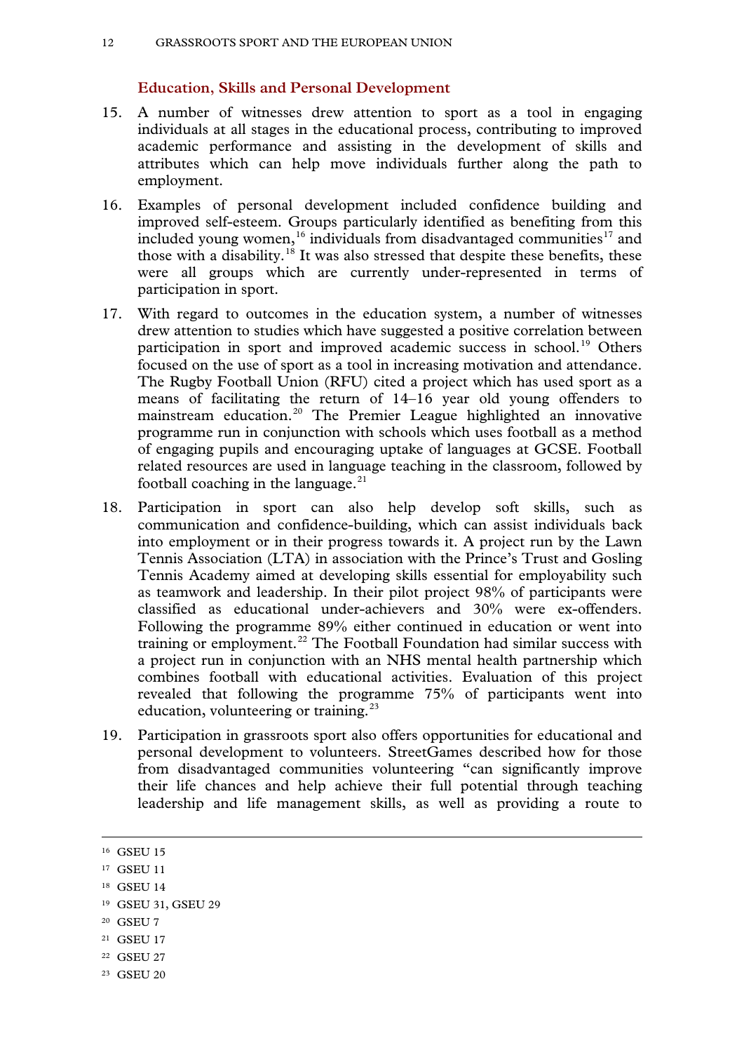### Education, Skills and Personal Development

15. A number of witnesses drew attention to sport as a tool in engaging individuals at all stages in the educational process, contributing to improved academic performance and assisting in the development of skills and attributes which can help move individuals further along the path to employment.

16. Examples of personal development included confidence building and improved self-esteem. Groups particularly identified as benefiting from this included young women,[16] individuals from disadvantaged communities[17] and those with a disability.[18] It was also stressed that despite these benefits, these were all groups which are currently under-represented in terms of participation in sport.

17. With regard to outcomes in the education system, a number of witnesses drew attention to studies which have suggested a positive correlation between participation in sport and improved academic success in school.[19] Others focused on the use of sport as a tool in increasing motivation and attendance. The Rugby Football Union (RFU) cited a project which has used sport as a means of facilitating the return of 14–16 year old young offenders to mainstream education.[20] The Premier League highlighted an innovative programme run in conjunction with schools which uses football as a method of engaging pupils and encouraging uptake of languages at GCSE. Football related resources are used in language teaching in the classroom, followed by football coaching in the language.[21]

18. Participation in sport can also help develop soft skills, such as communication and confidence-building, which can assist individuals back into employment or in their progress towards it. A project run by the Lawn Tennis Association (LTA) in association with the Prince's Trust and Gosling Tennis Academy aimed at developing skills essential for employability such as teamwork and leadership. In their pilot project 98% of participants were classified as educational under-achievers and 30% were ex-offenders. Following the programme 89% either continued in education or went into training or employment.[22] The Football Foundation had similar success with a project run in conjunction with an NHS mental health partnership which combines football with educational activities. Evaluation of this project revealed that following the programme 75% of participants went into education, volunteering or training.[23]

19. Participation in grassroots sport also offers opportunities for educational and personal development to volunteers. StreetGames described how for those from disadvantaged communities volunteering "can significantly improve their life chances and help achieve their full potential through teaching leadership and life management skills, as well as providing a route to

---

[16] GSEU 15

[17] GSEU 11

[18] GSEU 14

[19] GSEU 31, GSEU 29

[20] GSEU 7

[21] GSEU 17

[22] GSEU 27

[23] GSEU 20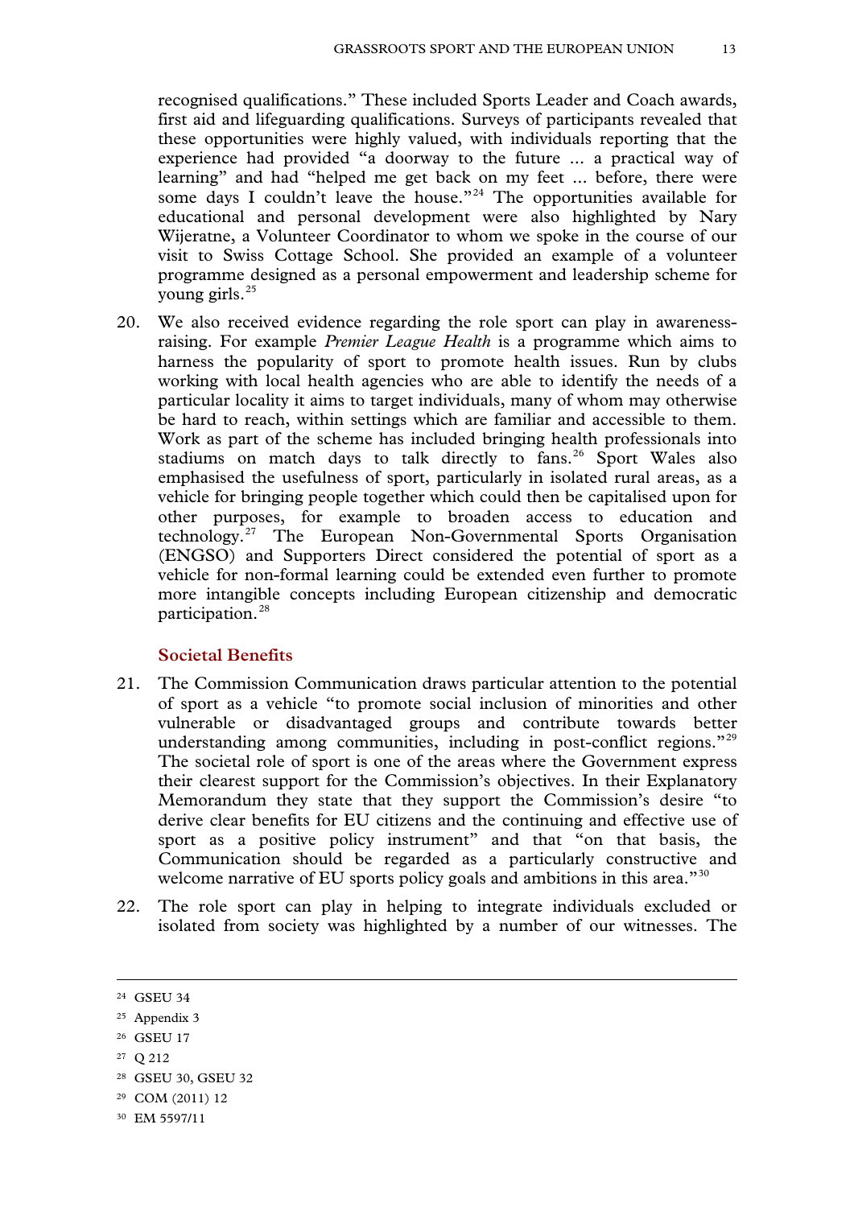recognised qualifications." These included Sports Leader and Coach awards, first aid and lifeguarding qualifications. Surveys of participants revealed that these opportunities were highly valued, with individuals reporting that the experience had provided "a doorway to the future ... a practical way of learning" and had "helped me get back on my feet ... before, there were some days I couldn't leave the house."[24] The opportunities available for educational and personal development were also highlighted by Nary Wijeratne, a Volunteer Coordinator to whom we spoke in the course of our visit to Swiss Cottage School. She provided an example of a volunteer programme designed as a personal empowerment and leadership scheme for young girls.[25]

20. We also received evidence regarding the role sport can play in awareness-raising. For example *Premier League Health* is a programme which aims to harness the popularity of sport to promote health issues. Run by clubs working with local health agencies who are able to identify the needs of a particular locality it aims to target individuals, many of whom may otherwise be hard to reach, within settings which are familiar and accessible to them. Work as part of the scheme has included bringing health professionals into stadiums on match days to talk directly to fans.[26] Sport Wales also emphasised the usefulness of sport, particularly in isolated rural areas, as a vehicle for bringing people together which could then be capitalised upon for other purposes, for example to broaden access to education and technology.[27] The European Non-Governmental Sports Organisation (ENGSO) and Supporters Direct considered the potential of sport as a vehicle for non-formal learning could be extended even further to promote more intangible concepts including European citizenship and democratic participation.[28]

### Societal Benefits

21. The Commission Communication draws particular attention to the potential of sport as a vehicle "to promote social inclusion of minorities and other vulnerable or disadvantaged groups and contribute towards better understanding among communities, including in post-conflict regions."[29] The societal role of sport is one of the areas where the Government express their clearest support for the Commission's objectives. In their Explanatory Memorandum they state that they support the Commission's desire "to derive clear benefits for EU citizens and the continuing and effective use of sport as a positive policy instrument" and that "on that basis, the Communication should be regarded as a particularly constructive and welcome narrative of EU sports policy goals and ambitions in this area."[30]

22. The role sport can play in helping to integrate individuals excluded or isolated from society was highlighted by a number of our witnesses. The

---

[24] GSEU 34

[25] Appendix 3

[26] GSEU 17

[27] Q 212

[28] GSEU 30, GSEU 32

[29] COM (2011) 12

[30] EM 5597/11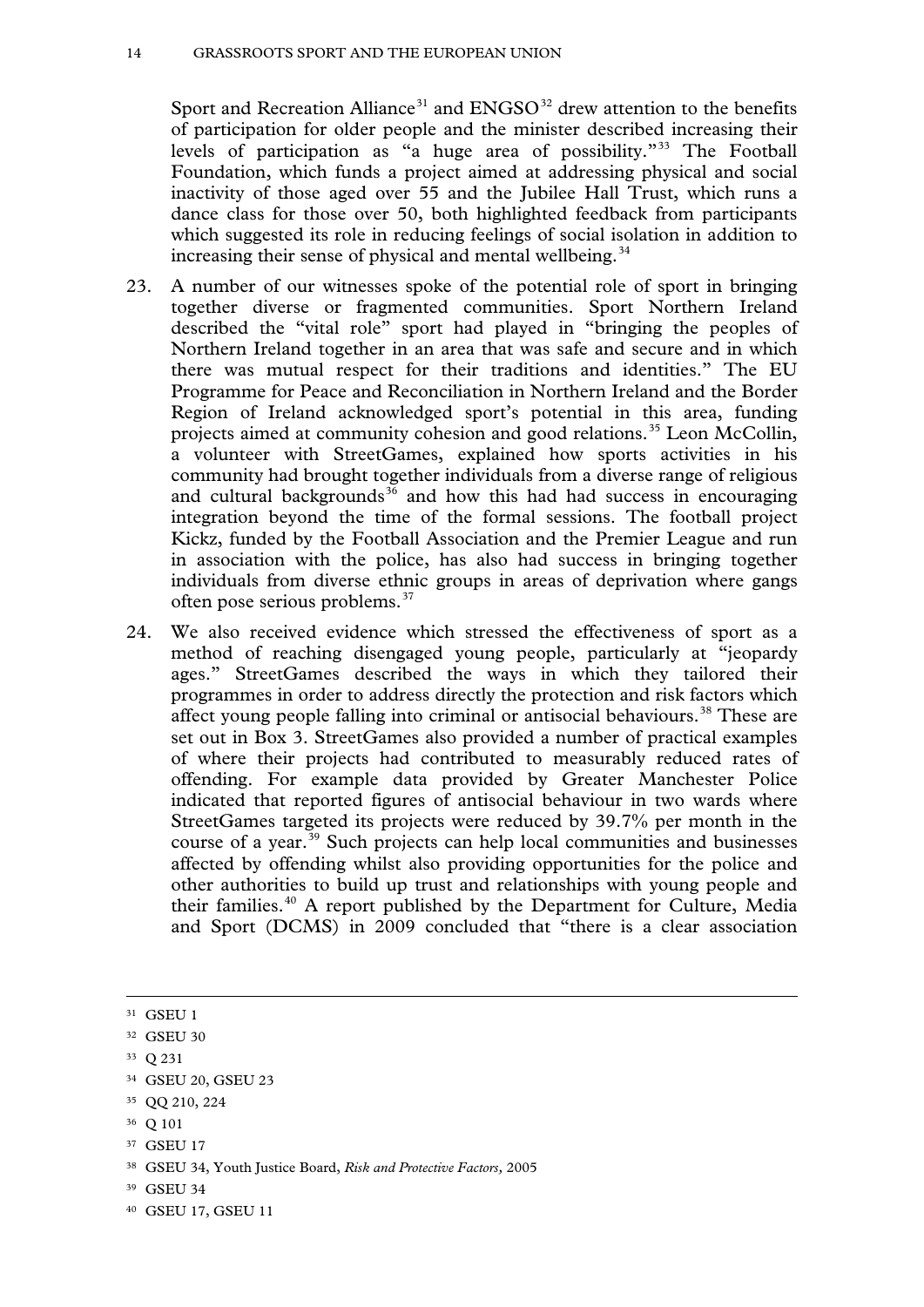Sport and Recreation Alliance[31] and ENGSO[32] drew attention to the benefits of participation for older people and the minister described increasing their levels of participation as "a huge area of possibility."[33] The Football Foundation, which funds a project aimed at addressing physical and social inactivity of those aged over 55 and the Jubilee Hall Trust, which runs a dance class for those over 50, both highlighted feedback from participants which suggested its role in reducing feelings of social isolation in addition to increasing their sense of physical and mental wellbeing.[34]

23. A number of our witnesses spoke of the potential role of sport in bringing together diverse or fragmented communities. Sport Northern Ireland described the "vital role" sport had played in "bringing the peoples of Northern Ireland together in an area that was safe and secure and in which there was mutual respect for their traditions and identities." The EU Programme for Peace and Reconciliation in Northern Ireland and the Border Region of Ireland acknowledged sport's potential in this area, funding projects aimed at community cohesion and good relations.[35] Leon McCollin, a volunteer with StreetGames, explained how sports activities in his community had brought together individuals from a diverse range of religious and cultural backgrounds[36] and how this had had success in encouraging integration beyond the time of the formal sessions. The football project Kickz, funded by the Football Association and the Premier League and run in association with the police, has also had success in bringing together individuals from diverse ethnic groups in areas of deprivation where gangs often pose serious problems.[37]

24. We also received evidence which stressed the effectiveness of sport as a method of reaching disengaged young people, particularly at "jeopardy ages." StreetGames described the ways in which they tailored their programmes in order to address directly the protection and risk factors which affect young people falling into criminal or antisocial behaviours.[38] These are set out in Box 3. StreetGames also provided a number of practical examples of where their projects had contributed to measurably reduced rates of offending. For example data provided by Greater Manchester Police indicated that reported figures of antisocial behaviour in two wards where StreetGames targeted its projects were reduced by 39.7% per month in the course of a year.[39] Such projects can help local communities and businesses affected by offending whilst also providing opportunities for the police and other authorities to build up trust and relationships with young people and their families.[40] A report published by the Department for Culture, Media and Sport (DCMS) in 2009 concluded that "there is a clear association

---

[31] GSEU 1

[32] GSEU 30

[33] Q 231

[34] GSEU 20, GSEU 23

[35] QQ 210, 224

[36] Q 101

[37] GSEU 17

[38] GSEU 34, Youth Justice Board, *Risk and Protective Factors,* 2005

[39] GSEU 34

[40] GSEU 17, GSEU 11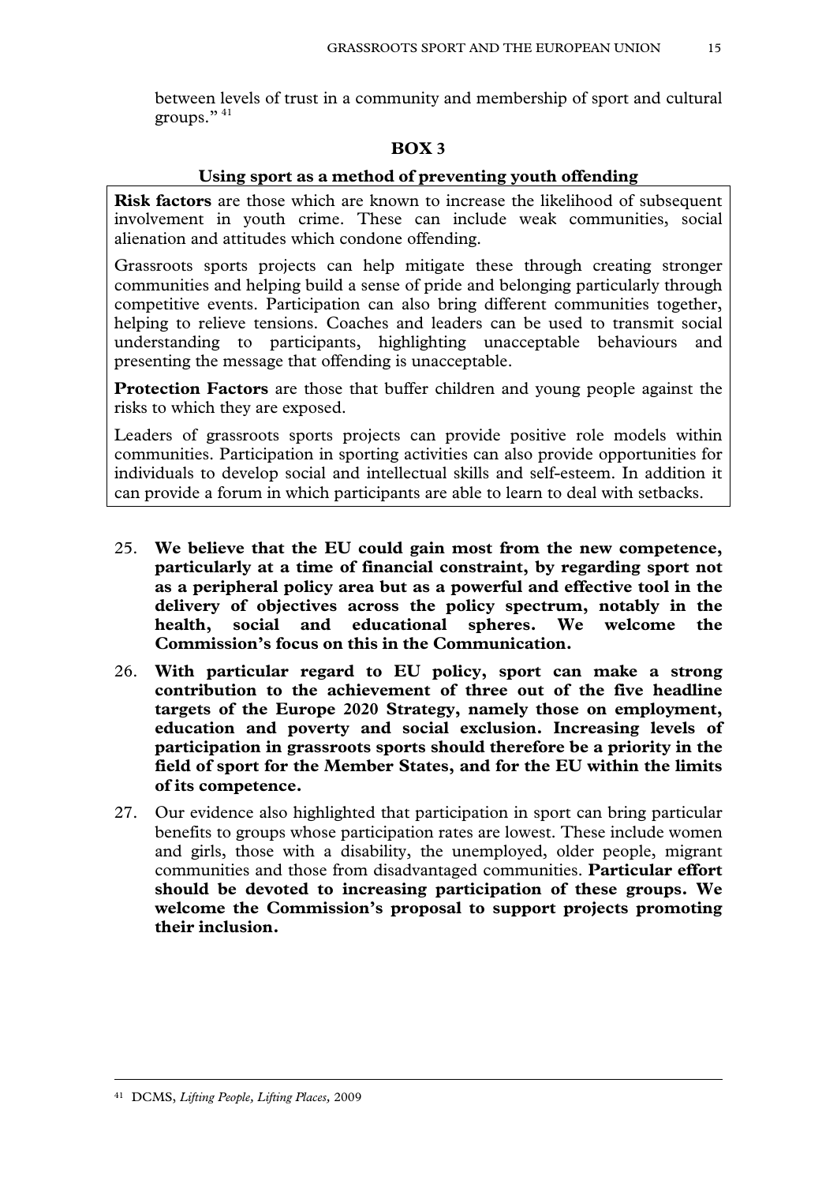between levels of trust in a community and membership of sport and cultural groups." [41]

**BOX 3**

**Using sport as a method of preventing youth offending**

**Risk factors** are those which are known to increase the likelihood of subsequent involvement in youth crime. These can include weak communities, social alienation and attitudes which condone offending.

Grassroots sports projects can help mitigate these through creating stronger communities and helping build a sense of pride and belonging particularly through competitive events. Participation can also bring different communities together, helping to relieve tensions. Coaches and leaders can be used to transmit social understanding to participants, highlighting unacceptable behaviours and presenting the message that offending is unacceptable.

**Protection Factors** are those that buffer children and young people against the risks to which they are exposed.

Leaders of grassroots sports projects can provide positive role models within communities. Participation in sporting activities can also provide opportunities for individuals to develop social and intellectual skills and self-esteem. In addition it can provide a forum in which participants are able to learn to deal with setbacks.

25. **We believe that the EU could gain most from the new competence, particularly at a time of financial constraint, by regarding sport not as a peripheral policy area but as a powerful and effective tool in the delivery of objectives across the policy spectrum, notably in the health, social and educational spheres. We welcome the Commission's focus on this in the Communication.**

26. **With particular regard to EU policy, sport can make a strong contribution to the achievement of three out of the five headline targets of the Europe 2020 Strategy, namely those on employment, education and poverty and social exclusion. Increasing levels of participation in grassroots sports should therefore be a priority in the field of sport for the Member States, and for the EU within the limits of its competence.**

27. Our evidence also highlighted that participation in sport can bring particular benefits to groups whose participation rates are lowest. These include women and girls, those with a disability, the unemployed, older people, migrant communities and those from disadvantaged communities. **Particular effort should be devoted to increasing participation of these groups. We welcome the Commission's proposal to support projects promoting their inclusion.**

[41] DCMS, *Lifting People, Lifting Places,* 2009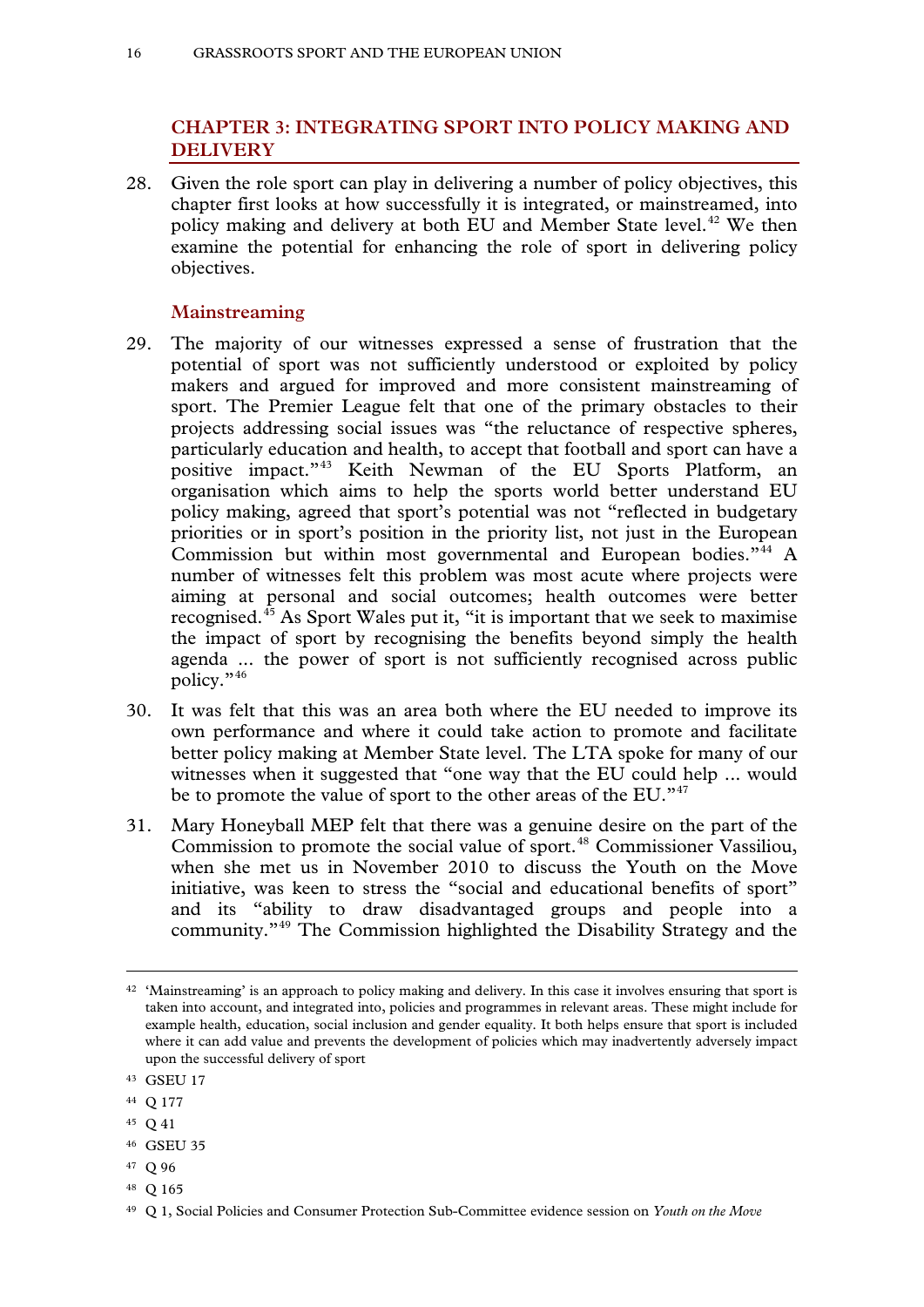## CHAPTER 3: INTEGRATING SPORT INTO POLICY MAKING AND DELIVERY

28. Given the role sport can play in delivering a number of policy objectives, this chapter first looks at how successfully it is integrated, or mainstreamed, into policy making and delivery at both EU and Member State level.[42] We then examine the potential for enhancing the role of sport in delivering policy objectives.

### Mainstreaming

29. The majority of our witnesses expressed a sense of frustration that the potential of sport was not sufficiently understood or exploited by policy makers and argued for improved and more consistent mainstreaming of sport. The Premier League felt that one of the primary obstacles to their projects addressing social issues was "the reluctance of respective spheres, particularly education and health, to accept that football and sport can have a positive impact."[43] Keith Newman of the EU Sports Platform, an organisation which aims to help the sports world better understand EU policy making, agreed that sport's potential was not "reflected in budgetary priorities or in sport's position in the priority list, not just in the European Commission but within most governmental and European bodies."[44] A number of witnesses felt this problem was most acute where projects were aiming at personal and social outcomes; health outcomes were better recognised.[45] As Sport Wales put it, "it is important that we seek to maximise the impact of sport by recognising the benefits beyond simply the health agenda ... the power of sport is not sufficiently recognised across public policy."[46]

30. It was felt that this was an area both where the EU needed to improve its own performance and where it could take action to promote and facilitate better policy making at Member State level. The LTA spoke for many of our witnesses when it suggested that "one way that the EU could help ... would be to promote the value of sport to the other areas of the EU."[47]

31. Mary Honeyball MEP felt that there was a genuine desire on the part of the Commission to promote the social value of sport.[48] Commissioner Vassiliou, when she met us in November 2010 to discuss the Youth on the Move initiative, was keen to stress the "social and educational benefits of sport" and its "ability to draw disadvantaged groups and people into a community."[49] The Commission highlighted the Disability Strategy and the

---

[42] 'Mainstreaming' is an approach to policy making and delivery. In this case it involves ensuring that sport is taken into account, and integrated into, policies and programmes in relevant areas. These might include for example health, education, social inclusion and gender equality. It both helps ensure that sport is included where it can add value and prevents the development of policies which may inadvertently adversely impact upon the successful delivery of sport

[43] GSEU 17

[44] Q 177

[45] Q 41

[46] GSEU 35

[47] Q 96

[48] Q 165

[49] Q 1, Social Policies and Consumer Protection Sub-Committee evidence session on *Youth on the Move*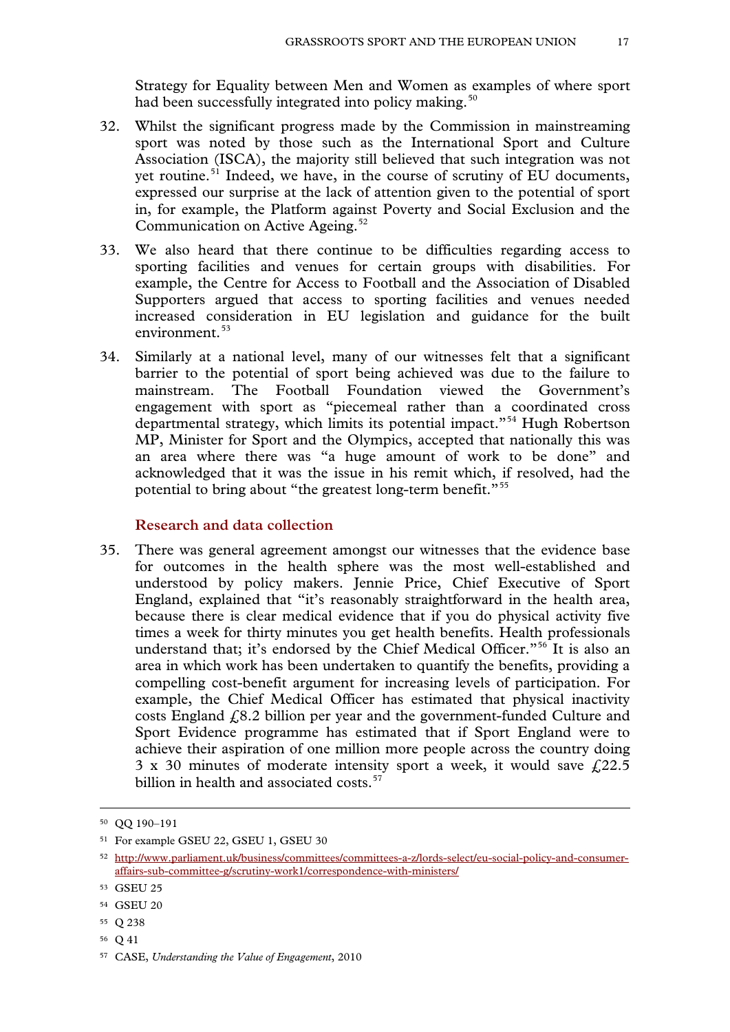Strategy for Equality between Men and Women as examples of where sport had been successfully integrated into policy making.[50]

32. Whilst the significant progress made by the Commission in mainstreaming sport was noted by those such as the International Sport and Culture Association (ISCA), the majority still believed that such integration was not yet routine.[51] Indeed, we have, in the course of scrutiny of EU documents, expressed our surprise at the lack of attention given to the potential of sport in, for example, the Platform against Poverty and Social Exclusion and the Communication on Active Ageing.[52]

33. We also heard that there continue to be difficulties regarding access to sporting facilities and venues for certain groups with disabilities. For example, the Centre for Access to Football and the Association of Disabled Supporters argued that access to sporting facilities and venues needed increased consideration in EU legislation and guidance for the built environment.[53]

34. Similarly at a national level, many of our witnesses felt that a significant barrier to the potential of sport being achieved was due to the failure to mainstream. The Football Foundation viewed the Government's engagement with sport as "piecemeal rather than a coordinated cross departmental strategy, which limits its potential impact."[54] Hugh Robertson MP, Minister for Sport and the Olympics, accepted that nationally this was an area where there was "a huge amount of work to be done" and acknowledged that it was the issue in his remit which, if resolved, had the potential to bring about "the greatest long-term benefit."[55]

### Research and data collection

35. There was general agreement amongst our witnesses that the evidence base for outcomes in the health sphere was the most well-established and understood by policy makers. Jennie Price, Chief Executive of Sport England, explained that "it's reasonably straightforward in the health area, because there is clear medical evidence that if you do physical activity five times a week for thirty minutes you get health benefits. Health professionals understand that; it's endorsed by the Chief Medical Officer."[56] It is also an area in which work has been undertaken to quantify the benefits, providing a compelling cost-benefit argument for increasing levels of participation. For example, the Chief Medical Officer has estimated that physical inactivity costs England £8.2 billion per year and the government-funded Culture and Sport Evidence programme has estimated that if Sport England were to achieve their aspiration of one million more people across the country doing 3 x 30 minutes of moderate intensity sport a week, it would save £22.5 billion in health and associated costs.[57]

---

[50] QQ 190–191

[51] For example GSEU 22, GSEU 1, GSEU 30

[52] http://www.parliament.uk/business/committees/committees-a-z/lords-select/eu-social-policy-and-consumer-affairs-sub-committee-g/scrutiny-work1/correspondence-with-ministers/

[53] GSEU 25

[54] GSEU 20

[55] Q 238

[56] Q 41

[57] CASE, *Understanding the Value of Engagement*, 2010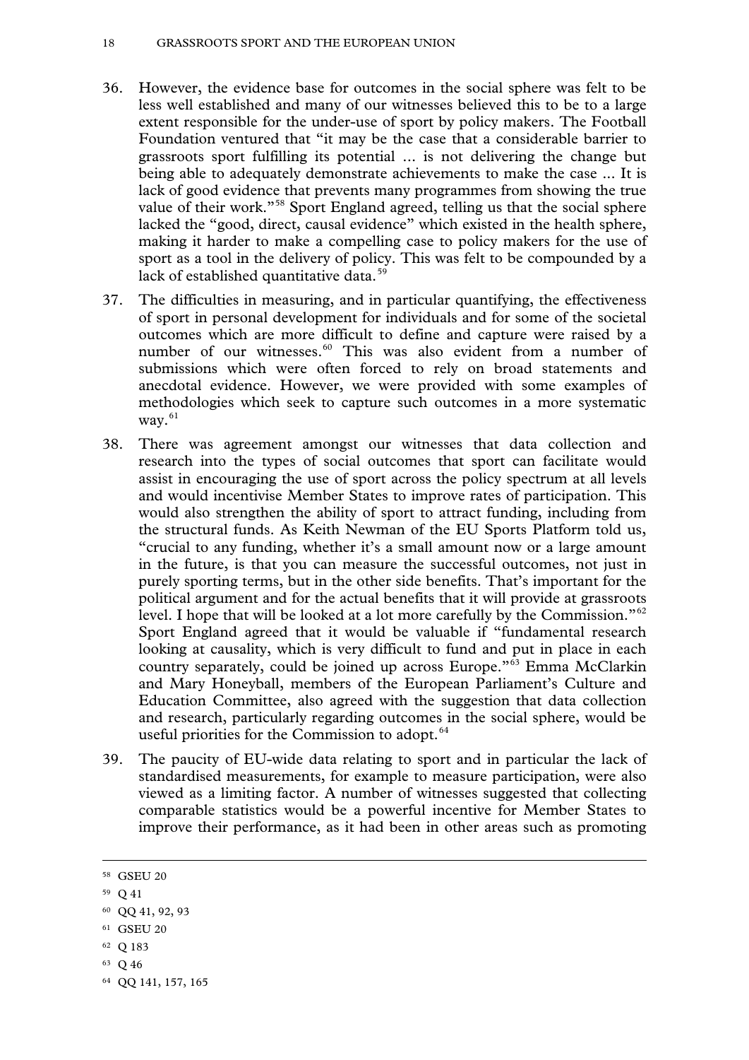36. However, the evidence base for outcomes in the social sphere was felt to be less well established and many of our witnesses believed this to be to a large extent responsible for the under-use of sport by policy makers. The Football Foundation ventured that "it may be the case that a considerable barrier to grassroots sport fulfilling its potential ... is not delivering the change but being able to adequately demonstrate achievements to make the case ... It is lack of good evidence that prevents many programmes from showing the true value of their work."[58] Sport England agreed, telling us that the social sphere lacked the "good, direct, causal evidence" which existed in the health sphere, making it harder to make a compelling case to policy makers for the use of sport as a tool in the delivery of policy. This was felt to be compounded by a lack of established quantitative data.[59]

37. The difficulties in measuring, and in particular quantifying, the effectiveness of sport in personal development for individuals and for some of the societal outcomes which are more difficult to define and capture were raised by a number of our witnesses.[60] This was also evident from a number of submissions which were often forced to rely on broad statements and anecdotal evidence. However, we were provided with some examples of methodologies which seek to capture such outcomes in a more systematic way.[61]

38. There was agreement amongst our witnesses that data collection and research into the types of social outcomes that sport can facilitate would assist in encouraging the use of sport across the policy spectrum at all levels and would incentivise Member States to improve rates of participation. This would also strengthen the ability of sport to attract funding, including from the structural funds. As Keith Newman of the EU Sports Platform told us, "crucial to any funding, whether it's a small amount now or a large amount in the future, is that you can measure the successful outcomes, not just in purely sporting terms, but in the other side benefits. That's important for the political argument and for the actual benefits that it will provide at grassroots level. I hope that will be looked at a lot more carefully by the Commission."[62] Sport England agreed that it would be valuable if "fundamental research looking at causality, which is very difficult to fund and put in place in each country separately, could be joined up across Europe."[63] Emma McClarkin and Mary Honeyball, members of the European Parliament's Culture and Education Committee, also agreed with the suggestion that data collection and research, particularly regarding outcomes in the social sphere, would be useful priorities for the Commission to adopt.[64]

39. The paucity of EU-wide data relating to sport and in particular the lack of standardised measurements, for example to measure participation, were also viewed as a limiting factor. A number of witnesses suggested that collecting comparable statistics would be a powerful incentive for Member States to improve their performance, as it had been in other areas such as promoting

---

[58] GSEU 20

[59] Q 41

[60] QQ 41, 92, 93

[61] GSEU 20

[62] Q 183

[63] Q 46

[64] QQ 141, 157, 165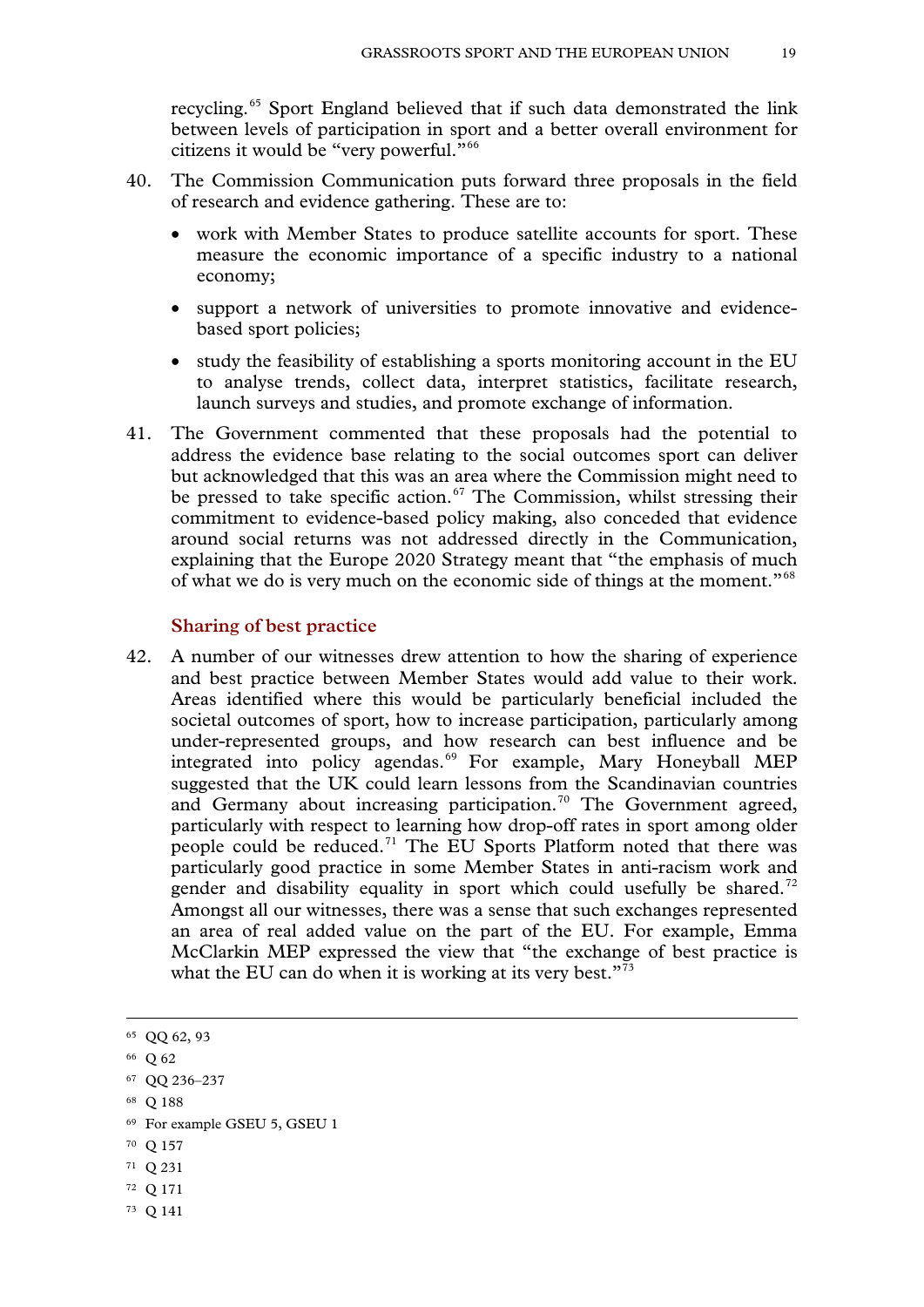recycling.[65] Sport England believed that if such data demonstrated the link between levels of participation in sport and a better overall environment for citizens it would be "very powerful."[66]

40. The Commission Communication puts forward three proposals in the field of research and evidence gathering. These are to:

 - work with Member States to produce satellite accounts for sport. These measure the economic importance of a specific industry to a national economy;
 - support a network of universities to promote innovative and evidence-based sport policies;
 - study the feasibility of establishing a sports monitoring account in the EU to analyse trends, collect data, interpret statistics, facilitate research, launch surveys and studies, and promote exchange of information.

41. The Government commented that these proposals had the potential to address the evidence base relating to the social outcomes sport can deliver but acknowledged that this was an area where the Commission might need to be pressed to take specific action.[67] The Commission, whilst stressing their commitment to evidence-based policy making, also conceded that evidence around social returns was not addressed directly in the Communication, explaining that the Europe 2020 Strategy meant that "the emphasis of much of what we do is very much on the economic side of things at the moment."[68]

### Sharing of best practice

42. A number of our witnesses drew attention to how the sharing of experience and best practice between Member States would add value to their work. Areas identified where this would be particularly beneficial included the societal outcomes of sport, how to increase participation, particularly among under-represented groups, and how research can best influence and be integrated into policy agendas.[69] For example, Mary Honeyball MEP suggested that the UK could learn lessons from the Scandinavian countries and Germany about increasing participation.[70] The Government agreed, particularly with respect to learning how drop-off rates in sport among older people could be reduced.[71] The EU Sports Platform noted that there was particularly good practice in some Member States in anti-racism work and gender and disability equality in sport which could usefully be shared.[72] Amongst all our witnesses, there was a sense that such exchanges represented an area of real added value on the part of the EU. For example, Emma McClarkin MEP expressed the view that "the exchange of best practice is what the EU can do when it is working at its very best."[73]

---

[65] QQ 62, 93

[66] Q 62

[67] QQ 236–237

[68] Q 188

[69] For example GSEU 5, GSEU 1

[70] Q 157

[71] Q 231

[72] Q 171

[73] Q 141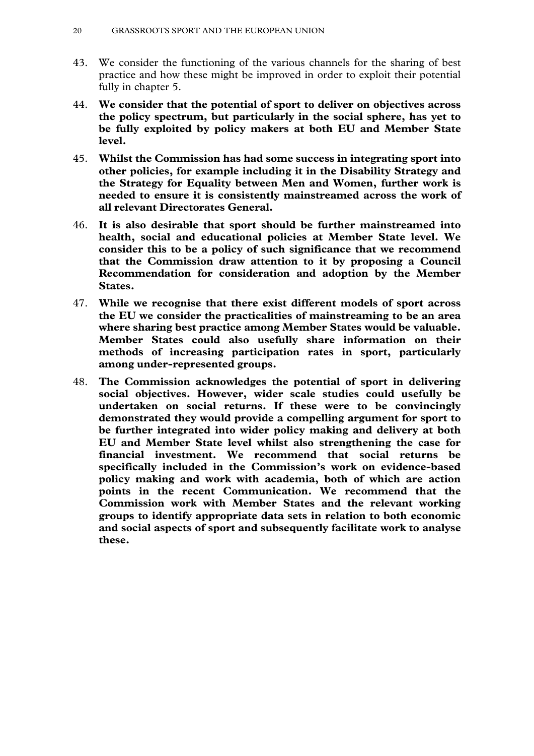43. We consider the functioning of the various channels for the sharing of best practice and how these might be improved in order to exploit their potential fully in chapter 5.

44. **We consider that the potential of sport to deliver on objectives across the policy spectrum, but particularly in the social sphere, has yet to be fully exploited by policy makers at both EU and Member State level.**

45. **Whilst the Commission has had some success in integrating sport into other policies, for example including it in the Disability Strategy and the Strategy for Equality between Men and Women, further work is needed to ensure it is consistently mainstreamed across the work of all relevant Directorates General.**

46. **It is also desirable that sport should be further mainstreamed into health, social and educational policies at Member State level. We consider this to be a policy of such significance that we recommend that the Commission draw attention to it by proposing a Council Recommendation for consideration and adoption by the Member States.**

47. **While we recognise that there exist different models of sport across the EU we consider the practicalities of mainstreaming to be an area where sharing best practice among Member States would be valuable. Member States could also usefully share information on their methods of increasing participation rates in sport, particularly among under-represented groups.**

48. **The Commission acknowledges the potential of sport in delivering social objectives. However, wider scale studies could usefully be undertaken on social returns. If these were to be convincingly demonstrated they would provide a compelling argument for sport to be further integrated into wider policy making and delivery at both EU and Member State level whilst also strengthening the case for financial investment. We recommend that social returns be specifically included in the Commission's work on evidence-based policy making and work with academia, both of which are action points in the recent Communication. We recommend that the Commission work with Member States and the relevant working groups to identify appropriate data sets in relation to both economic and social aspects of sport and subsequently facilitate work to analyse these.**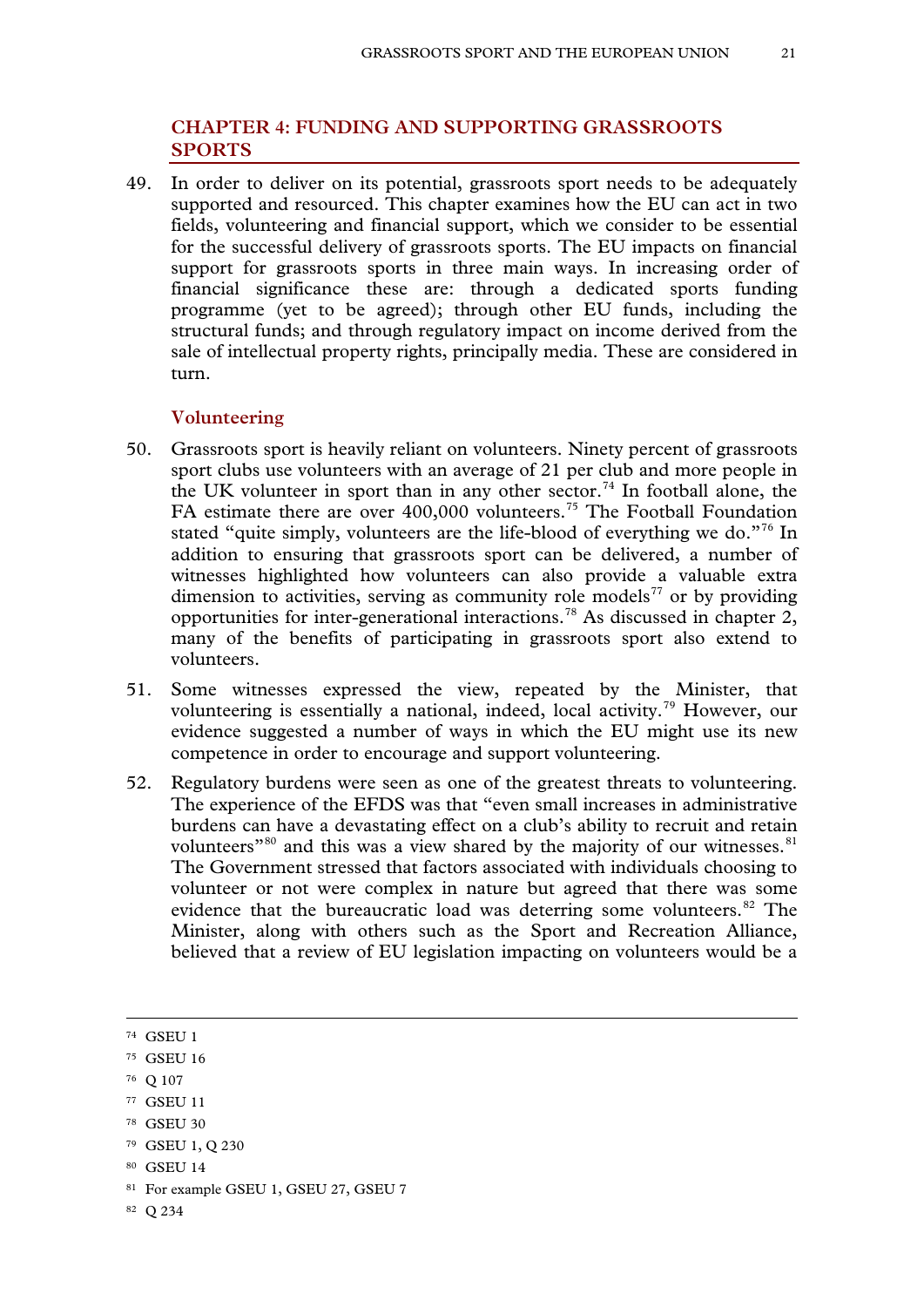## CHAPTER 4: FUNDING AND SUPPORTING GRASSROOTS SPORTS

49. In order to deliver on its potential, grassroots sport needs to be adequately supported and resourced. This chapter examines how the EU can act in two fields, volunteering and financial support, which we consider to be essential for the successful delivery of grassroots sports. The EU impacts on financial support for grassroots sports in three main ways. In increasing order of financial significance these are: through a dedicated sports funding programme (yet to be agreed); through other EU funds, including the structural funds; and through regulatory impact on income derived from the sale of intellectual property rights, principally media. These are considered in turn.

### Volunteering

50. Grassroots sport is heavily reliant on volunteers. Ninety percent of grassroots sport clubs use volunteers with an average of 21 per club and more people in the UK volunteer in sport than in any other sector.[74] In football alone, the FA estimate there are over 400,000 volunteers.[75] The Football Foundation stated "quite simply, volunteers are the life-blood of everything we do."[76] In addition to ensuring that grassroots sport can be delivered, a number of witnesses highlighted how volunteers can also provide a valuable extra dimension to activities, serving as community role models[77] or by providing opportunities for inter-generational interactions.[78] As discussed in chapter 2, many of the benefits of participating in grassroots sport also extend to volunteers.

51. Some witnesses expressed the view, repeated by the Minister, that volunteering is essentially a national, indeed, local activity.[79] However, our evidence suggested a number of ways in which the EU might use its new competence in order to encourage and support volunteering.

52. Regulatory burdens were seen as one of the greatest threats to volunteering. The experience of the EFDS was that "even small increases in administrative burdens can have a devastating effect on a club's ability to recruit and retain volunteers"[80] and this was a view shared by the majority of our witnesses.[81] The Government stressed that factors associated with individuals choosing to volunteer or not were complex in nature but agreed that there was some evidence that the bureaucratic load was deterring some volunteers.[82] The Minister, along with others such as the Sport and Recreation Alliance, believed that a review of EU legislation impacting on volunteers would be a

---

[74] GSEU 1

[75] GSEU 16

[76] Q 107

[77] GSEU 11

[78] GSEU 30

[79] GSEU 1, Q 230

[80] GSEU 14

[81] For example GSEU 1, GSEU 27, GSEU 7

[82] Q 234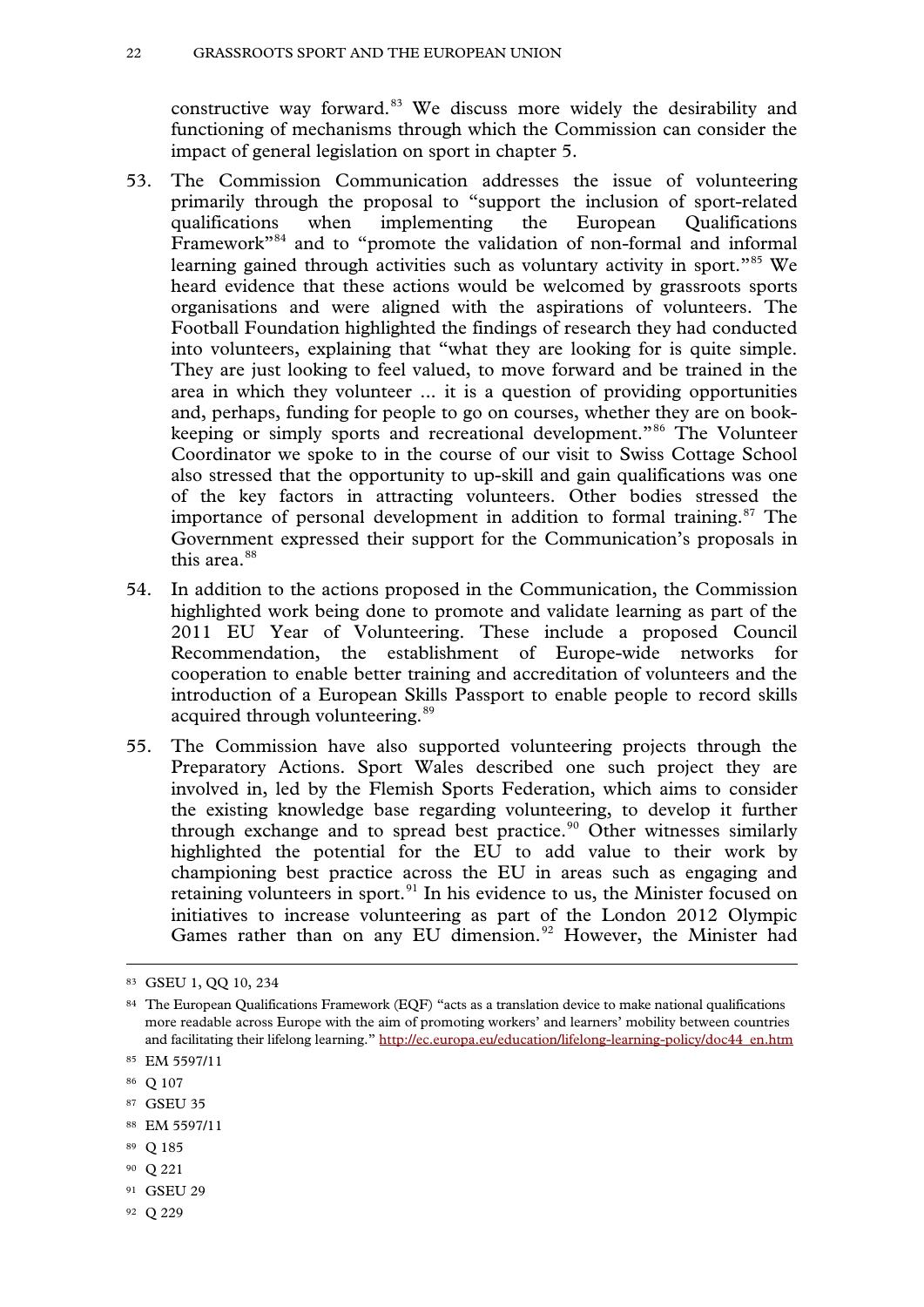constructive way forward.[83] We discuss more widely the desirability and functioning of mechanisms through which the Commission can consider the impact of general legislation on sport in chapter 5.

53. The Commission Communication addresses the issue of volunteering primarily through the proposal to "support the inclusion of sport-related qualifications when implementing the European Qualifications Framework"[84] and to "promote the validation of non-formal and informal learning gained through activities such as voluntary activity in sport."[85] We heard evidence that these actions would be welcomed by grassroots sports organisations and were aligned with the aspirations of volunteers. The Football Foundation highlighted the findings of research they had conducted into volunteers, explaining that "what they are looking for is quite simple. They are just looking to feel valued, to move forward and be trained in the area in which they volunteer ... it is a question of providing opportunities and, perhaps, funding for people to go on courses, whether they are on book-keeping or simply sports and recreational development."[86] The Volunteer Coordinator we spoke to in the course of our visit to Swiss Cottage School also stressed that the opportunity to up-skill and gain qualifications was one of the key factors in attracting volunteers. Other bodies stressed the importance of personal development in addition to formal training.[87] The Government expressed their support for the Communication's proposals in this area.[88]

54. In addition to the actions proposed in the Communication, the Commission highlighted work being done to promote and validate learning as part of the 2011 EU Year of Volunteering. These include a proposed Council Recommendation, the establishment of Europe-wide networks for cooperation to enable better training and accreditation of volunteers and the introduction of a European Skills Passport to enable people to record skills acquired through volunteering.[89]

55. The Commission have also supported volunteering projects through the Preparatory Actions. Sport Wales described one such project they are involved in, led by the Flemish Sports Federation, which aims to consider the existing knowledge base regarding volunteering, to develop it further through exchange and to spread best practice.[90] Other witnesses similarly highlighted the potential for the EU to add value to their work by championing best practice across the EU in areas such as engaging and retaining volunteers in sport.[91] In his evidence to us, the Minister focused on initiatives to increase volunteering as part of the London 2012 Olympic Games rather than on any EU dimension.[92] However, the Minister had

---

[83] GSEU 1, QQ 10, 234

[84] The European Qualifications Framework (EQF) "acts as a translation device to make national qualifications more readable across Europe with the aim of promoting workers' and learners' mobility between countries and facilitating their lifelong learning." http://ec.europa.eu/education/lifelong-learning-policy/doc44_en.htm

[85] EM 5597/11

[86] Q 107

[87] GSEU 35

[88] EM 5597/11

[89] Q 185

[90] Q 221

[91] GSEU 29

[92] Q 229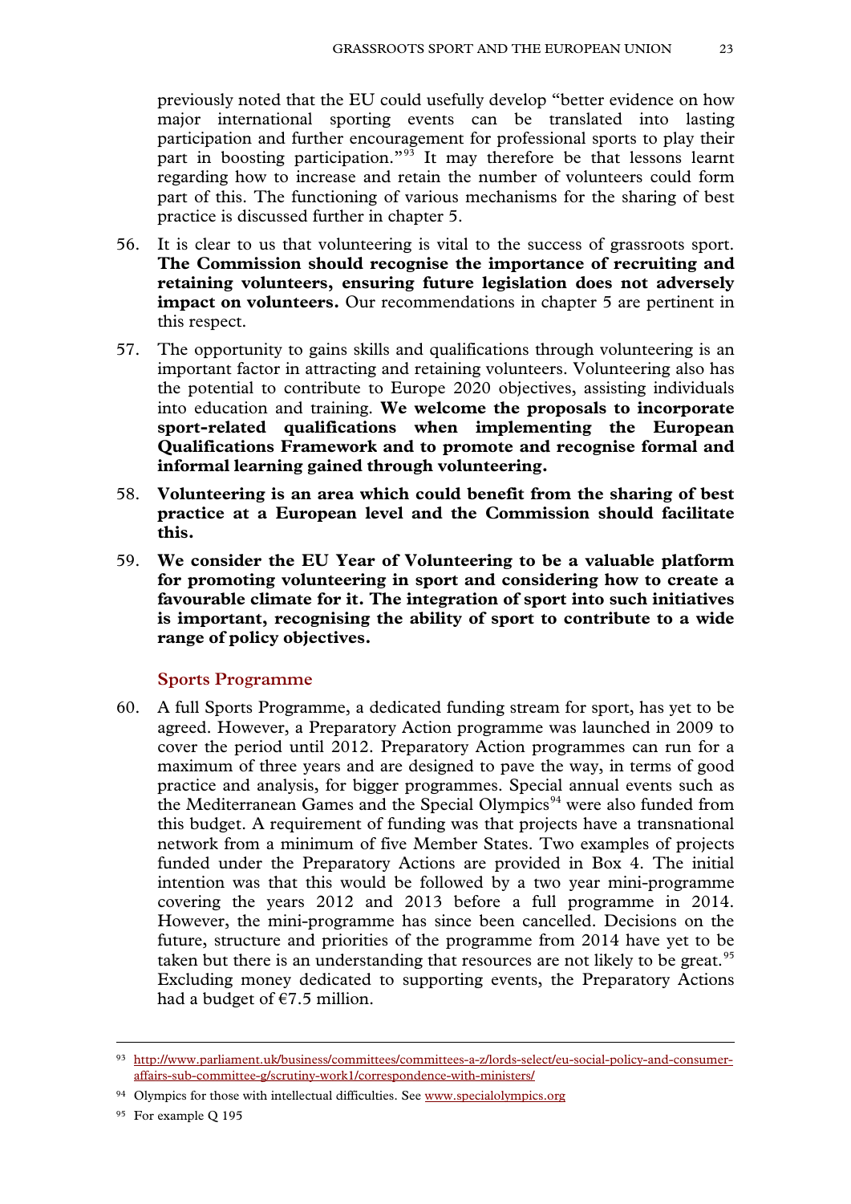previously noted that the EU could usefully develop "better evidence on how major international sporting events can be translated into lasting participation and further encouragement for professional sports to play their part in boosting participation."[93] It may therefore be that lessons learnt regarding how to increase and retain the number of volunteers could form part of this. The functioning of various mechanisms for the sharing of best practice is discussed further in chapter 5.

56. It is clear to us that volunteering is vital to the success of grassroots sport. **The Commission should recognise the importance of recruiting and retaining volunteers, ensuring future legislation does not adversely impact on volunteers.** Our recommendations in chapter 5 are pertinent in this respect.

57. The opportunity to gains skills and qualifications through volunteering is an important factor in attracting and retaining volunteers. Volunteering also has the potential to contribute to Europe 2020 objectives, assisting individuals into education and training. **We welcome the proposals to incorporate sport-related qualifications when implementing the European Qualifications Framework and to promote and recognise formal and informal learning gained through volunteering.**

58. **Volunteering is an area which could benefit from the sharing of best practice at a European level and the Commission should facilitate this.**

59. **We consider the EU Year of Volunteering to be a valuable platform for promoting volunteering in sport and considering how to create a favourable climate for it. The integration of sport into such initiatives is important, recognising the ability of sport to contribute to a wide range of policy objectives.**

### Sports Programme

60. A full Sports Programme, a dedicated funding stream for sport, has yet to be agreed. However, a Preparatory Action programme was launched in 2009 to cover the period until 2012. Preparatory Action programmes can run for a maximum of three years and are designed to pave the way, in terms of good practice and analysis, for bigger programmes. Special annual events such as the Mediterranean Games and the Special Olympics[94] were also funded from this budget. A requirement of funding was that projects have a transnational network from a minimum of five Member States. Two examples of projects funded under the Preparatory Actions are provided in Box 4. The initial intention was that this would be followed by a two year mini-programme covering the years 2012 and 2013 before a full programme in 2014. However, the mini-programme has since been cancelled. Decisions on the future, structure and priorities of the programme from 2014 have yet to be taken but there is an understanding that resources are not likely to be great.[95] Excluding money dedicated to supporting events, the Preparatory Actions had a budget of €7.5 million.

---

[93] http://www.parliament.uk/business/committees/committees-a-z/lords-select/eu-social-policy-and-consumer-affairs-sub-committee-g/scrutiny-work1/correspondence-with-ministers/

[94] Olympics for those with intellectual difficulties. See www.specialolympics.org

[95] For example Q 195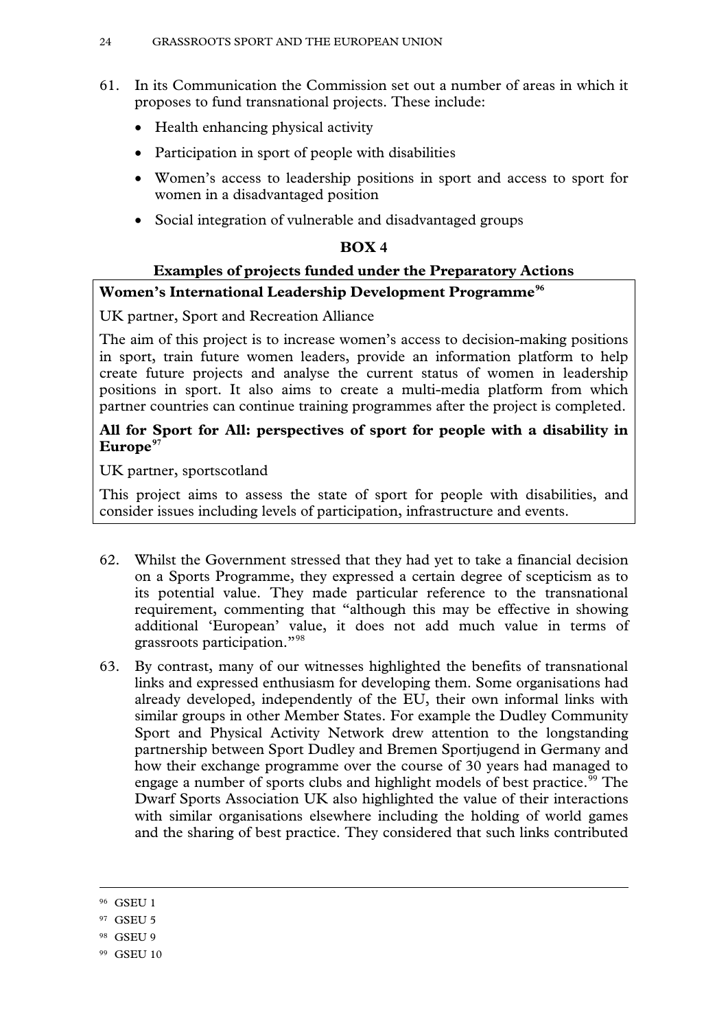61. In its Communication the Commission set out a number of areas in which it proposes to fund transnational projects. These include:

    - Health enhancing physical activity
    - Participation in sport of people with disabilities
    - Women's access to leadership positions in sport and access to sport for women in a disadvantaged position
    - Social integration of vulnerable and disadvantaged groups

**BOX 4**

**Examples of projects funded under the Preparatory Actions**

**Women's International Leadership Development Programme**[96]

UK partner, Sport and Recreation Alliance

The aim of this project is to increase women's access to decision-making positions in sport, train future women leaders, provide an information platform to help create future projects and analyse the current status of women in leadership positions in sport. It also aims to create a multi-media platform from which partner countries can continue training programmes after the project is completed.

**All for Sport for All: perspectives of sport for people with a disability in Europe**[97]

UK partner, sportscotland

This project aims to assess the state of sport for people with disabilities, and consider issues including levels of participation, infrastructure and events.

62. Whilst the Government stressed that they had yet to take a financial decision on a Sports Programme, they expressed a certain degree of scepticism as to its potential value. They made particular reference to the transnational requirement, commenting that "although this may be effective in showing additional 'European' value, it does not add much value in terms of grassroots participation."[98]

63. By contrast, many of our witnesses highlighted the benefits of transnational links and expressed enthusiasm for developing them. Some organisations had already developed, independently of the EU, their own informal links with similar groups in other Member States. For example the Dudley Community Sport and Physical Activity Network drew attention to the longstanding partnership between Sport Dudley and Bremen Sportjugend in Germany and how their exchange programme over the course of 30 years had managed to engage a number of sports clubs and highlight models of best practice.[99] The Dwarf Sports Association UK also highlighted the value of their interactions with similar organisations elsewhere including the holding of world games and the sharing of best practice. They considered that such links contributed

---

[96] GSEU 1

[97] GSEU 5

[98] GSEU 9

[99] GSEU 10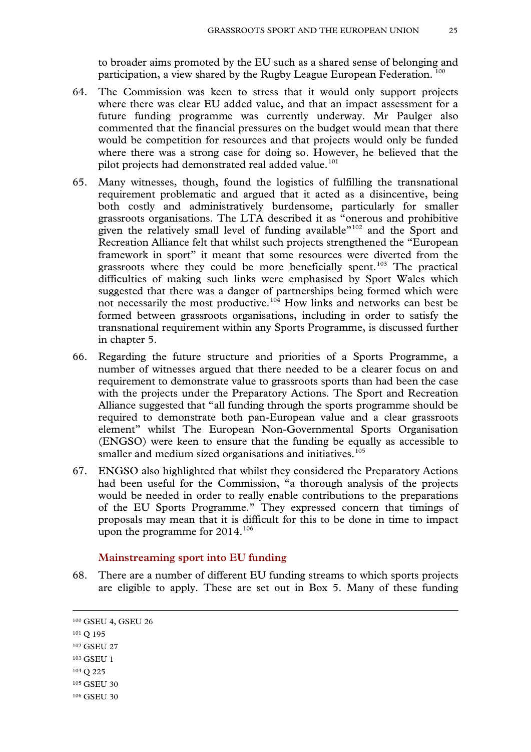to broader aims promoted by the EU such as a shared sense of belonging and participation, a view shared by the Rugby League European Federation.[100]

64. The Commission was keen to stress that it would only support projects where there was clear EU added value, and that an impact assessment for a future funding programme was currently underway. Mr Paulger also commented that the financial pressures on the budget would mean that there would be competition for resources and that projects would only be funded where there was a strong case for doing so. However, he believed that the pilot projects had demonstrated real added value.[101]

65. Many witnesses, though, found the logistics of fulfilling the transnational requirement problematic and argued that it acted as a disincentive, being both costly and administratively burdensome, particularly for smaller grassroots organisations. The LTA described it as "onerous and prohibitive given the relatively small level of funding available"[102] and the Sport and Recreation Alliance felt that whilst such projects strengthened the "European framework in sport" it meant that some resources were diverted from the grassroots where they could be more beneficially spent.[103] The practical difficulties of making such links were emphasised by Sport Wales which suggested that there was a danger of partnerships being formed which were not necessarily the most productive.[104] How links and networks can best be formed between grassroots organisations, including in order to satisfy the transnational requirement within any Sports Programme, is discussed further in chapter 5.

66. Regarding the future structure and priorities of a Sports Programme, a number of witnesses argued that there needed to be a clearer focus on and requirement to demonstrate value to grassroots sports than had been the case with the projects under the Preparatory Actions. The Sport and Recreation Alliance suggested that "all funding through the sports programme should be required to demonstrate both pan-European value and a clear grassroots element" whilst The European Non-Governmental Sports Organisation (ENGSO) were keen to ensure that the funding be equally as accessible to smaller and medium sized organisations and initiatives.[105]

67. ENGSO also highlighted that whilst they considered the Preparatory Actions had been useful for the Commission, "a thorough analysis of the projects would be needed in order to really enable contributions to the preparations of the EU Sports Programme." They expressed concern that timings of proposals may mean that it is difficult for this to be done in time to impact upon the programme for 2014.[106]

### Mainstreaming sport into EU funding

68. There are a number of different EU funding streams to which sports projects are eligible to apply. These are set out in Box 5. Many of these funding

---

[100] GSEU 4, GSEU 26

[101] Q 195

[102] GSEU 27

[103] GSEU 1

[104] Q 225

[105] GSEU 30

[106] GSEU 30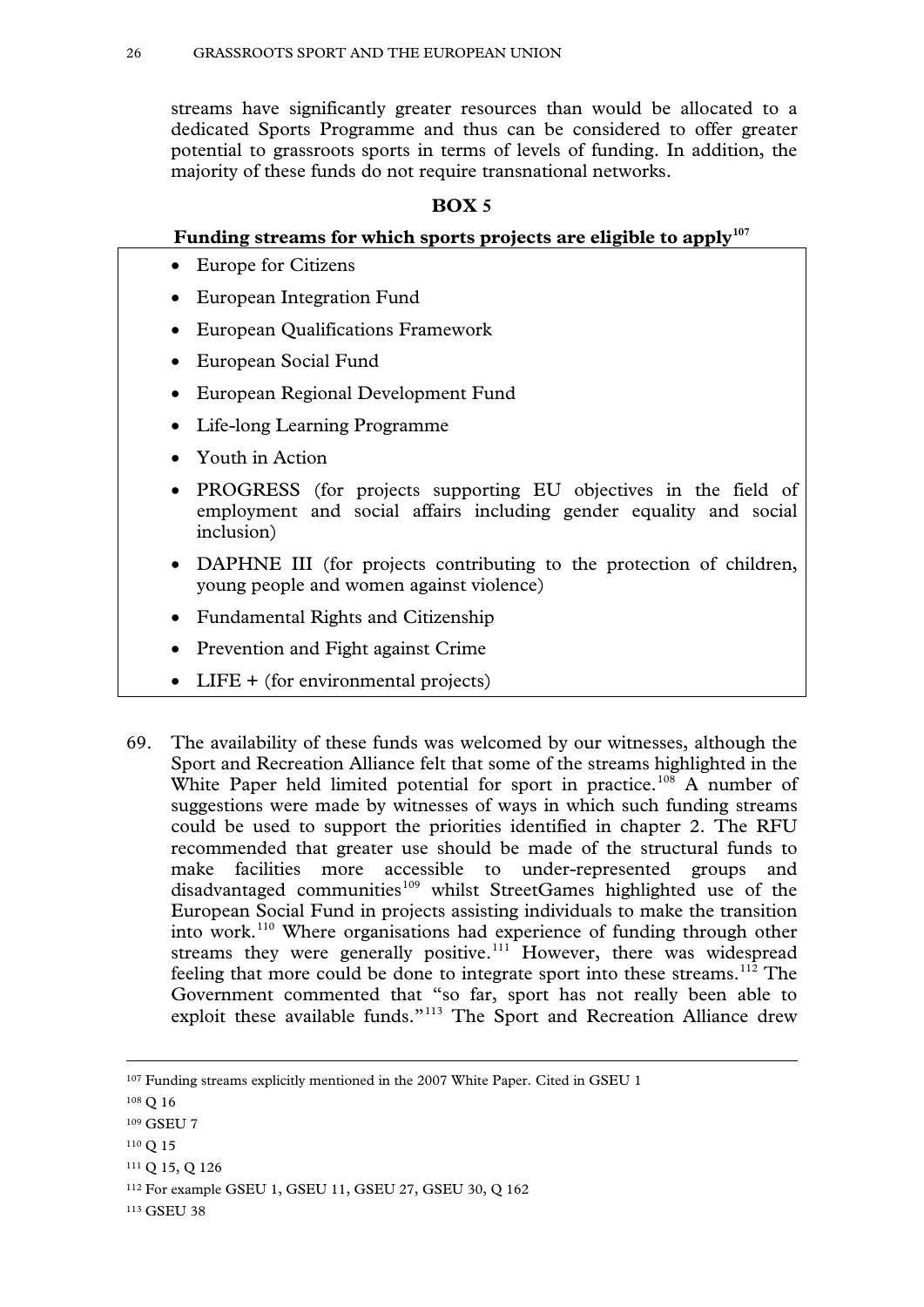streams have significantly greater resources than would be allocated to a dedicated Sports Programme and thus can be considered to offer greater potential to grassroots sports in terms of levels of funding. In addition, the majority of these funds do not require transnational networks.

**BOX 5**

**Funding streams for which sports projects are eligible to apply[107]**

- Europe for Citizens
- European Integration Fund
- European Qualifications Framework
- European Social Fund
- European Regional Development Fund
- Life-long Learning Programme
- Youth in Action
- PROGRESS (for projects supporting EU objectives in the field of employment and social affairs including gender equality and social inclusion)
- DAPHNE III (for projects contributing to the protection of children, young people and women against violence)
- Fundamental Rights and Citizenship
- Prevention and Fight against Crime
- LIFE + (for environmental projects)

69. The availability of these funds was welcomed by our witnesses, although the Sport and Recreation Alliance felt that some of the streams highlighted in the White Paper held limited potential for sport in practice.[108] A number of suggestions were made by witnesses of ways in which such funding streams could be used to support the priorities identified in chapter 2. The RFU recommended that greater use should be made of the structural funds to make facilities more accessible to under-represented groups and disadvantaged communities[109] whilst StreetGames highlighted use of the European Social Fund in projects assisting individuals to make the transition into work.[110] Where organisations had experience of funding through other streams they were generally positive.[111] However, there was widespread feeling that more could be done to integrate sport into these streams.[112] The Government commented that "so far, sport has not really been able to exploit these available funds."[113] The Sport and Recreation Alliance drew

---

107 Funding streams explicitly mentioned in the 2007 White Paper. Cited in GSEU 1

108 Q 16

109 GSEU 7

110 Q 15

111 Q 15, Q 126

112 For example GSEU 1, GSEU 11, GSEU 27, GSEU 30, Q 162

113 GSEU 38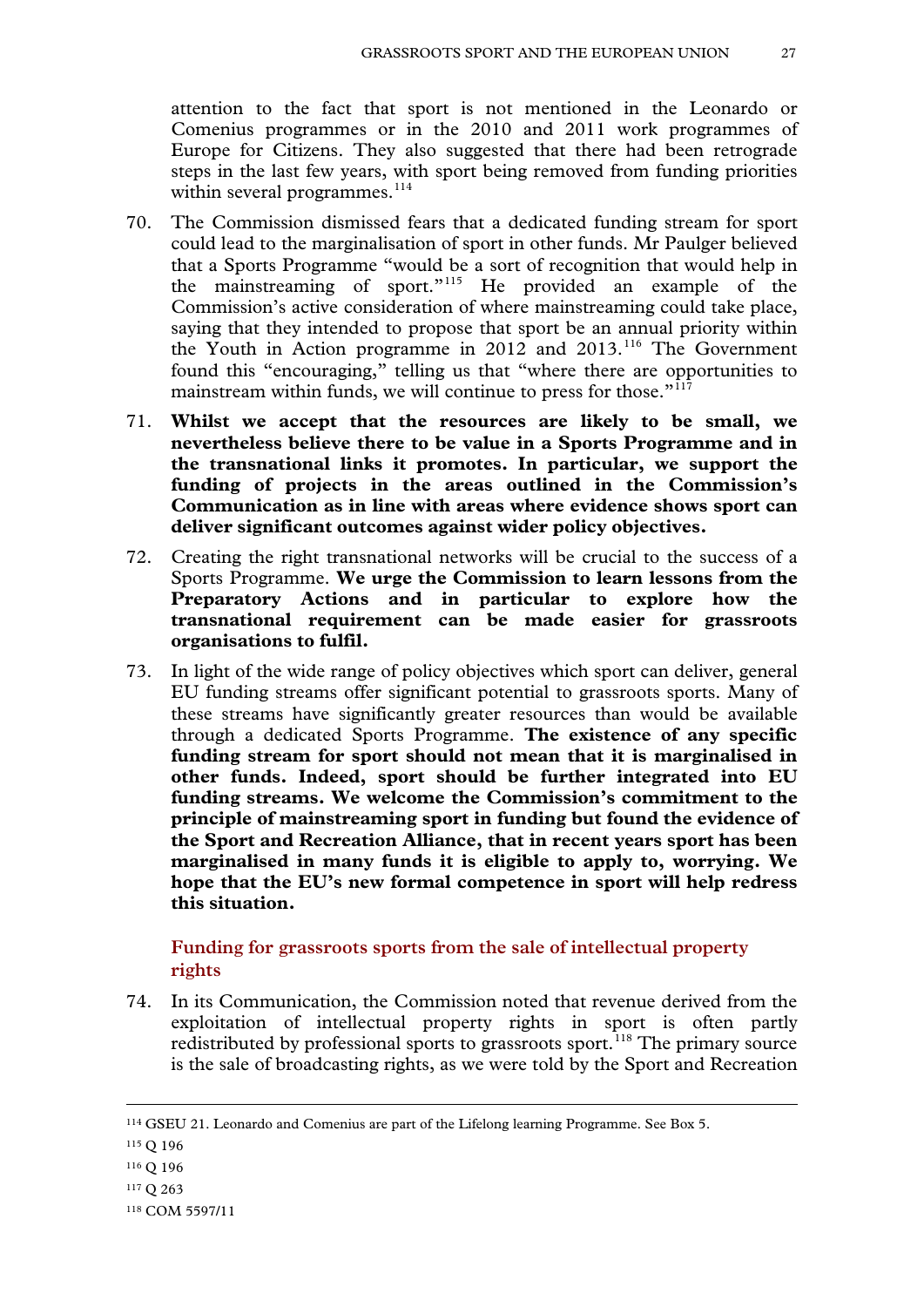attention to the fact that sport is not mentioned in the Leonardo or Comenius programmes or in the 2010 and 2011 work programmes of Europe for Citizens. They also suggested that there had been retrograde steps in the last few years, with sport being removed from funding priorities within several programmes.[114]

70. The Commission dismissed fears that a dedicated funding stream for sport could lead to the marginalisation of sport in other funds. Mr Paulger believed that a Sports Programme "would be a sort of recognition that would help in the mainstreaming of sport."[115] He provided an example of the Commission's active consideration of where mainstreaming could take place, saying that they intended to propose that sport be an annual priority within the Youth in Action programme in 2012 and 2013.[116] The Government found this "encouraging," telling us that "where there are opportunities to mainstream within funds, we will continue to press for those."[117]

71. **Whilst we accept that the resources are likely to be small, we nevertheless believe there to be value in a Sports Programme and in the transnational links it promotes. In particular, we support the funding of projects in the areas outlined in the Commission's Communication as in line with areas where evidence shows sport can deliver significant outcomes against wider policy objectives.**

72. Creating the right transnational networks will be crucial to the success of a Sports Programme. **We urge the Commission to learn lessons from the Preparatory Actions and in particular to explore how the transnational requirement can be made easier for grassroots organisations to fulfil.**

73. In light of the wide range of policy objectives which sport can deliver, general EU funding streams offer significant potential to grassroots sports. Many of these streams have significantly greater resources than would be available through a dedicated Sports Programme. **The existence of any specific funding stream for sport should not mean that it is marginalised in other funds. Indeed, sport should be further integrated into EU funding streams. We welcome the Commission's commitment to the principle of mainstreaming sport in funding but found the evidence of the Sport and Recreation Alliance, that in recent years sport has been marginalised in many funds it is eligible to apply to, worrying. We hope that the EU's new formal competence in sport will help redress this situation.**

### Funding for grassroots sports from the sale of intellectual property rights

74. In its Communication, the Commission noted that revenue derived from the exploitation of intellectual property rights in sport is often partly redistributed by professional sports to grassroots sport.[118] The primary source is the sale of broadcasting rights, as we were told by the Sport and Recreation

---

[114] GSEU 21. Leonardo and Comenius are part of the Lifelong learning Programme. See Box 5.

[115] Q 196

[116] Q 196

[117] Q 263

[118] COM 5597/11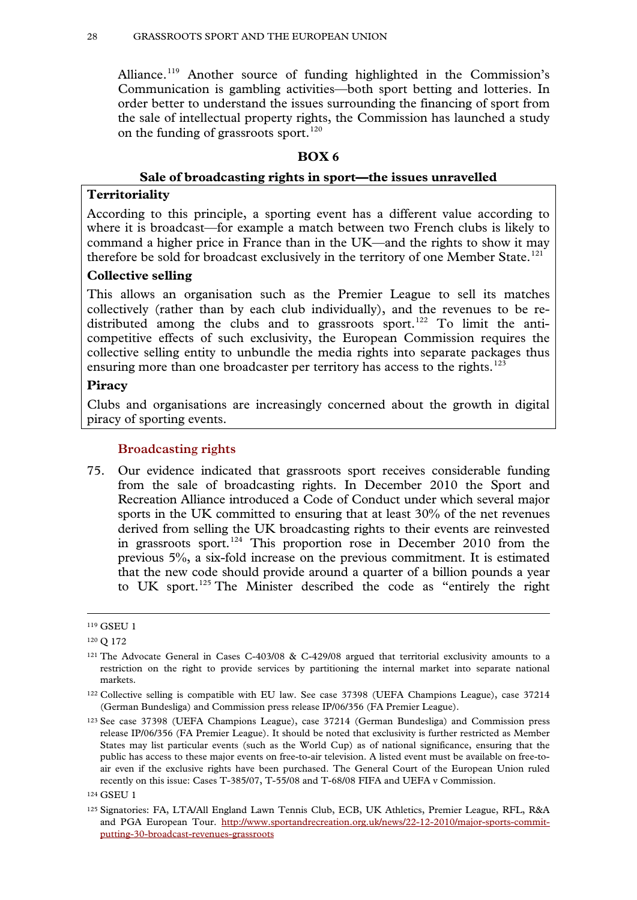Alliance.[119] Another source of funding highlighted in the Commission's Communication is gambling activities—both sport betting and lotteries. In order better to understand the issues surrounding the financing of sport from the sale of intellectual property rights, the Commission has launched a study on the funding of grassroots sport.[120]

**BOX 6**

**Sale of broadcasting rights in sport—the issues unravelled**

**Territoriality**

According to this principle, a sporting event has a different value according to where it is broadcast—for example a match between two French clubs is likely to command a higher price in France than in the UK—and the rights to show it may therefore be sold for broadcast exclusively in the territory of one Member State.[121]

**Collective selling**

This allows an organisation such as the Premier League to sell its matches collectively (rather than by each club individually), and the revenues to be re-distributed among the clubs and to grassroots sport.[122] To limit the anti-competitive effects of such exclusivity, the European Commission requires the collective selling entity to unbundle the media rights into separate packages thus ensuring more than one broadcaster per territory has access to the rights.[123]

**Piracy**

Clubs and organisations are increasingly concerned about the growth in digital piracy of sporting events.

### Broadcasting rights

75. Our evidence indicated that grassroots sport receives considerable funding from the sale of broadcasting rights. In December 2010 the Sport and Recreation Alliance introduced a Code of Conduct under which several major sports in the UK committed to ensuring that at least 30% of the net revenues derived from selling the UK broadcasting rights to their events are reinvested in grassroots sport.[124] This proportion rose in December 2010 from the previous 5%, a six-fold increase on the previous commitment. It is estimated that the new code should provide around a quarter of a billion pounds a year to UK sport.[125] The Minister described the code as "entirely the right

---

[119] GSEU 1

[120] Q 172

[121] The Advocate General in Cases C-403/08 & C-429/08 argued that territorial exclusivity amounts to a restriction on the right to provide services by partitioning the internal market into separate national markets.

[122] Collective selling is compatible with EU law. See case 37398 (UEFA Champions League), case 37214 (German Bundesliga) and Commission press release IP/06/356 (FA Premier League).

[123] See case 37398 (UEFA Champions League), case 37214 (German Bundesliga) and Commission press release IP/06/356 (FA Premier League). It should be noted that exclusivity is further restricted as Member States may list particular events (such as the World Cup) as of national significance, ensuring that the public has access to these major events on free-to-air television. A listed event must be available on free-to-air even if the exclusive rights have been purchased. The General Court of the European Union ruled recently on this issue: Cases T-385/07, T-55/08 and T-68/08 FIFA and UEFA v Commission.

[124] GSEU 1

[125] Signatories: FA, LTA/All England Lawn Tennis Club, ECB, UK Athletics, Premier League, RFL, R&A and PGA European Tour. http://www.sportandrecreation.org.uk/news/22-12-2010/major-sports-commit-putting-30-broadcast-revenues-grassroots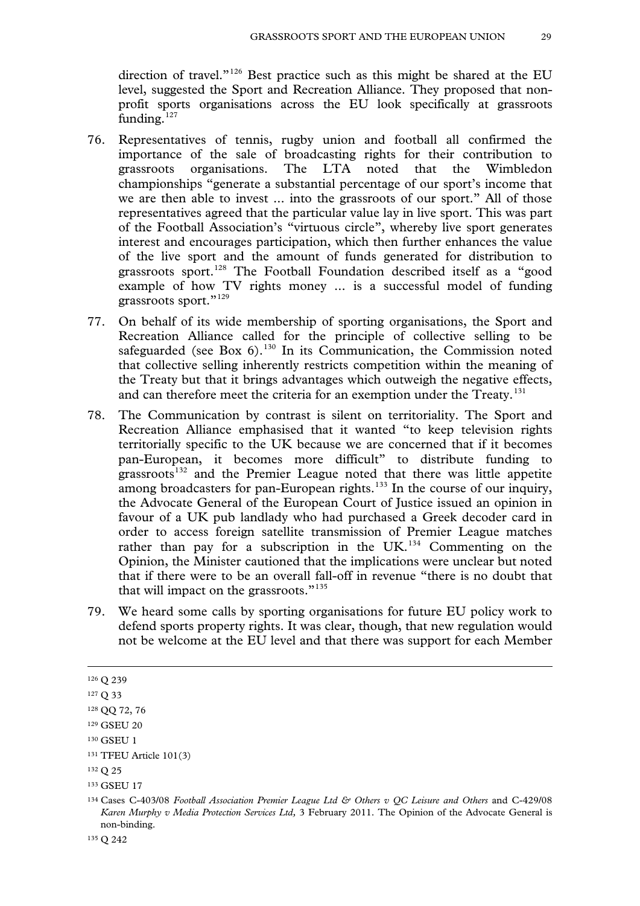direction of travel."[126] Best practice such as this might be shared at the EU level, suggested the Sport and Recreation Alliance. They proposed that non-profit sports organisations across the EU look specifically at grassroots funding.[127]

76. Representatives of tennis, rugby union and football all confirmed the importance of the sale of broadcasting rights for their contribution to grassroots organisations. The LTA noted that the Wimbledon championships "generate a substantial percentage of our sport's income that we are then able to invest ... into the grassroots of our sport." All of those representatives agreed that the particular value lay in live sport. This was part of the Football Association's "virtuous circle", whereby live sport generates interest and encourages participation, which then further enhances the value of the live sport and the amount of funds generated for distribution to grassroots sport.[128] The Football Foundation described itself as a "good example of how TV rights money ... is a successful model of funding grassroots sport."[129]

77. On behalf of its wide membership of sporting organisations, the Sport and Recreation Alliance called for the principle of collective selling to be safeguarded (see Box 6).[130] In its Communication, the Commission noted that collective selling inherently restricts competition within the meaning of the Treaty but that it brings advantages which outweigh the negative effects, and can therefore meet the criteria for an exemption under the Treaty.[131]

78. The Communication by contrast is silent on territoriality. The Sport and Recreation Alliance emphasised that it wanted "to keep television rights territorially specific to the UK because we are concerned that if it becomes pan-European, it becomes more difficult" to distribute funding to grassroots[132] and the Premier League noted that there was little appetite among broadcasters for pan-European rights.[133] In the course of our inquiry, the Advocate General of the European Court of Justice issued an opinion in favour of a UK pub landlady who had purchased a Greek decoder card in order to access foreign satellite transmission of Premier League matches rather than pay for a subscription in the UK.[134] Commenting on the Opinion, the Minister cautioned that the implications were unclear but noted that if there were to be an overall fall-off in revenue "there is no doubt that that will impact on the grassroots."[135]

79. We heard some calls by sporting organisations for future EU policy work to defend sports property rights. It was clear, though, that new regulation would not be welcome at the EU level and that there was support for each Member

---

[126] Q 239

[127] Q 33

[128] QQ 72, 76

[129] GSEU 20

[130] GSEU 1

[131] TFEU Article 101(3)

[132] Q 25

[133] GSEU 17

[134] Cases C-403/08 *Football Association Premier League Ltd & Others v QC Leisure and Others* and C-429/08 *Karen Murphy v Media Protection Services Ltd,* 3 February 2011. The Opinion of the Advocate General is non-binding.

[135] Q 242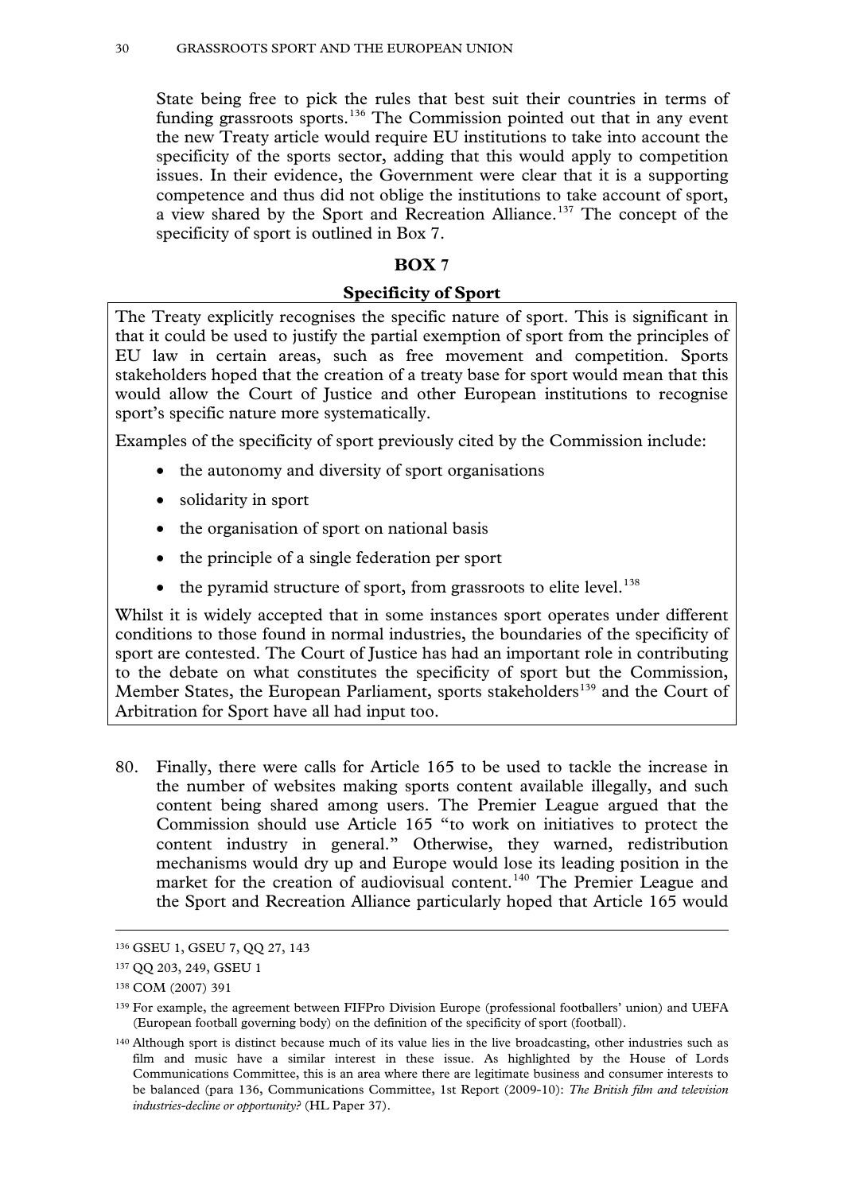State being free to pick the rules that best suit their countries in terms of funding grassroots sports.[136] The Commission pointed out that in any event the new Treaty article would require EU institutions to take into account the specificity of the sports sector, adding that this would apply to competition issues. In their evidence, the Government were clear that it is a supporting competence and thus did not oblige the institutions to take account of sport, a view shared by the Sport and Recreation Alliance.[137] The concept of the specificity of sport is outlined in Box 7.

**BOX 7**

**Specificity of Sport**

The Treaty explicitly recognises the specific nature of sport. This is significant in that it could be used to justify the partial exemption of sport from the principles of EU law in certain areas, such as free movement and competition. Sports stakeholders hoped that the creation of a treaty base for sport would mean that this would allow the Court of Justice and other European institutions to recognise sport's specific nature more systematically.

Examples of the specificity of sport previously cited by the Commission include:

- the autonomy and diversity of sport organisations
- solidarity in sport
- the organisation of sport on national basis
- the principle of a single federation per sport
- the pyramid structure of sport, from grassroots to elite level.[138]

Whilst it is widely accepted that in some instances sport operates under different conditions to those found in normal industries, the boundaries of the specificity of sport are contested. The Court of Justice has had an important role in contributing to the debate on what constitutes the specificity of sport but the Commission, Member States, the European Parliament, sports stakeholders[139] and the Court of Arbitration for Sport have all had input too.

80. Finally, there were calls for Article 165 to be used to tackle the increase in the number of websites making sports content available illegally, and such content being shared among users. The Premier League argued that the Commission should use Article 165 "to work on initiatives to protect the content industry in general." Otherwise, they warned, redistribution mechanisms would dry up and Europe would lose its leading position in the market for the creation of audiovisual content.[140] The Premier League and the Sport and Recreation Alliance particularly hoped that Article 165 would

---

[136] GSEU 1, GSEU 7, QQ 27, 143

[137] QQ 203, 249, GSEU 1

[138] COM (2007) 391

[139] For example, the agreement between FIFPro Division Europe (professional footballers' union) and UEFA (European football governing body) on the definition of the specificity of sport (football).

[140] Although sport is distinct because much of its value lies in the live broadcasting, other industries such as film and music have a similar interest in these issue. As highlighted by the House of Lords Communications Committee, this is an area where there are legitimate business and consumer interests to be balanced (para 136, Communications Committee, 1st Report (2009-10): *The British film and television industries-decline or opportunity?* (HL Paper 37).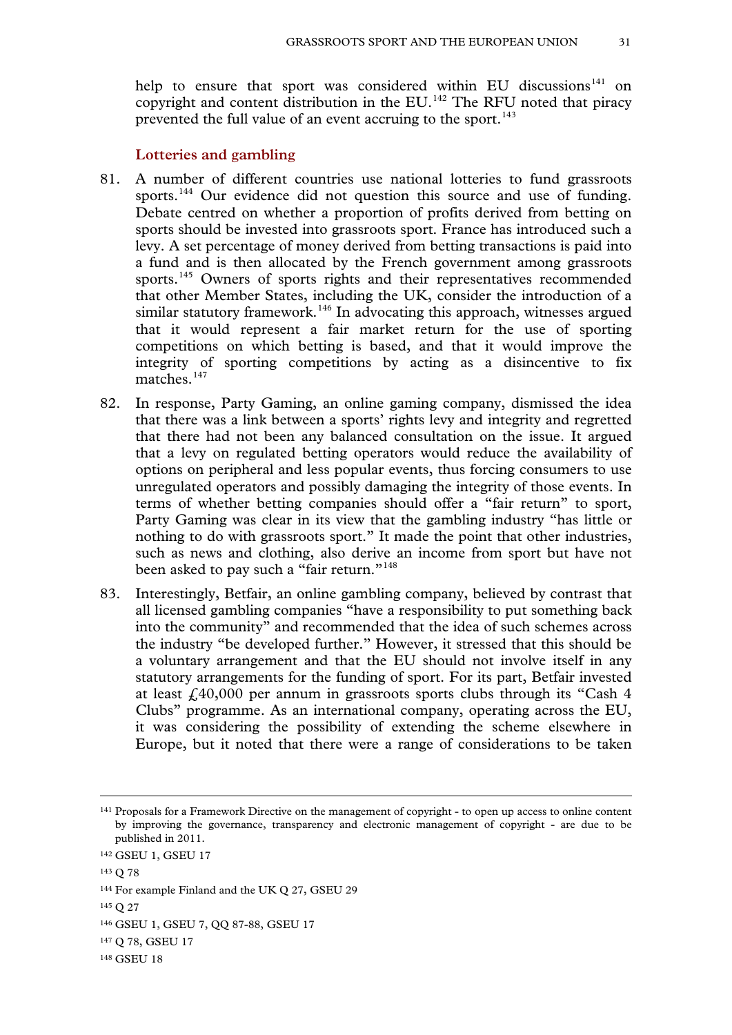help to ensure that sport was considered within EU discussions[141] on copyright and content distribution in the EU.[142] The RFU noted that piracy prevented the full value of an event accruing to the sport.[143]

### Lotteries and gambling

81. A number of different countries use national lotteries to fund grassroots sports.[144] Our evidence did not question this source and use of funding. Debate centred on whether a proportion of profits derived from betting on sports should be invested into grassroots sport. France has introduced such a levy. A set percentage of money derived from betting transactions is paid into a fund and is then allocated by the French government among grassroots sports.[145] Owners of sports rights and their representatives recommended that other Member States, including the UK, consider the introduction of a similar statutory framework.[146] In advocating this approach, witnesses argued that it would represent a fair market return for the use of sporting competitions on which betting is based, and that it would improve the integrity of sporting competitions by acting as a disincentive to fix matches.[147]

82. In response, Party Gaming, an online gaming company, dismissed the idea that there was a link between a sports' rights levy and integrity and regretted that there had not been any balanced consultation on the issue. It argued that a levy on regulated betting operators would reduce the availability of options on peripheral and less popular events, thus forcing consumers to use unregulated operators and possibly damaging the integrity of those events. In terms of whether betting companies should offer a "fair return" to sport, Party Gaming was clear in its view that the gambling industry "has little or nothing to do with grassroots sport." It made the point that other industries, such as news and clothing, also derive an income from sport but have not been asked to pay such a "fair return."[148]

83. Interestingly, Betfair, an online gambling company, believed by contrast that all licensed gambling companies "have a responsibility to put something back into the community" and recommended that the idea of such schemes across the industry "be developed further." However, it stressed that this should be a voluntary arrangement and that the EU should not involve itself in any statutory arrangements for the funding of sport. For its part, Betfair invested at least £40,000 per annum in grassroots sports clubs through its "Cash 4 Clubs" programme. As an international company, operating across the EU, it was considering the possibility of extending the scheme elsewhere in Europe, but it noted that there were a range of considerations to be taken

---

[141] Proposals for a Framework Directive on the management of copyright - to open up access to online content by improving the governance, transparency and electronic management of copyright - are due to be published in 2011.

[142] GSEU 1, GSEU 17

[143] Q 78

[144] For example Finland and the UK Q 27, GSEU 29

[145] Q 27

[146] GSEU 1, GSEU 7, QQ 87-88, GSEU 17

[147] Q 78, GSEU 17

[148] GSEU 18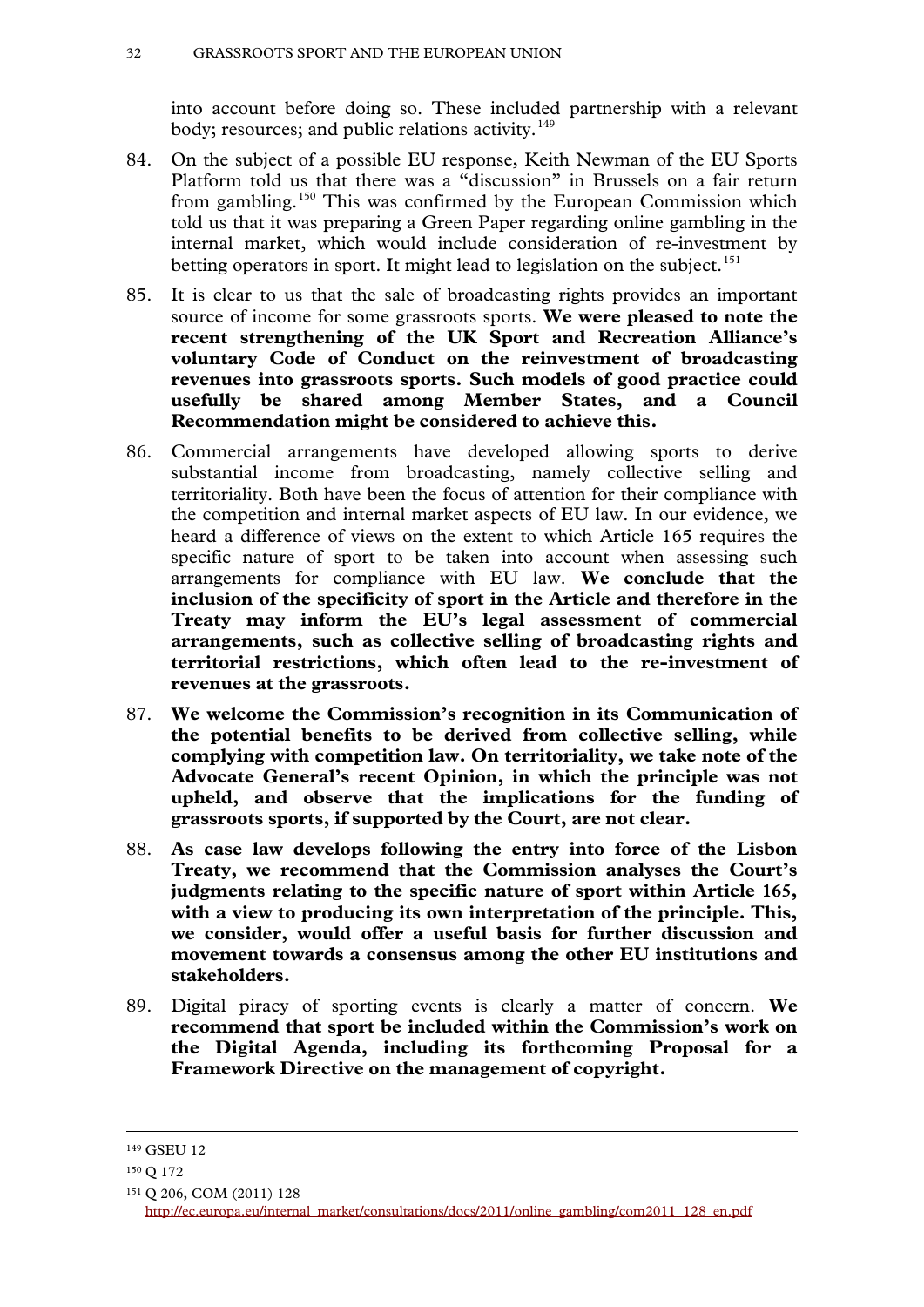into account before doing so. These included partnership with a relevant body; resources; and public relations activity.[149]

84. On the subject of a possible EU response, Keith Newman of the EU Sports Platform told us that there was a "discussion" in Brussels on a fair return from gambling.[150] This was confirmed by the European Commission which told us that it was preparing a Green Paper regarding online gambling in the internal market, which would include consideration of re-investment by betting operators in sport. It might lead to legislation on the subject.[151]

85. It is clear to us that the sale of broadcasting rights provides an important source of income for some grassroots sports. **We were pleased to note the recent strengthening of the UK Sport and Recreation Alliance's voluntary Code of Conduct on the reinvestment of broadcasting revenues into grassroots sports. Such models of good practice could usefully be shared among Member States, and a Council Recommendation might be considered to achieve this.**

86. Commercial arrangements have developed allowing sports to derive substantial income from broadcasting, namely collective selling and territoriality. Both have been the focus of attention for their compliance with the competition and internal market aspects of EU law. In our evidence, we heard a difference of views on the extent to which Article 165 requires the specific nature of sport to be taken into account when assessing such arrangements for compliance with EU law. **We conclude that the inclusion of the specificity of sport in the Article and therefore in the Treaty may inform the EU's legal assessment of commercial arrangements, such as collective selling of broadcasting rights and territorial restrictions, which often lead to the re-investment of revenues at the grassroots.**

87. **We welcome the Commission's recognition in its Communication of the potential benefits to be derived from collective selling, while complying with competition law. On territoriality, we take note of the Advocate General's recent Opinion, in which the principle was not upheld, and observe that the implications for the funding of grassroots sports, if supported by the Court, are not clear.**

88. **As case law develops following the entry into force of the Lisbon Treaty, we recommend that the Commission analyses the Court's judgments relating to the specific nature of sport within Article 165, with a view to producing its own interpretation of the principle. This, we consider, would offer a useful basis for further discussion and movement towards a consensus among the other EU institutions and stakeholders.**

89. Digital piracy of sporting events is clearly a matter of concern. **We recommend that sport be included within the Commission's work on the Digital Agenda, including its forthcoming Proposal for a Framework Directive on the management of copyright.**

---

[149] GSEU 12

[150] Q 172

[151] Q 206, COM (2011) 128 http://ec.europa.eu/internal_market/consultations/docs/2011/online_gambling/com2011_128_en.pdf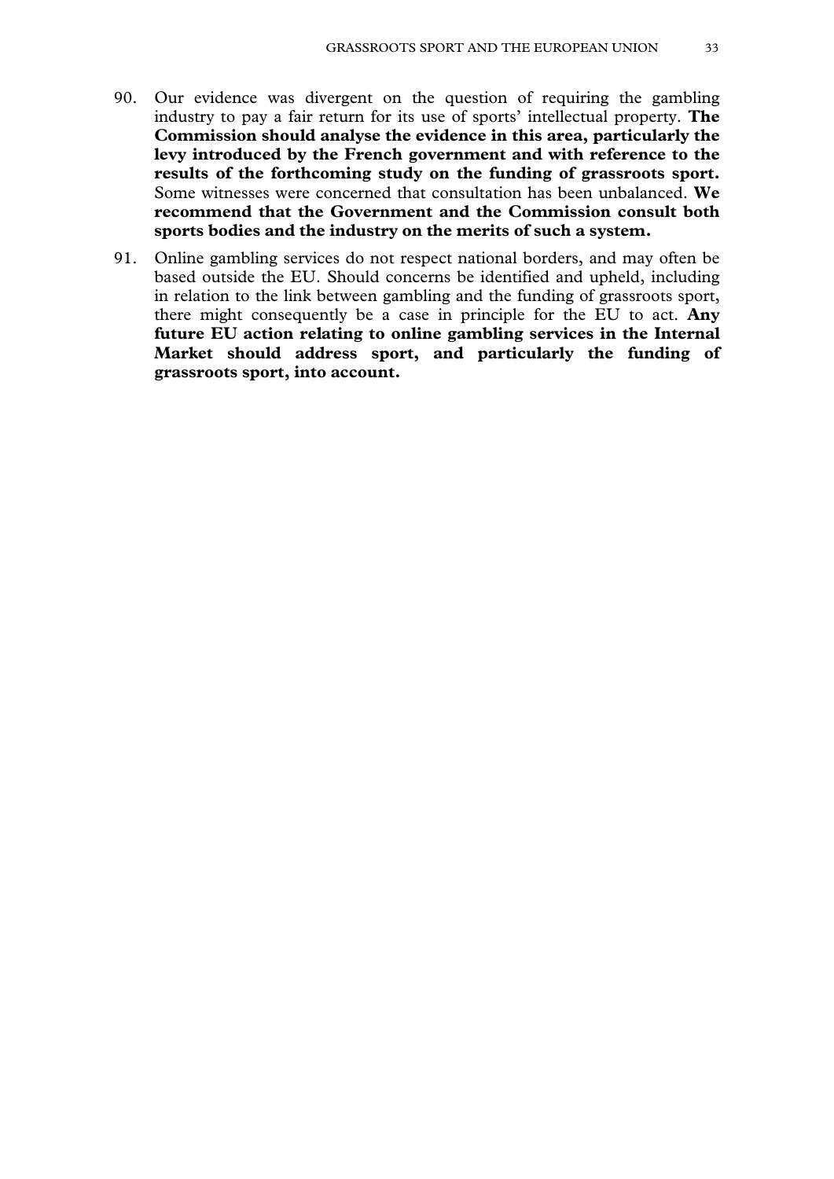90. Our evidence was divergent on the question of requiring the gambling industry to pay a fair return for its use of sports' intellectual property. **The Commission should analyse the evidence in this area, particularly the levy introduced by the French government and with reference to the results of the forthcoming study on the funding of grassroots sport.** Some witnesses were concerned that consultation has been unbalanced. **We recommend that the Government and the Commission consult both sports bodies and the industry on the merits of such a system.**

91. Online gambling services do not respect national borders, and may often be based outside the EU. Should concerns be identified and upheld, including in relation to the link between gambling and the funding of grassroots sport, there might consequently be a case in principle for the EU to act. **Any future EU action relating to online gambling services in the Internal Market should address sport, and particularly the funding of grassroots sport, into account.**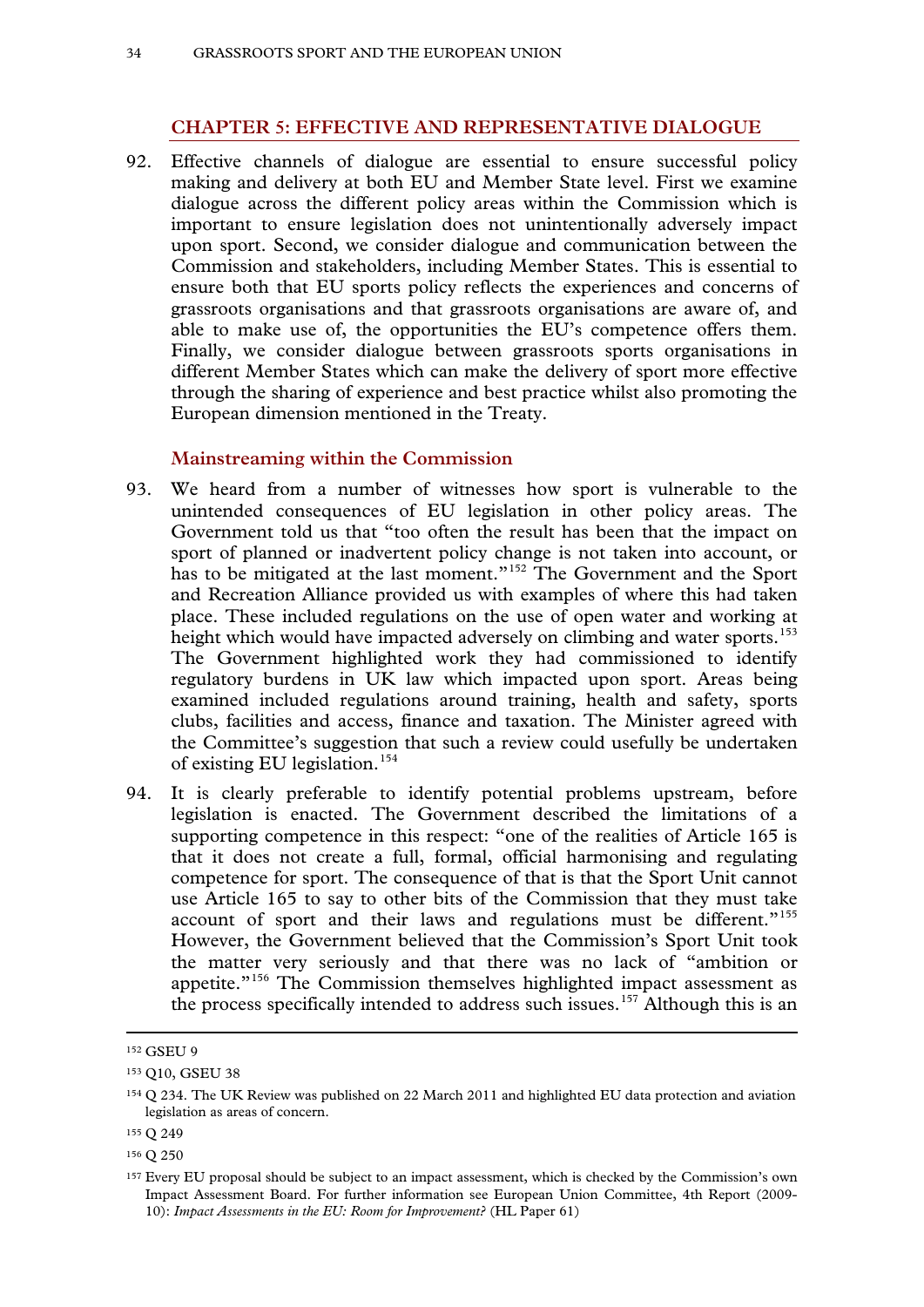## CHAPTER 5: EFFECTIVE AND REPRESENTATIVE DIALOGUE

92. Effective channels of dialogue are essential to ensure successful policy making and delivery at both EU and Member State level. First we examine dialogue across the different policy areas within the Commission which is important to ensure legislation does not unintentionally adversely impact upon sport. Second, we consider dialogue and communication between the Commission and stakeholders, including Member States. This is essential to ensure both that EU sports policy reflects the experiences and concerns of grassroots organisations and that grassroots organisations are aware of, and able to make use of, the opportunities the EU's competence offers them. Finally, we consider dialogue between grassroots sports organisations in different Member States which can make the delivery of sport more effective through the sharing of experience and best practice whilst also promoting the European dimension mentioned in the Treaty.

### Mainstreaming within the Commission

93. We heard from a number of witnesses how sport is vulnerable to the unintended consequences of EU legislation in other policy areas. The Government told us that "too often the result has been that the impact on sport of planned or inadvertent policy change is not taken into account, or has to be mitigated at the last moment."[152] The Government and the Sport and Recreation Alliance provided us with examples of where this had taken place. These included regulations on the use of open water and working at height which would have impacted adversely on climbing and water sports.[153] The Government highlighted work they had commissioned to identify regulatory burdens in UK law which impacted upon sport. Areas being examined included regulations around training, health and safety, sports clubs, facilities and access, finance and taxation. The Minister agreed with the Committee's suggestion that such a review could usefully be undertaken of existing EU legislation.[154]

94. It is clearly preferable to identify potential problems upstream, before legislation is enacted. The Government described the limitations of a supporting competence in this respect: "one of the realities of Article 165 is that it does not create a full, formal, official harmonising and regulating competence for sport. The consequence of that is that the Sport Unit cannot use Article 165 to say to other bits of the Commission that they must take account of sport and their laws and regulations must be different."[155] However, the Government believed that the Commission's Sport Unit took the matter very seriously and that there was no lack of "ambition or appetite."[156] The Commission themselves highlighted impact assessment as the process specifically intended to address such issues.[157] Although this is an

---

[152] GSEU 9

[153] Q10, GSEU 38

[154] Q 234. The UK Review was published on 22 March 2011 and highlighted EU data protection and aviation legislation as areas of concern.

[155] Q 249

[156] Q 250

[157] Every EU proposal should be subject to an impact assessment, which is checked by the Commission's own Impact Assessment Board. For further information see European Union Committee, 4th Report (2009-10): *Impact Assessments in the EU: Room for Improvement?* (HL Paper 61)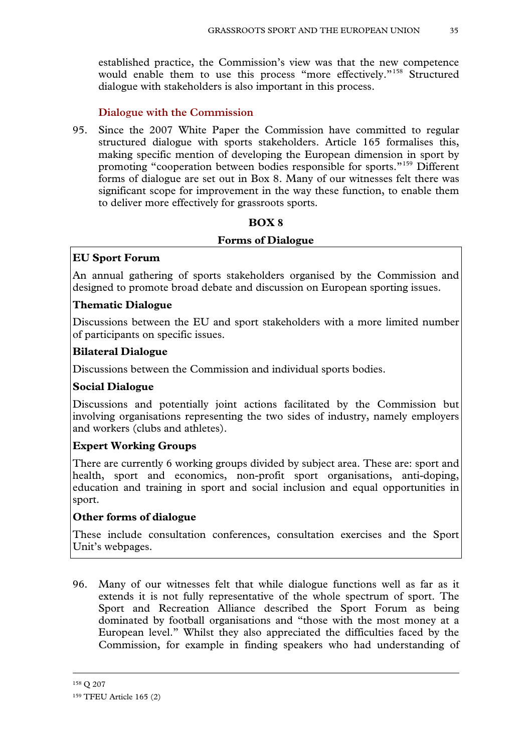established practice, the Commission's view was that the new competence would enable them to use this process "more effectively."[158] Structured dialogue with stakeholders is also important in this process.

### Dialogue with the Commission

95. Since the 2007 White Paper the Commission have committed to regular structured dialogue with sports stakeholders. Article 165 formalises this, making specific mention of developing the European dimension in sport by promoting "cooperation between bodies responsible for sports."[159] Different forms of dialogue are set out in Box 8. Many of our witnesses felt there was significant scope for improvement in the way these function, to enable them to deliver more effectively for grassroots sports.

**BOX 8**

**Forms of Dialogue**

**EU Sport Forum**

An annual gathering of sports stakeholders organised by the Commission and designed to promote broad debate and discussion on European sporting issues.

**Thematic Dialogue**

Discussions between the EU and sport stakeholders with a more limited number of participants on specific issues.

**Bilateral Dialogue**

Discussions between the Commission and individual sports bodies.

**Social Dialogue**

Discussions and potentially joint actions facilitated by the Commission but involving organisations representing the two sides of industry, namely employers and workers (clubs and athletes).

**Expert Working Groups**

There are currently 6 working groups divided by subject area. These are: sport and health, sport and economics, non-profit sport organisations, anti-doping, education and training in sport and social inclusion and equal opportunities in sport.

**Other forms of dialogue**

These include consultation conferences, consultation exercises and the Sport Unit's webpages.

96. Many of our witnesses felt that while dialogue functions well as far as it extends it is not fully representative of the whole spectrum of sport. The Sport and Recreation Alliance described the Sport Forum as being dominated by football organisations and "those with the most money at a European level." Whilst they also appreciated the difficulties faced by the Commission, for example in finding speakers who had understanding of

---

[158] Q 207

[159] TFEU Article 165 (2)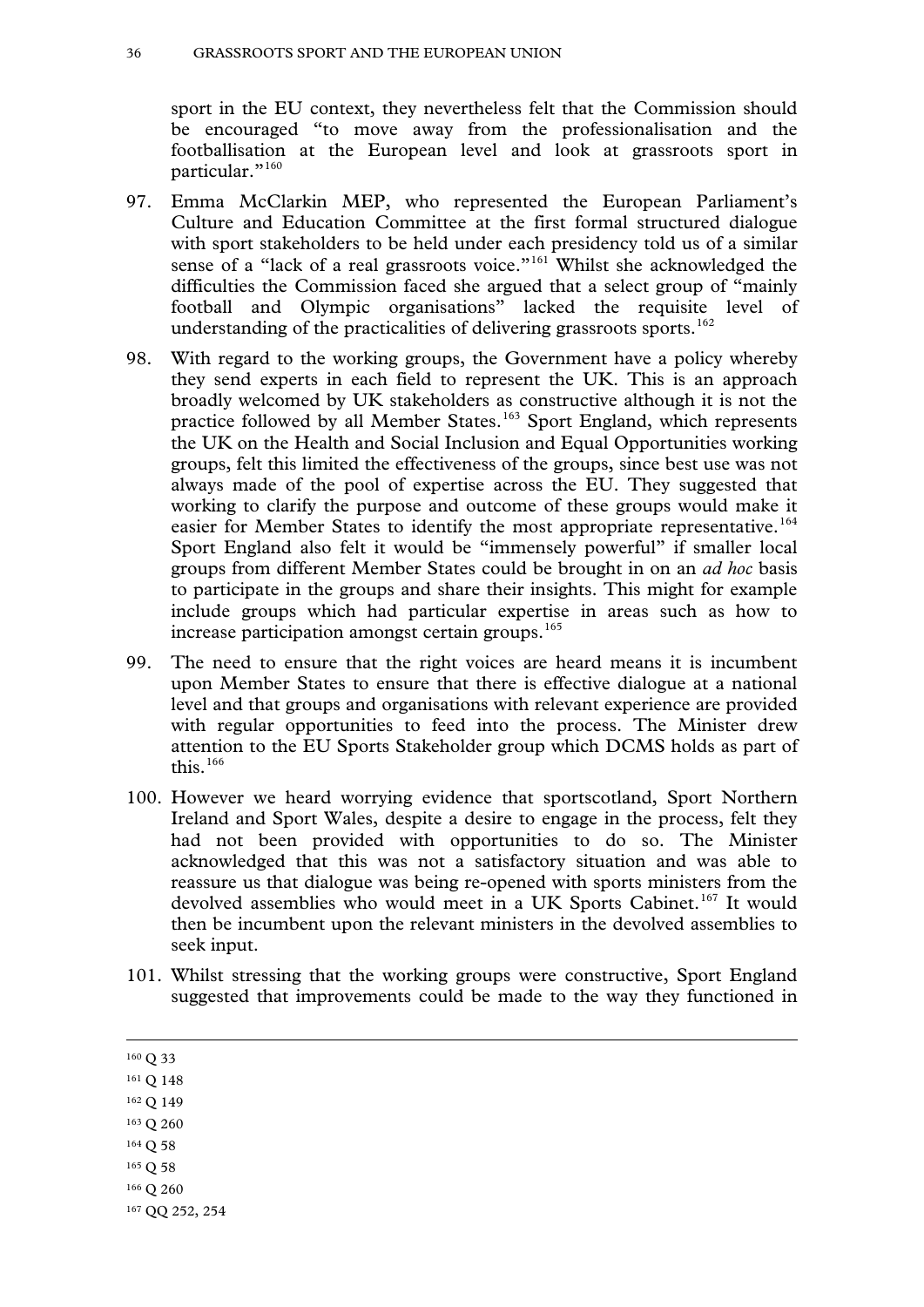sport in the EU context, they nevertheless felt that the Commission should be encouraged "to move away from the professionalisation and the footballisation at the European level and look at grassroots sport in particular."[160]

97. Emma McClarkin MEP, who represented the European Parliament's Culture and Education Committee at the first formal structured dialogue with sport stakeholders to be held under each presidency told us of a similar sense of a "lack of a real grassroots voice."[161] Whilst she acknowledged the difficulties the Commission faced she argued that a select group of "mainly football and Olympic organisations" lacked the requisite level of understanding of the practicalities of delivering grassroots sports.[162]

98. With regard to the working groups, the Government have a policy whereby they send experts in each field to represent the UK. This is an approach broadly welcomed by UK stakeholders as constructive although it is not the practice followed by all Member States.[163] Sport England, which represents the UK on the Health and Social Inclusion and Equal Opportunities working groups, felt this limited the effectiveness of the groups, since best use was not always made of the pool of expertise across the EU. They suggested that working to clarify the purpose and outcome of these groups would make it easier for Member States to identify the most appropriate representative.[164] Sport England also felt it would be "immensely powerful" if smaller local groups from different Member States could be brought in on an *ad hoc* basis to participate in the groups and share their insights. This might for example include groups which had particular expertise in areas such as how to increase participation amongst certain groups.[165]

99. The need to ensure that the right voices are heard means it is incumbent upon Member States to ensure that there is effective dialogue at a national level and that groups and organisations with relevant experience are provided with regular opportunities to feed into the process. The Minister drew attention to the EU Sports Stakeholder group which DCMS holds as part of this.[166]

100. However we heard worrying evidence that sportscotland, Sport Northern Ireland and Sport Wales, despite a desire to engage in the process, felt they had not been provided with opportunities to do so. The Minister acknowledged that this was not a satisfactory situation and was able to reassure us that dialogue was being re-opened with sports ministers from the devolved assemblies who would meet in a UK Sports Cabinet.[167] It would then be incumbent upon the relevant ministers in the devolved assemblies to seek input.

101. Whilst stressing that the working groups were constructive, Sport England suggested that improvements could be made to the way they functioned in

---

[160] Q 33

[161] Q 148

[162] Q 149

[163] Q 260

[164] Q 58

[165] Q 58

[166] Q 260

[167] QQ 252, 254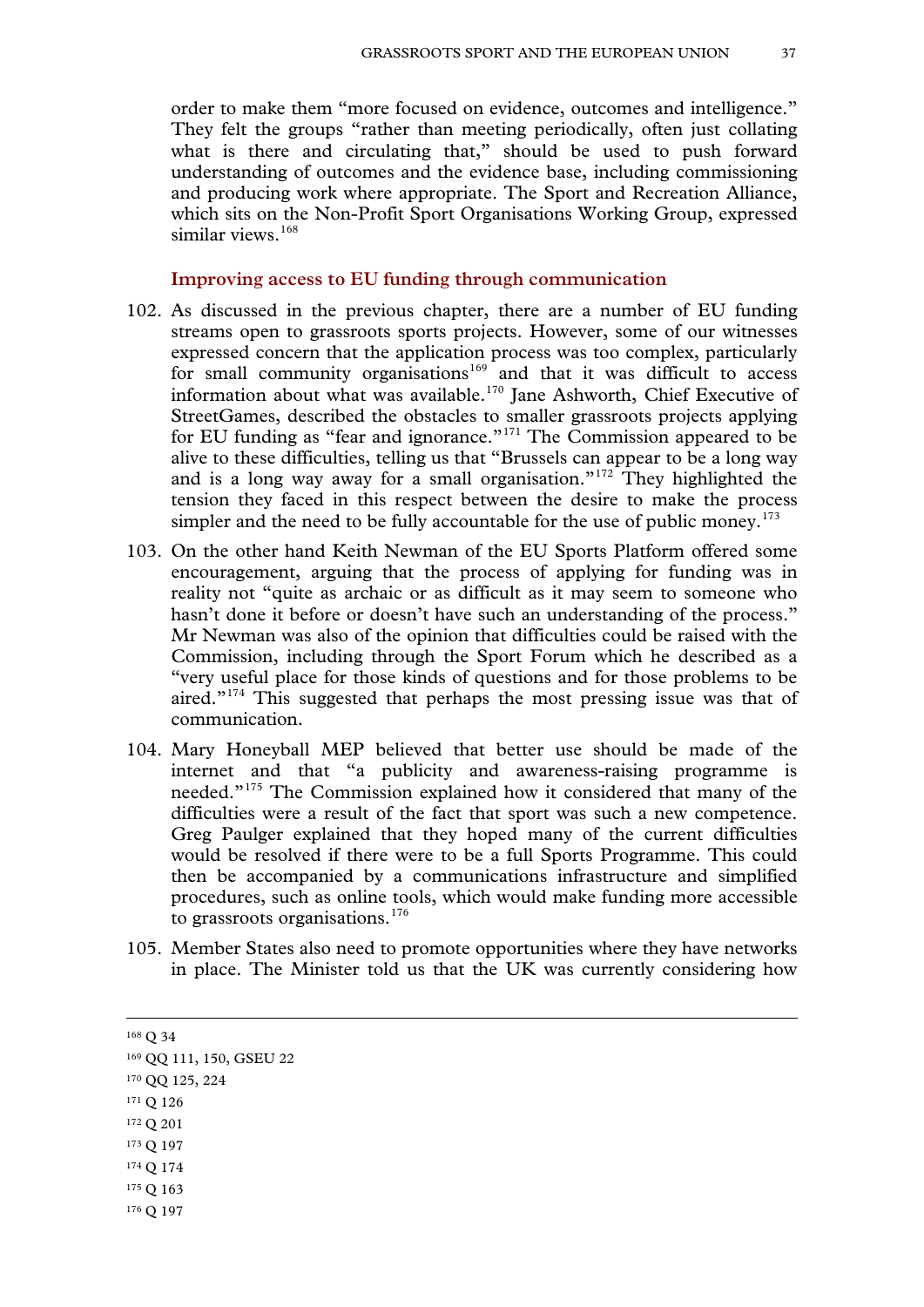order to make them "more focused on evidence, outcomes and intelligence." They felt the groups "rather than meeting periodically, often just collating what is there and circulating that," should be used to push forward understanding of outcomes and the evidence base, including commissioning and producing work where appropriate. The Sport and Recreation Alliance, which sits on the Non-Profit Sport Organisations Working Group, expressed similar views.[168]

### Improving access to EU funding through communication

102. As discussed in the previous chapter, there are a number of EU funding streams open to grassroots sports projects. However, some of our witnesses expressed concern that the application process was too complex, particularly for small community organisations[169] and that it was difficult to access information about what was available.[170] Jane Ashworth, Chief Executive of StreetGames, described the obstacles to smaller grassroots projects applying for EU funding as "fear and ignorance."[171] The Commission appeared to be alive to these difficulties, telling us that "Brussels can appear to be a long way and is a long way away for a small organisation."[172] They highlighted the tension they faced in this respect between the desire to make the process simpler and the need to be fully accountable for the use of public money.[173]

103. On the other hand Keith Newman of the EU Sports Platform offered some encouragement, arguing that the process of applying for funding was in reality not "quite as archaic or as difficult as it may seem to someone who hasn't done it before or doesn't have such an understanding of the process." Mr Newman was also of the opinion that difficulties could be raised with the Commission, including through the Sport Forum which he described as a "very useful place for those kinds of questions and for those problems to be aired."[174] This suggested that perhaps the most pressing issue was that of communication.

104. Mary Honeyball MEP believed that better use should be made of the internet and that "a publicity and awareness-raising programme is needed."[175] The Commission explained how it considered that many of the difficulties were a result of the fact that sport was such a new competence. Greg Paulger explained that they hoped many of the current difficulties would be resolved if there were to be a full Sports Programme. This could then be accompanied by a communications infrastructure and simplified procedures, such as online tools, which would make funding more accessible to grassroots organisations.[176]

105. Member States also need to promote opportunities where they have networks in place. The Minister told us that the UK was currently considering how

---

[168] Q 34

[169] QQ 111, 150, GSEU 22

[170] QQ 125, 224

[171] Q 126

[172] Q 201

[173] Q 197

[174] Q 174

[175] Q 163

[176] Q 197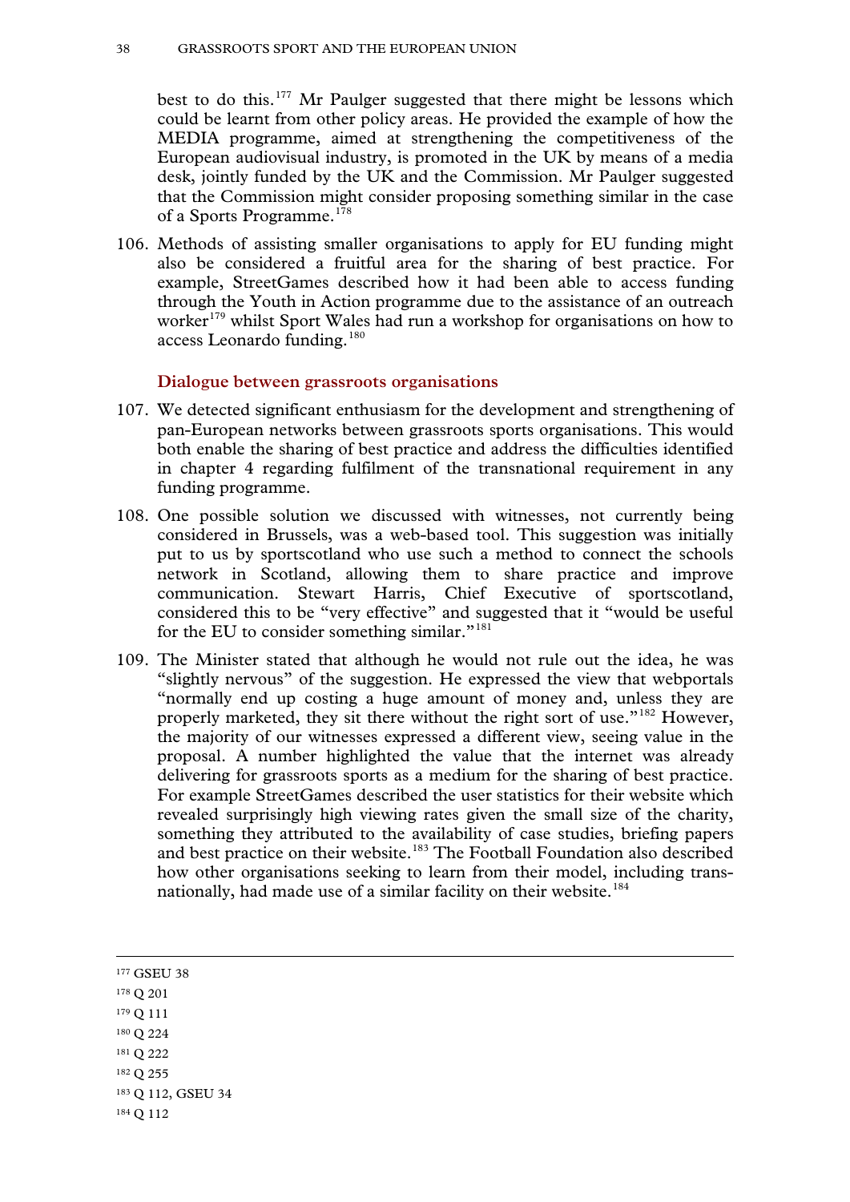best to do this.[177] Mr Paulger suggested that there might be lessons which could be learnt from other policy areas. He provided the example of how the MEDIA programme, aimed at strengthening the competitiveness of the European audiovisual industry, is promoted in the UK by means of a media desk, jointly funded by the UK and the Commission. Mr Paulger suggested that the Commission might consider proposing something similar in the case of a Sports Programme.[178]

106. Methods of assisting smaller organisations to apply for EU funding might also be considered a fruitful area for the sharing of best practice. For example, StreetGames described how it had been able to access funding through the Youth in Action programme due to the assistance of an outreach worker[179] whilst Sport Wales had run a workshop for organisations on how to access Leonardo funding.[180]

### Dialogue between grassroots organisations

107. We detected significant enthusiasm for the development and strengthening of pan-European networks between grassroots sports organisations. This would both enable the sharing of best practice and address the difficulties identified in chapter 4 regarding fulfilment of the transnational requirement in any funding programme.

108. One possible solution we discussed with witnesses, not currently being considered in Brussels, was a web-based tool. This suggestion was initially put to us by sportscotland who use such a method to connect the schools network in Scotland, allowing them to share practice and improve communication. Stewart Harris, Chief Executive of sportscotland, considered this to be "very effective" and suggested that it "would be useful for the EU to consider something similar."[181]

109. The Minister stated that although he would not rule out the idea, he was "slightly nervous" of the suggestion. He expressed the view that webportals "normally end up costing a huge amount of money and, unless they are properly marketed, they sit there without the right sort of use."[182] However, the majority of our witnesses expressed a different view, seeing value in the proposal. A number highlighted the value that the internet was already delivering for grassroots sports as a medium for the sharing of best practice. For example StreetGames described the user statistics for their website which revealed surprisingly high viewing rates given the small size of the charity, something they attributed to the availability of case studies, briefing papers and best practice on their website.[183] The Football Foundation also described how other organisations seeking to learn from their model, including trans-nationally, had made use of a similar facility on their website.[184]

---

[177] GSEU 38

[178] Q 201

[179] Q 111

[180] Q 224

[181] Q 222

[182] Q 255

[183] Q 112, GSEU 34

[184] Q 112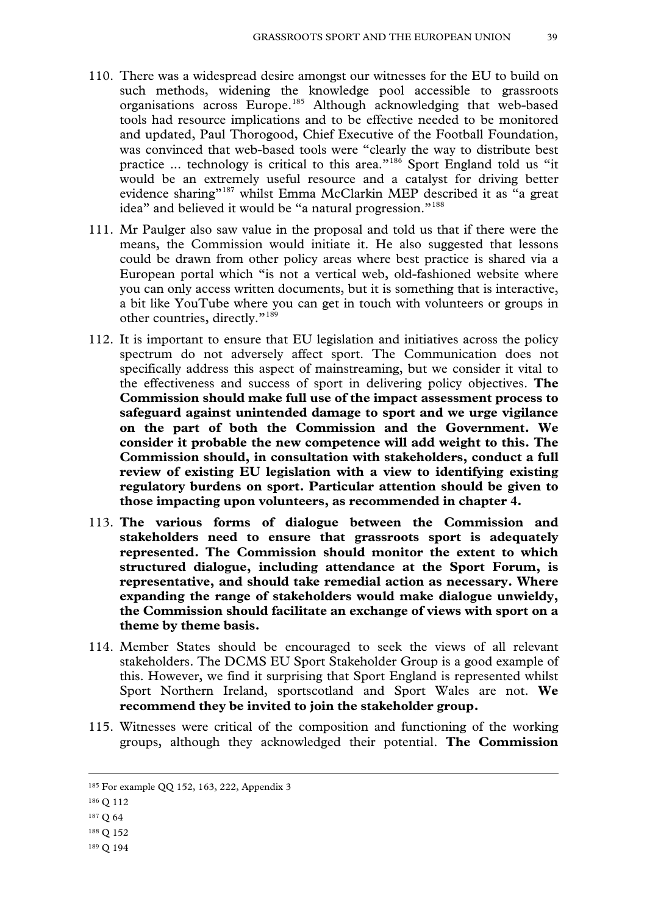110. There was a widespread desire amongst our witnesses for the EU to build on such methods, widening the knowledge pool accessible to grassroots organisations across Europe.[185] Although acknowledging that web-based tools had resource implications and to be effective needed to be monitored and updated, Paul Thorogood, Chief Executive of the Football Foundation, was convinced that web-based tools were "clearly the way to distribute best practice ... technology is critical to this area."[186] Sport England told us "it would be an extremely useful resource and a catalyst for driving better evidence sharing"[187] whilst Emma McClarkin MEP described it as "a great idea" and believed it would be "a natural progression."[188]

111. Mr Paulger also saw value in the proposal and told us that if there were the means, the Commission would initiate it. He also suggested that lessons could be drawn from other policy areas where best practice is shared via a European portal which "is not a vertical web, old-fashioned website where you can only access written documents, but it is something that is interactive, a bit like YouTube where you can get in touch with volunteers or groups in other countries, directly."[189]

112. It is important to ensure that EU legislation and initiatives across the policy spectrum do not adversely affect sport. The Communication does not specifically address this aspect of mainstreaming, but we consider it vital to the effectiveness and success of sport in delivering policy objectives. **The Commission should make full use of the impact assessment process to safeguard against unintended damage to sport and we urge vigilance on the part of both the Commission and the Government. We consider it probable the new competence will add weight to this. The Commission should, in consultation with stakeholders, conduct a full review of existing EU legislation with a view to identifying existing regulatory burdens on sport. Particular attention should be given to those impacting upon volunteers, as recommended in chapter 4.**

113. **The various forms of dialogue between the Commission and stakeholders need to ensure that grassroots sport is adequately represented. The Commission should monitor the extent to which structured dialogue, including attendance at the Sport Forum, is representative, and should take remedial action as necessary. Where expanding the range of stakeholders would make dialogue unwieldy, the Commission should facilitate an exchange of views with sport on a theme by theme basis.**

114. Member States should be encouraged to seek the views of all relevant stakeholders. The DCMS EU Sport Stakeholder Group is a good example of this. However, we find it surprising that Sport England is represented whilst Sport Northern Ireland, sportscotland and Sport Wales are not. **We recommend they be invited to join the stakeholder group.**

115. Witnesses were critical of the composition and functioning of the working groups, although they acknowledged their potential. **The Commission**

---

[185] For example QQ 152, 163, 222, Appendix 3

[186] Q 112

[187] Q 64

[188] Q 152

[189] Q 194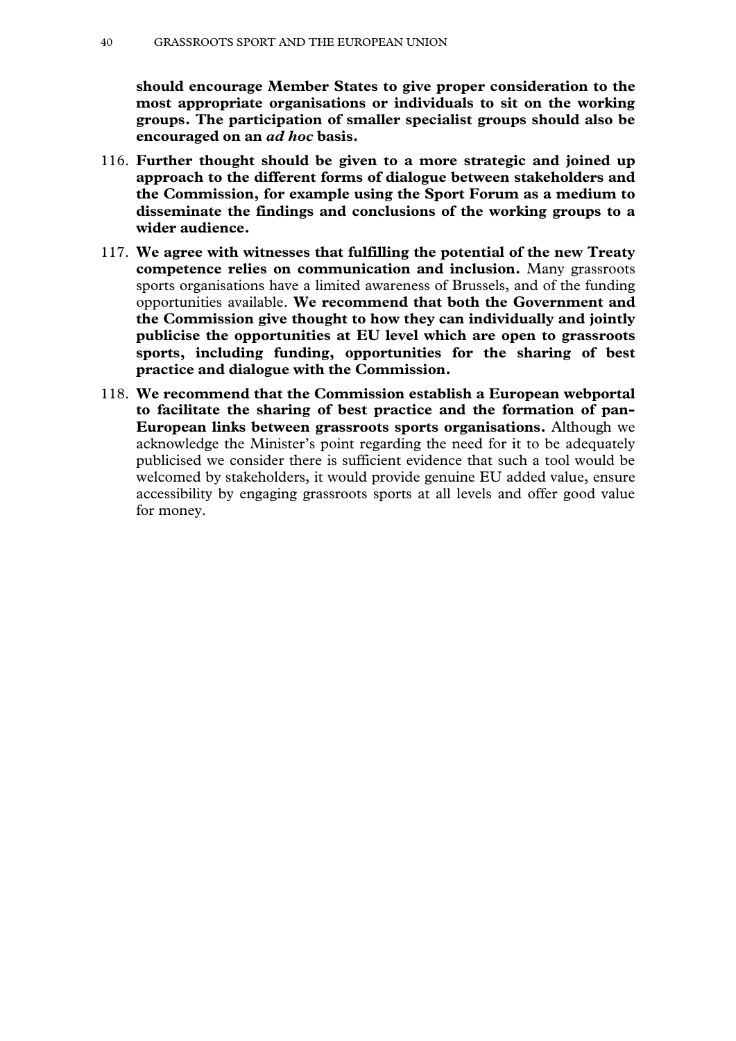**should encourage Member States to give proper consideration to the most appropriate organisations or individuals to sit on the working groups. The participation of smaller specialist groups should also be encouraged on an *ad hoc* basis.**

116. **Further thought should be given to a more strategic and joined up approach to the different forms of dialogue between stakeholders and the Commission, for example using the Sport Forum as a medium to disseminate the findings and conclusions of the working groups to a wider audience.**

117. **We agree with witnesses that fulfilling the potential of the new Treaty competence relies on communication and inclusion.** Many grassroots sports organisations have a limited awareness of Brussels, and of the funding opportunities available. **We recommend that both the Government and the Commission give thought to how they can individually and jointly publicise the opportunities at EU level which are open to grassroots sports, including funding, opportunities for the sharing of best practice and dialogue with the Commission.**

118. **We recommend that the Commission establish a European webportal to facilitate the sharing of best practice and the formation of pan-European links between grassroots sports organisations.** Although we acknowledge the Minister's point regarding the need for it to be adequately publicised we consider there is sufficient evidence that such a tool would be welcomed by stakeholders, it would provide genuine EU added value, ensure accessibility by engaging grassroots sports at all levels and offer good value for money.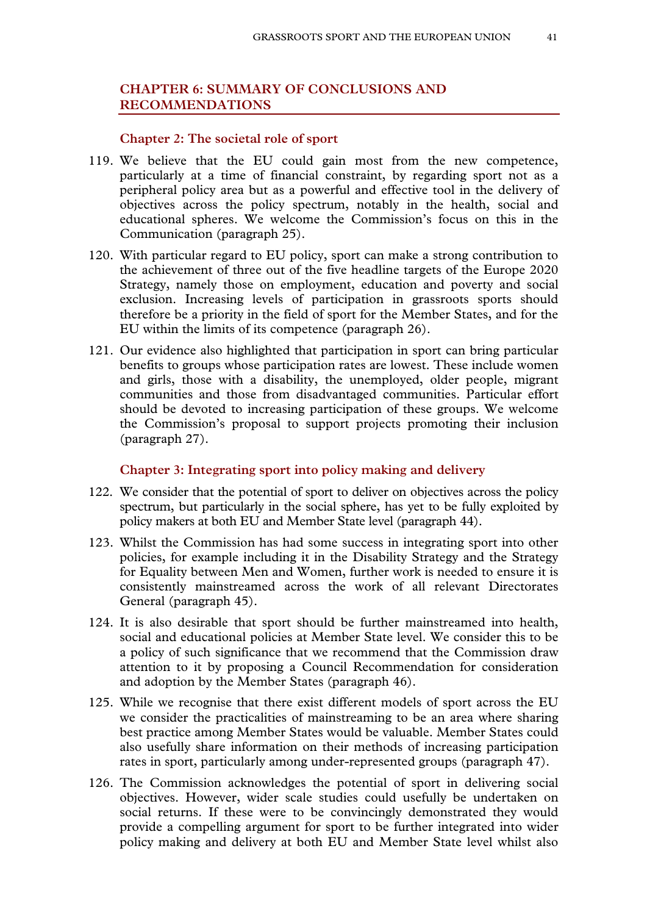## CHAPTER 6: SUMMARY OF CONCLUSIONS AND RECOMMENDATIONS

### Chapter 2: The societal role of sport

119. We believe that the EU could gain most from the new competence, particularly at a time of financial constraint, by regarding sport not as a peripheral policy area but as a powerful and effective tool in the delivery of objectives across the policy spectrum, notably in the health, social and educational spheres. We welcome the Commission's focus on this in the Communication (paragraph 25).

120. With particular regard to EU policy, sport can make a strong contribution to the achievement of three out of the five headline targets of the Europe 2020 Strategy, namely those on employment, education and poverty and social exclusion. Increasing levels of participation in grassroots sports should therefore be a priority in the field of sport for the Member States, and for the EU within the limits of its competence (paragraph 26).

121. Our evidence also highlighted that participation in sport can bring particular benefits to groups whose participation rates are lowest. These include women and girls, those with a disability, the unemployed, older people, migrant communities and those from disadvantaged communities. Particular effort should be devoted to increasing participation of these groups. We welcome the Commission's proposal to support projects promoting their inclusion (paragraph 27).

### Chapter 3: Integrating sport into policy making and delivery

122. We consider that the potential of sport to deliver on objectives across the policy spectrum, but particularly in the social sphere, has yet to be fully exploited by policy makers at both EU and Member State level (paragraph 44).

123. Whilst the Commission has had some success in integrating sport into other policies, for example including it in the Disability Strategy and the Strategy for Equality between Men and Women, further work is needed to ensure it is consistently mainstreamed across the work of all relevant Directorates General (paragraph 45).

124. It is also desirable that sport should be further mainstreamed into health, social and educational policies at Member State level. We consider this to be a policy of such significance that we recommend that the Commission draw attention to it by proposing a Council Recommendation for consideration and adoption by the Member States (paragraph 46).

125. While we recognise that there exist different models of sport across the EU we consider the practicalities of mainstreaming to be an area where sharing best practice among Member States would be valuable. Member States could also usefully share information on their methods of increasing participation rates in sport, particularly among under-represented groups (paragraph 47).

126. The Commission acknowledges the potential of sport in delivering social objectives. However, wider scale studies could usefully be undertaken on social returns. If these were to be convincingly demonstrated they would provide a compelling argument for sport to be further integrated into wider policy making and delivery at both EU and Member State level whilst also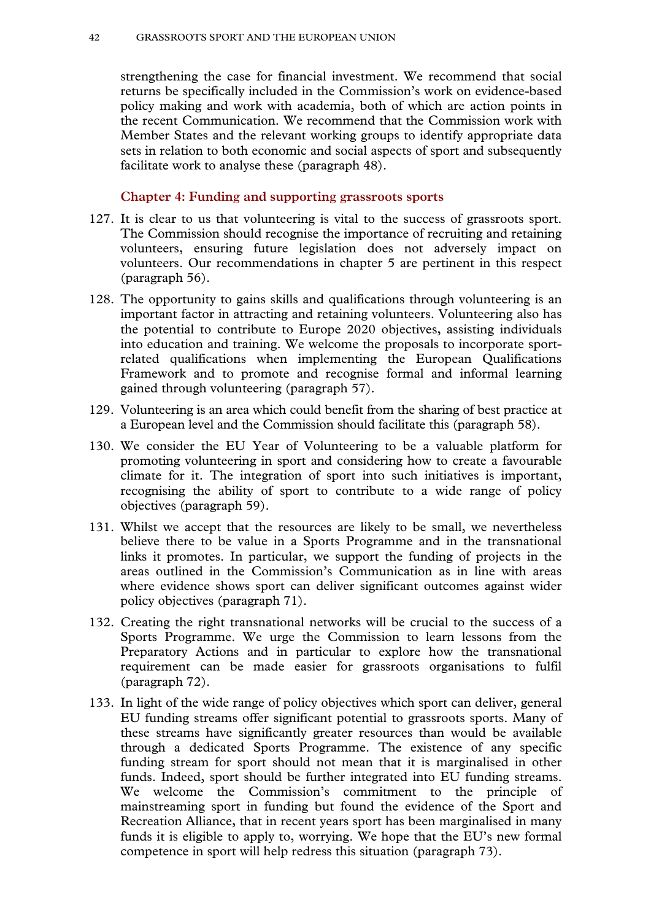strengthening the case for financial investment. We recommend that social returns be specifically included in the Commission's work on evidence-based policy making and work with academia, both of which are action points in the recent Communication. We recommend that the Commission work with Member States and the relevant working groups to identify appropriate data sets in relation to both economic and social aspects of sport and subsequently facilitate work to analyse these (paragraph 48).

### Chapter 4: Funding and supporting grassroots sports

127. It is clear to us that volunteering is vital to the success of grassroots sport. The Commission should recognise the importance of recruiting and retaining volunteers, ensuring future legislation does not adversely impact on volunteers. Our recommendations in chapter 5 are pertinent in this respect (paragraph 56).

128. The opportunity to gains skills and qualifications through volunteering is an important factor in attracting and retaining volunteers. Volunteering also has the potential to contribute to Europe 2020 objectives, assisting individuals into education and training. We welcome the proposals to incorporate sport-related qualifications when implementing the European Qualifications Framework and to promote and recognise formal and informal learning gained through volunteering (paragraph 57).

129. Volunteering is an area which could benefit from the sharing of best practice at a European level and the Commission should facilitate this (paragraph 58).

130. We consider the EU Year of Volunteering to be a valuable platform for promoting volunteering in sport and considering how to create a favourable climate for it. The integration of sport into such initiatives is important, recognising the ability of sport to contribute to a wide range of policy objectives (paragraph 59).

131. Whilst we accept that the resources are likely to be small, we nevertheless believe there to be value in a Sports Programme and in the transnational links it promotes. In particular, we support the funding of projects in the areas outlined in the Commission's Communication as in line with areas where evidence shows sport can deliver significant outcomes against wider policy objectives (paragraph 71).

132. Creating the right transnational networks will be crucial to the success of a Sports Programme. We urge the Commission to learn lessons from the Preparatory Actions and in particular to explore how the transnational requirement can be made easier for grassroots organisations to fulfil (paragraph 72).

133. In light of the wide range of policy objectives which sport can deliver, general EU funding streams offer significant potential to grassroots sports. Many of these streams have significantly greater resources than would be available through a dedicated Sports Programme. The existence of any specific funding stream for sport should not mean that it is marginalised in other funds. Indeed, sport should be further integrated into EU funding streams. We welcome the Commission's commitment to the principle of mainstreaming sport in funding but found the evidence of the Sport and Recreation Alliance, that in recent years sport has been marginalised in many funds it is eligible to apply to, worrying. We hope that the EU's new formal competence in sport will help redress this situation (paragraph 73).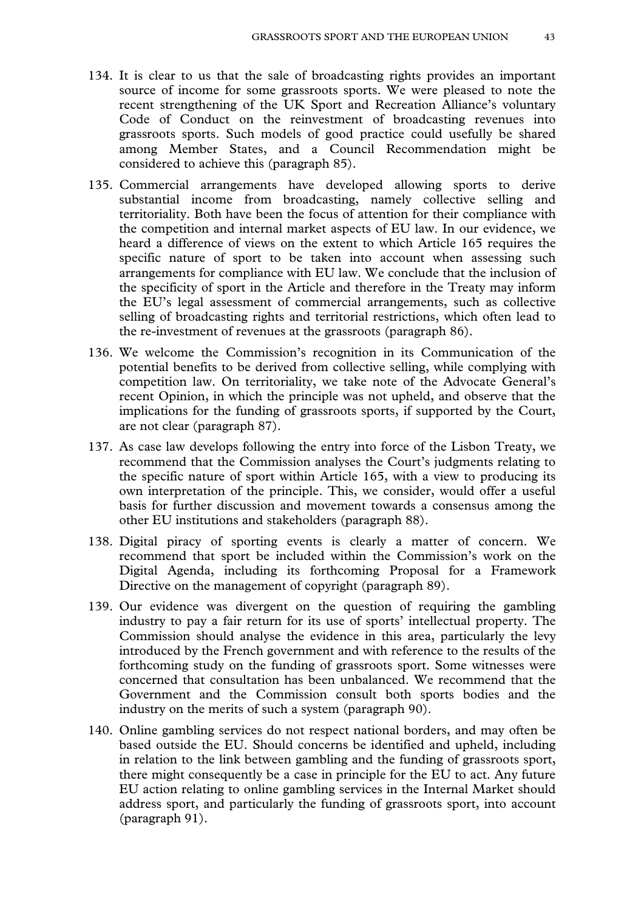134. It is clear to us that the sale of broadcasting rights provides an important source of income for some grassroots sports. We were pleased to note the recent strengthening of the UK Sport and Recreation Alliance's voluntary Code of Conduct on the reinvestment of broadcasting revenues into grassroots sports. Such models of good practice could usefully be shared among Member States, and a Council Recommendation might be considered to achieve this (paragraph 85).

135. Commercial arrangements have developed allowing sports to derive substantial income from broadcasting, namely collective selling and territoriality. Both have been the focus of attention for their compliance with the competition and internal market aspects of EU law. In our evidence, we heard a difference of views on the extent to which Article 165 requires the specific nature of sport to be taken into account when assessing such arrangements for compliance with EU law. We conclude that the inclusion of the specificity of sport in the Article and therefore in the Treaty may inform the EU's legal assessment of commercial arrangements, such as collective selling of broadcasting rights and territorial restrictions, which often lead to the re-investment of revenues at the grassroots (paragraph 86).

136. We welcome the Commission's recognition in its Communication of the potential benefits to be derived from collective selling, while complying with competition law. On territoriality, we take note of the Advocate General's recent Opinion, in which the principle was not upheld, and observe that the implications for the funding of grassroots sports, if supported by the Court, are not clear (paragraph 87).

137. As case law develops following the entry into force of the Lisbon Treaty, we recommend that the Commission analyses the Court's judgments relating to the specific nature of sport within Article 165, with a view to producing its own interpretation of the principle. This, we consider, would offer a useful basis for further discussion and movement towards a consensus among the other EU institutions and stakeholders (paragraph 88).

138. Digital piracy of sporting events is clearly a matter of concern. We recommend that sport be included within the Commission's work on the Digital Agenda, including its forthcoming Proposal for a Framework Directive on the management of copyright (paragraph 89).

139. Our evidence was divergent on the question of requiring the gambling industry to pay a fair return for its use of sports' intellectual property. The Commission should analyse the evidence in this area, particularly the levy introduced by the French government and with reference to the results of the forthcoming study on the funding of grassroots sport. Some witnesses were concerned that consultation has been unbalanced. We recommend that the Government and the Commission consult both sports bodies and the industry on the merits of such a system (paragraph 90).

140. Online gambling services do not respect national borders, and may often be based outside the EU. Should concerns be identified and upheld, including in relation to the link between gambling and the funding of grassroots sport, there might consequently be a case in principle for the EU to act. Any future EU action relating to online gambling services in the Internal Market should address sport, and particularly the funding of grassroots sport, into account (paragraph 91).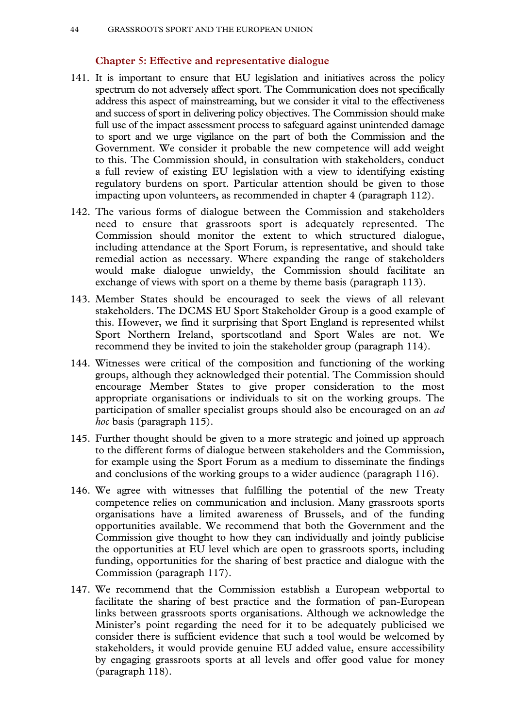## Chapter 5: Effective and representative dialogue

141. It is important to ensure that EU legislation and initiatives across the policy spectrum do not adversely affect sport. The Communication does not specifically address this aspect of mainstreaming, but we consider it vital to the effectiveness and success of sport in delivering policy objectives. The Commission should make full use of the impact assessment process to safeguard against unintended damage to sport and we urge vigilance on the part of both the Commission and the Government. We consider it probable the new competence will add weight to this. The Commission should, in consultation with stakeholders, conduct a full review of existing EU legislation with a view to identifying existing regulatory burdens on sport. Particular attention should be given to those impacting upon volunteers, as recommended in chapter 4 (paragraph 112).

142. The various forms of dialogue between the Commission and stakeholders need to ensure that grassroots sport is adequately represented. The Commission should monitor the extent to which structured dialogue, including attendance at the Sport Forum, is representative, and should take remedial action as necessary. Where expanding the range of stakeholders would make dialogue unwieldy, the Commission should facilitate an exchange of views with sport on a theme by theme basis (paragraph 113).

143. Member States should be encouraged to seek the views of all relevant stakeholders. The DCMS EU Sport Stakeholder Group is a good example of this. However, we find it surprising that Sport England is represented whilst Sport Northern Ireland, sportscotland and Sport Wales are not. We recommend they be invited to join the stakeholder group (paragraph 114).

144. Witnesses were critical of the composition and functioning of the working groups, although they acknowledged their potential. The Commission should encourage Member States to give proper consideration to the most appropriate organisations or individuals to sit on the working groups. The participation of smaller specialist groups should also be encouraged on an *ad hoc* basis (paragraph 115).

145. Further thought should be given to a more strategic and joined up approach to the different forms of dialogue between stakeholders and the Commission, for example using the Sport Forum as a medium to disseminate the findings and conclusions of the working groups to a wider audience (paragraph 116).

146. We agree with witnesses that fulfilling the potential of the new Treaty competence relies on communication and inclusion. Many grassroots sports organisations have a limited awareness of Brussels, and of the funding opportunities available. We recommend that both the Government and the Commission give thought to how they can individually and jointly publicise the opportunities at EU level which are open to grassroots sports, including funding, opportunities for the sharing of best practice and dialogue with the Commission (paragraph 117).

147. We recommend that the Commission establish a European webportal to facilitate the sharing of best practice and the formation of pan-European links between grassroots sports organisations. Although we acknowledge the Minister's point regarding the need for it to be adequately publicised we consider there is sufficient evidence that such a tool would be welcomed by stakeholders, it would provide genuine EU added value, ensure accessibility by engaging grassroots sports at all levels and offer good value for money (paragraph 118).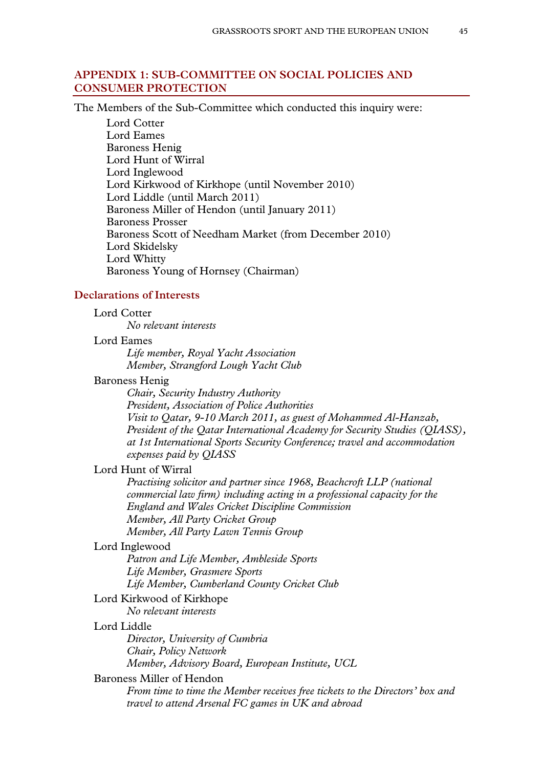## APPENDIX 1: SUB-COMMITTEE ON SOCIAL POLICIES AND CONSUMER PROTECTION

The Members of the Sub-Committee which conducted this inquiry were:

Lord Cotter
Lord Eames
Baroness Henig
Lord Hunt of Wirral
Lord Inglewood
Lord Kirkwood of Kirkhope (until November 2010)
Lord Liddle (until March 2011)
Baroness Miller of Hendon (until January 2011)
Baroness Prosser
Baroness Scott of Needham Market (from December 2010)
Lord Skidelsky
Lord Whitty
Baroness Young of Hornsey (Chairman)

### Declarations of Interests

Lord Cotter
*No relevant interests*

Lord Eames
*Life member, Royal Yacht Association*
*Member, Strangford Lough Yacht Club*

Baroness Henig
*Chair, Security Industry Authority*
*President, Association of Police Authorities*
*Visit to Qatar, 9-10 March 2011, as guest of Mohammed Al-Hanzab, President of the Qatar International Academy for Security Studies (QIASS), at 1st International Sports Security Conference; travel and accommodation expenses paid by QIASS*

Lord Hunt of Wirral
*Practising solicitor and partner since 1968, Beachcroft LLP (national commercial law firm) including acting in a professional capacity for the England and Wales Cricket Discipline Commission*
*Member, All Party Cricket Group*
*Member, All Party Lawn Tennis Group*

Lord Inglewood
*Patron and Life Member, Ambleside Sports*
*Life Member, Grasmere Sports*
*Life Member, Cumberland County Cricket Club*

Lord Kirkwood of Kirkhope
*No relevant interests*

Lord Liddle
*Director, University of Cumbria*
*Chair, Policy Network*
*Member, Advisory Board, European Institute, UCL*

Baroness Miller of Hendon
*From time to time the Member receives free tickets to the Directors' box and travel to attend Arsenal FC games in UK and abroad*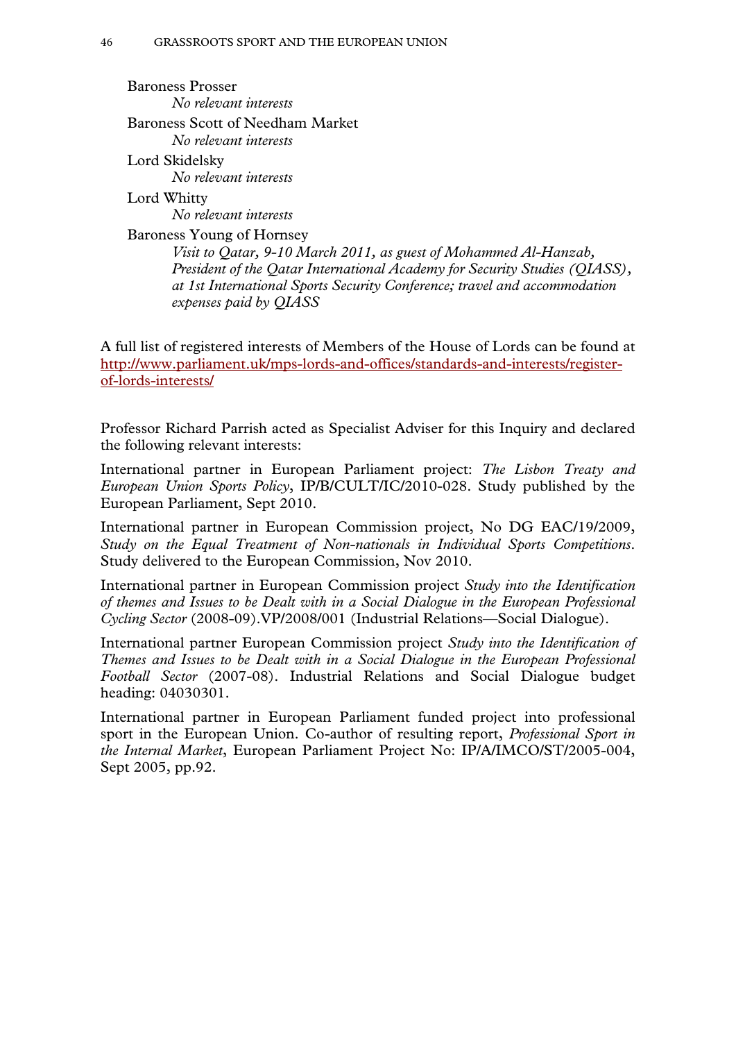Baroness Prosser
*No relevant interests*

Baroness Scott of Needham Market
*No relevant interests*

Lord Skidelsky
*No relevant interests*

Lord Whitty
*No relevant interests*

Baroness Young of Hornsey
*Visit to Qatar, 9-10 March 2011, as guest of Mohammed Al-Hanzab, President of the Qatar International Academy for Security Studies (QIASS), at 1st International Sports Security Conference; travel and accommodation expenses paid by QIASS*

A full list of registered interests of Members of the House of Lords can be found at [http://www.parliament.uk/mps-lords-and-offices/standards-and-interests/register-of-lords-interests/](http://www.parliament.uk/mps-lords-and-offices/standards-and-interests/register-of-lords-interests/)

Professor Richard Parrish acted as Specialist Adviser for this Inquiry and declared the following relevant interests:

International partner in European Parliament project: *The Lisbon Treaty and European Union Sports Policy*, IP/B/CULT/IC/2010-028. Study published by the European Parliament, Sept 2010.

International partner in European Commission project, No DG EAC/19/2009, *Study on the Equal Treatment of Non-nationals in Individual Sports Competitions*. Study delivered to the European Commission, Nov 2010.

International partner in European Commission project *Study into the Identification of themes and Issues to be Dealt with in a Social Dialogue in the European Professional Cycling Sector* (2008-09).VP/2008/001 (Industrial Relations—Social Dialogue).

International partner European Commission project *Study into the Identification of Themes and Issues to be Dealt with in a Social Dialogue in the European Professional Football Sector* (2007-08). Industrial Relations and Social Dialogue budget heading: 04030301.

International partner in European Parliament funded project into professional sport in the European Union. Co-author of resulting report, *Professional Sport in the Internal Market*, European Parliament Project No: IP/A/IMCO/ST/2005-004, Sept 2005, pp.92.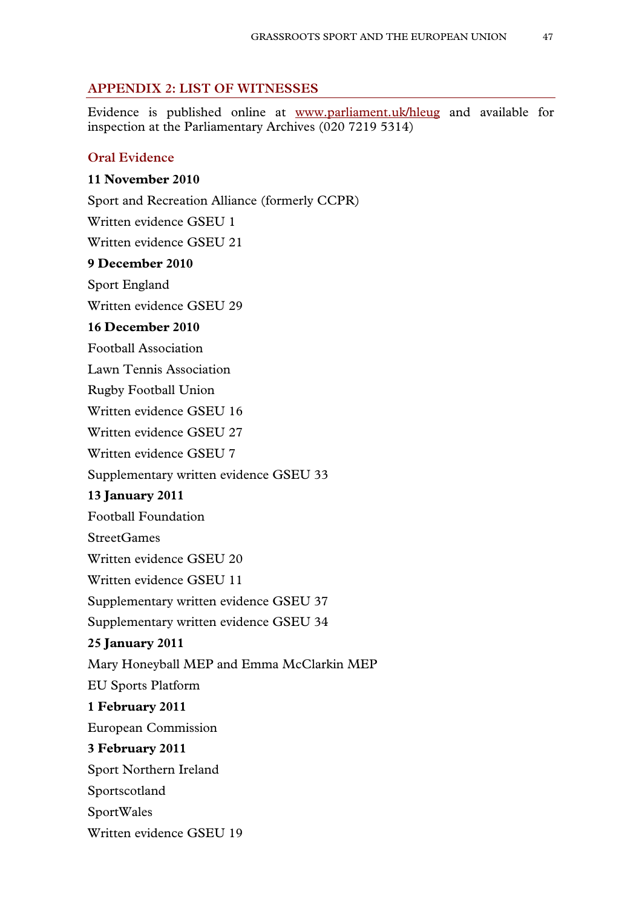## APPENDIX 2: LIST OF WITNESSES

Evidence is published online at www.parliament.uk/hleug and available for inspection at the Parliamentary Archives (020 7219 5314)

### Oral Evidence

**11 November 2010**

Sport and Recreation Alliance (formerly CCPR)

Written evidence GSEU 1

Written evidence GSEU 21

**9 December 2010**

Sport England

Written evidence GSEU 29

**16 December 2010**

Football Association

Lawn Tennis Association

Rugby Football Union

Written evidence GSEU 16

Written evidence GSEU 27

Written evidence GSEU 7

Supplementary written evidence GSEU 33

**13 January 2011**

Football Foundation

StreetGames

Written evidence GSEU 20

Written evidence GSEU 11

Supplementary written evidence GSEU 37

Supplementary written evidence GSEU 34

**25 January 2011**

Mary Honeyball MEP and Emma McClarkin MEP

EU Sports Platform

**1 February 2011**

European Commission

**3 February 2011**

Sport Northern Ireland

Sportscotland

SportWales

Written evidence GSEU 19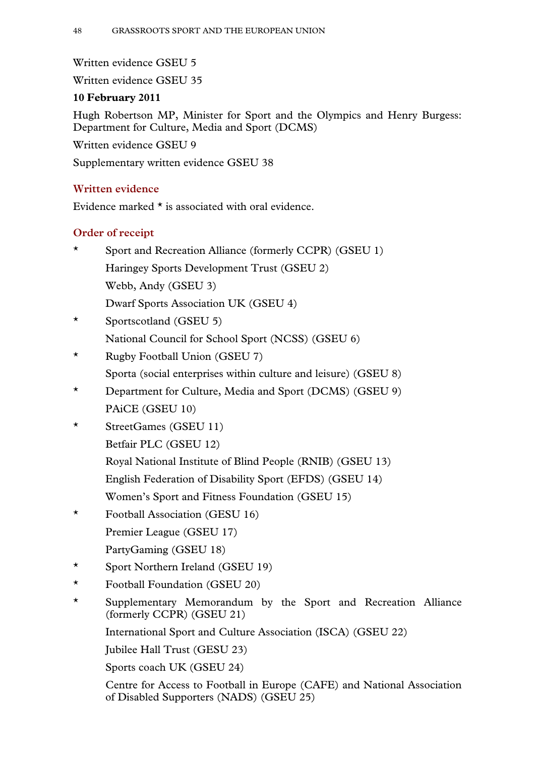Written evidence GSEU 5

Written evidence GSEU 35

**10 February 2011**

Hugh Robertson MP, Minister for Sport and the Olympics and Henry Burgess: Department for Culture, Media and Sport (DCMS)

Written evidence GSEU 9

Supplementary written evidence GSEU 38

## Written evidence

Evidence marked * is associated with oral evidence.

## Order of receipt

- \* Sport and Recreation Alliance (formerly CCPR) (GSEU 1)
- Haringey Sports Development Trust (GSEU 2)
- Webb, Andy (GSEU 3)
- Dwarf Sports Association UK (GSEU 4)
- \* Sportscotland (GSEU 5)
- National Council for School Sport (NCSS) (GSEU 6)
- \* Rugby Football Union (GSEU 7)
- Sporta (social enterprises within culture and leisure) (GSEU 8)
- \* Department for Culture, Media and Sport (DCMS) (GSEU 9)
- PAiCE (GSEU 10)
- \* StreetGames (GSEU 11)
- Betfair PLC (GSEU 12)
- Royal National Institute of Blind People (RNIB) (GSEU 13)
- English Federation of Disability Sport (EFDS) (GSEU 14)
- Women's Sport and Fitness Foundation (GSEU 15)
- \* Football Association (GESU 16)
- Premier League (GSEU 17)
- PartyGaming (GSEU 18)
- \* Sport Northern Ireland (GSEU 19)
- \* Football Foundation (GSEU 20)
- \* Supplementary Memorandum by the Sport and Recreation Alliance (formerly CCPR) (GSEU 21)
- International Sport and Culture Association (ISCA) (GSEU 22)
- Jubilee Hall Trust (GESU 23)
- Sports coach UK (GSEU 24)
- Centre for Access to Football in Europe (CAFE) and National Association of Disabled Supporters (NADS) (GSEU 25)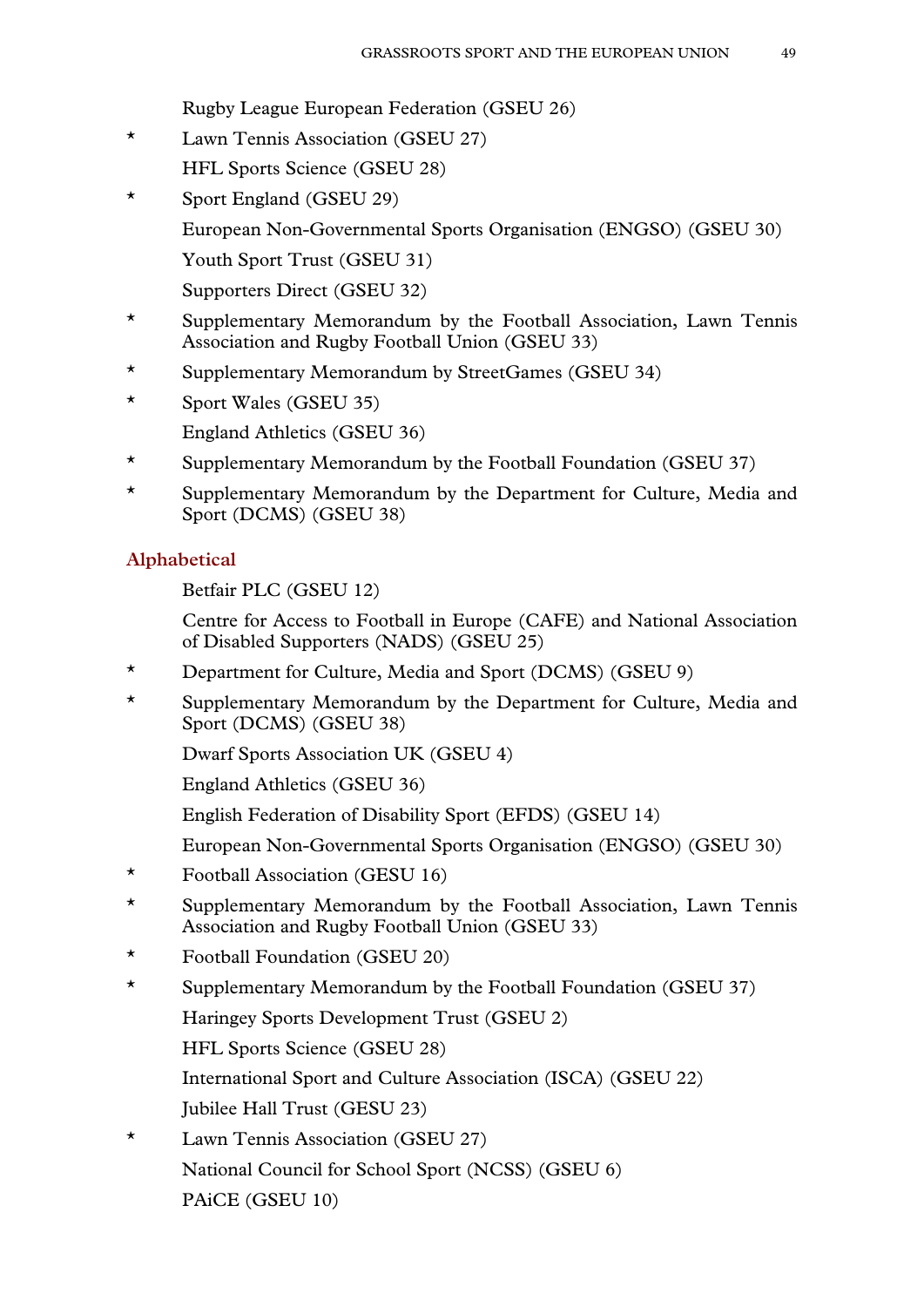Rugby League European Federation (GSEU 26)

- \* Lawn Tennis Association (GSEU 27)

HFL Sports Science (GSEU 28)

- \* Sport England (GSEU 29)

European Non-Governmental Sports Organisation (ENGSO) (GSEU 30)

Youth Sport Trust (GSEU 31)

Supporters Direct (GSEU 32)

- \* Supplementary Memorandum by the Football Association, Lawn Tennis Association and Rugby Football Union (GSEU 33)
- \* Supplementary Memorandum by StreetGames (GSEU 34)
- \* Sport Wales (GSEU 35)

England Athletics (GSEU 36)

- \* Supplementary Memorandum by the Football Foundation (GSEU 37)
- \* Supplementary Memorandum by the Department for Culture, Media and Sport (DCMS) (GSEU 38)

## Alphabetical

Betfair PLC (GSEU 12)

Centre for Access to Football in Europe (CAFE) and National Association of Disabled Supporters (NADS) (GSEU 25)

- \* Department for Culture, Media and Sport (DCMS) (GSEU 9)
- \* Supplementary Memorandum by the Department for Culture, Media and Sport (DCMS) (GSEU 38)

Dwarf Sports Association UK (GSEU 4)

England Athletics (GSEU 36)

English Federation of Disability Sport (EFDS) (GSEU 14)

European Non-Governmental Sports Organisation (ENGSO) (GSEU 30)

- \* Football Association (GESU 16)
- \* Supplementary Memorandum by the Football Association, Lawn Tennis Association and Rugby Football Union (GSEU 33)
- \* Football Foundation (GSEU 20)
- \* Supplementary Memorandum by the Football Foundation (GSEU 37)

Haringey Sports Development Trust (GSEU 2)

HFL Sports Science (GSEU 28)

International Sport and Culture Association (ISCA) (GSEU 22)

Jubilee Hall Trust (GESU 23)

- \* Lawn Tennis Association (GSEU 27)

National Council for School Sport (NCSS) (GSEU 6)

PAiCE (GSEU 10)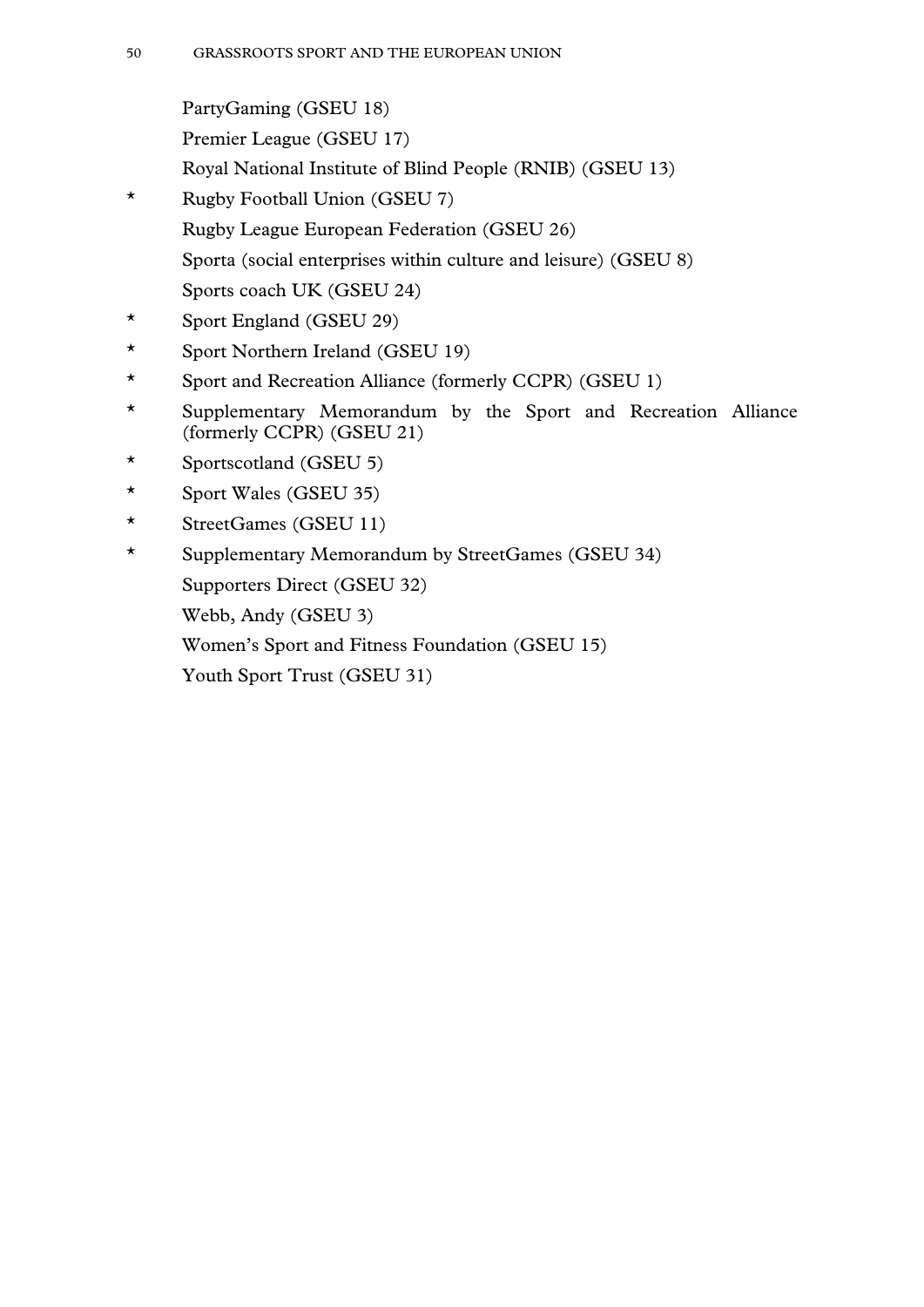PartyGaming (GSEU 18)

Premier League (GSEU 17)

Royal National Institute of Blind People (RNIB) (GSEU 13)

\* Rugby Football Union (GSEU 7)

Rugby League European Federation (GSEU 26)

Sporta (social enterprises within culture and leisure) (GSEU 8)

Sports coach UK (GSEU 24)

\* Sport England (GSEU 29)

\* Sport Northern Ireland (GSEU 19)

\* Sport and Recreation Alliance (formerly CCPR) (GSEU 1)

\* Supplementary Memorandum by the Sport and Recreation Alliance (formerly CCPR) (GSEU 21)

\* Sportscotland (GSEU 5)

\* Sport Wales (GSEU 35)

\* StreetGames (GSEU 11)

\* Supplementary Memorandum by StreetGames (GSEU 34)

Supporters Direct (GSEU 32)

Webb, Andy (GSEU 3)

Women's Sport and Fitness Foundation (GSEU 15)

Youth Sport Trust (GSEU 31)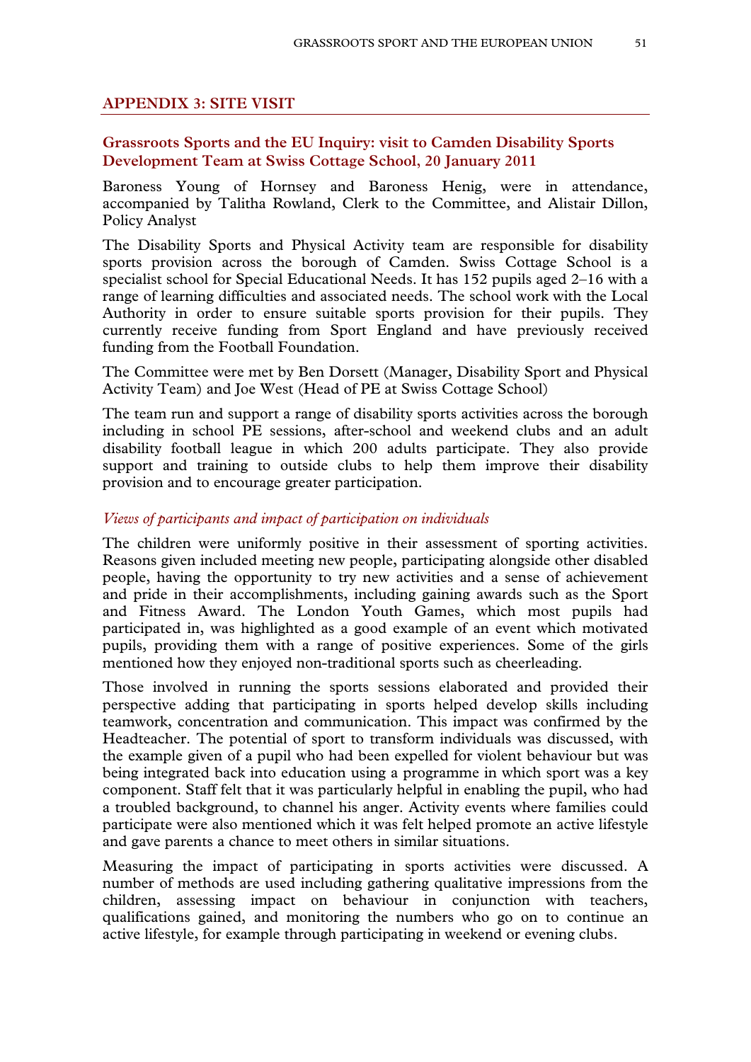## APPENDIX 3: SITE VISIT

### Grassroots Sports and the EU Inquiry: visit to Camden Disability Sports Development Team at Swiss Cottage School, 20 January 2011

Baroness Young of Hornsey and Baroness Henig, were in attendance, accompanied by Talitha Rowland, Clerk to the Committee, and Alistair Dillon, Policy Analyst

The Disability Sports and Physical Activity team are responsible for disability sports provision across the borough of Camden. Swiss Cottage School is a specialist school for Special Educational Needs. It has 152 pupils aged 2–16 with a range of learning difficulties and associated needs. The school work with the Local Authority in order to ensure suitable sports provision for their pupils. They currently receive funding from Sport England and have previously received funding from the Football Foundation.

The Committee were met by Ben Dorsett (Manager, Disability Sport and Physical Activity Team) and Joe West (Head of PE at Swiss Cottage School)

The team run and support a range of disability sports activities across the borough including in school PE sessions, after-school and weekend clubs and an adult disability football league in which 200 adults participate. They also provide support and training to outside clubs to help them improve their disability provision and to encourage greater participation.

#### *Views of participants and impact of participation on individuals*

The children were uniformly positive in their assessment of sporting activities. Reasons given included meeting new people, participating alongside other disabled people, having the opportunity to try new activities and a sense of achievement and pride in their accomplishments, including gaining awards such as the Sport and Fitness Award. The London Youth Games, which most pupils had participated in, was highlighted as a good example of an event which motivated pupils, providing them with a range of positive experiences. Some of the girls mentioned how they enjoyed non-traditional sports such as cheerleading.

Those involved in running the sports sessions elaborated and provided their perspective adding that participating in sports helped develop skills including teamwork, concentration and communication. This impact was confirmed by the Headteacher. The potential of sport to transform individuals was discussed, with the example given of a pupil who had been expelled for violent behaviour but was being integrated back into education using a programme in which sport was a key component. Staff felt that it was particularly helpful in enabling the pupil, who had a troubled background, to channel his anger. Activity events where families could participate were also mentioned which it was felt helped promote an active lifestyle and gave parents a chance to meet others in similar situations.

Measuring the impact of participating in sports activities were discussed. A number of methods are used including gathering qualitative impressions from the children, assessing impact on behaviour in conjunction with teachers, qualifications gained, and monitoring the numbers who go on to continue an active lifestyle, for example through participating in weekend or evening clubs.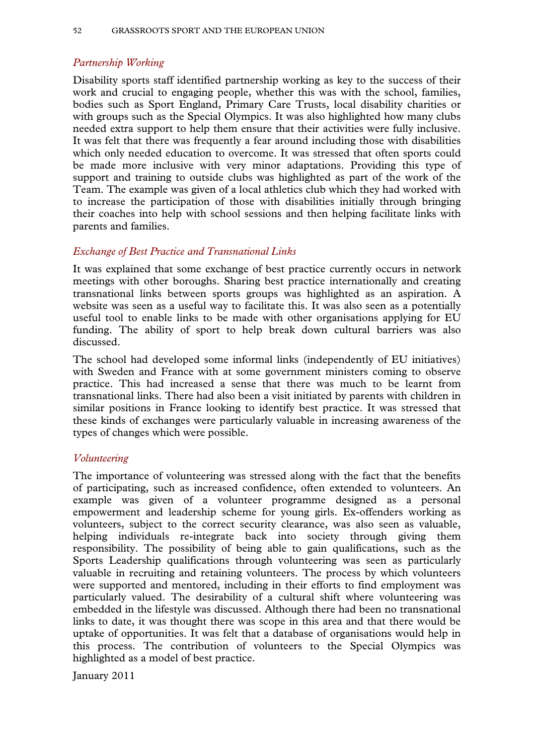*Partnership Working*

Disability sports staff identified partnership working as key to the success of their work and crucial to engaging people, whether this was with the school, families, bodies such as Sport England, Primary Care Trusts, local disability charities or with groups such as the Special Olympics. It was also highlighted how many clubs needed extra support to help them ensure that their activities were fully inclusive. It was felt that there was frequently a fear around including those with disabilities which only needed education to overcome. It was stressed that often sports could be made more inclusive with very minor adaptations. Providing this type of support and training to outside clubs was highlighted as part of the work of the Team. The example was given of a local athletics club which they had worked with to increase the participation of those with disabilities initially through bringing their coaches into help with school sessions and then helping facilitate links with parents and families.

*Exchange of Best Practice and Transnational Links*

It was explained that some exchange of best practice currently occurs in network meetings with other boroughs. Sharing best practice internationally and creating transnational links between sports groups was highlighted as an aspiration. A website was seen as a useful way to facilitate this. It was also seen as a potentially useful tool to enable links to be made with other organisations applying for EU funding. The ability of sport to help break down cultural barriers was also discussed.

The school had developed some informal links (independently of EU initiatives) with Sweden and France with at some government ministers coming to observe practice. This had increased a sense that there was much to be learnt from transnational links. There had also been a visit initiated by parents with children in similar positions in France looking to identify best practice. It was stressed that these kinds of exchanges were particularly valuable in increasing awareness of the types of changes which were possible.

*Volunteering*

The importance of volunteering was stressed along with the fact that the benefits of participating, such as increased confidence, often extended to volunteers. An example was given of a volunteer programme designed as a personal empowerment and leadership scheme for young girls. Ex-offenders working as volunteers, subject to the correct security clearance, was also seen as valuable, helping individuals re-integrate back into society through giving them responsibility. The possibility of being able to gain qualifications, such as the Sports Leadership qualifications through volunteering was seen as particularly valuable in recruiting and retaining volunteers. The process by which volunteers were supported and mentored, including in their efforts to find employment was particularly valued. The desirability of a cultural shift where volunteering was embedded in the lifestyle was discussed. Although there had been no transnational links to date, it was thought there was scope in this area and that there would be uptake of opportunities. It was felt that a database of organisations would help in this process. The contribution of volunteers to the Special Olympics was highlighted as a model of best practice.

January 2011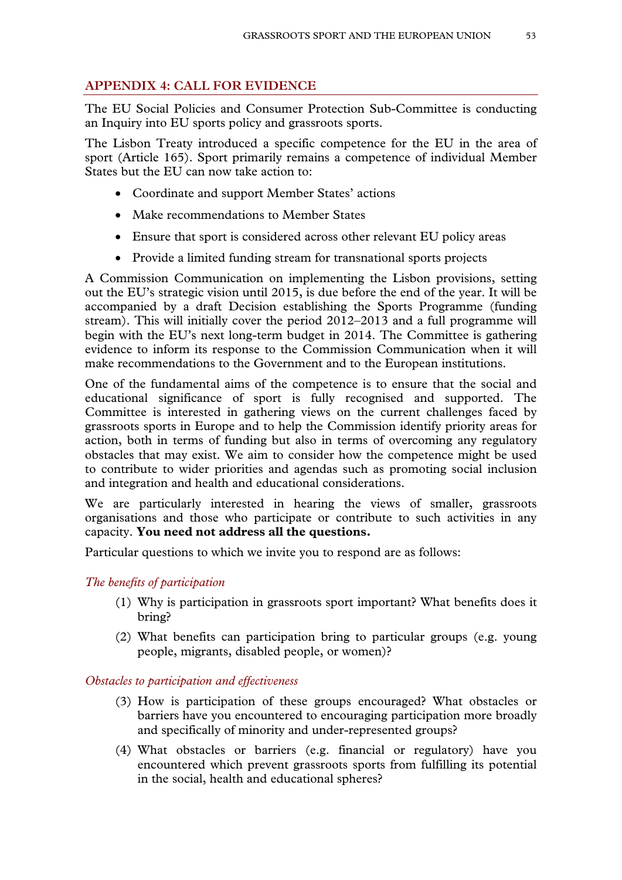## APPENDIX 4: CALL FOR EVIDENCE

The EU Social Policies and Consumer Protection Sub-Committee is conducting an Inquiry into EU sports policy and grassroots sports.

The Lisbon Treaty introduced a specific competence for the EU in the area of sport (Article 165). Sport primarily remains a competence of individual Member States but the EU can now take action to:

- Coordinate and support Member States' actions
- Make recommendations to Member States
- Ensure that sport is considered across other relevant EU policy areas
- Provide a limited funding stream for transnational sports projects

A Commission Communication on implementing the Lisbon provisions, setting out the EU's strategic vision until 2015, is due before the end of the year. It will be accompanied by a draft Decision establishing the Sports Programme (funding stream). This will initially cover the period 2012–2013 and a full programme will begin with the EU's next long-term budget in 2014. The Committee is gathering evidence to inform its response to the Commission Communication when it will make recommendations to the Government and to the European institutions.

One of the fundamental aims of the competence is to ensure that the social and educational significance of sport is fully recognised and supported. The Committee is interested in gathering views on the current challenges faced by grassroots sports in Europe and to help the Commission identify priority areas for action, both in terms of funding but also in terms of overcoming any regulatory obstacles that may exist. We aim to consider how the competence might be used to contribute to wider priorities and agendas such as promoting social inclusion and integration and health and educational considerations.

We are particularly interested in hearing the views of smaller, grassroots organisations and those who participate or contribute to such activities in any capacity. **You need not address all the questions.**

Particular questions to which we invite you to respond are as follows:

### *The benefits of participation*

(1) Why is participation in grassroots sport important? What benefits does it bring?

(2) What benefits can participation bring to particular groups (e.g. young people, migrants, disabled people, or women)?

### *Obstacles to participation and effectiveness*

(3) How is participation of these groups encouraged? What obstacles or barriers have you encountered to encouraging participation more broadly and specifically of minority and under-represented groups?

(4) What obstacles or barriers (e.g. financial or regulatory) have you encountered which prevent grassroots sports from fulfilling its potential in the social, health and educational spheres?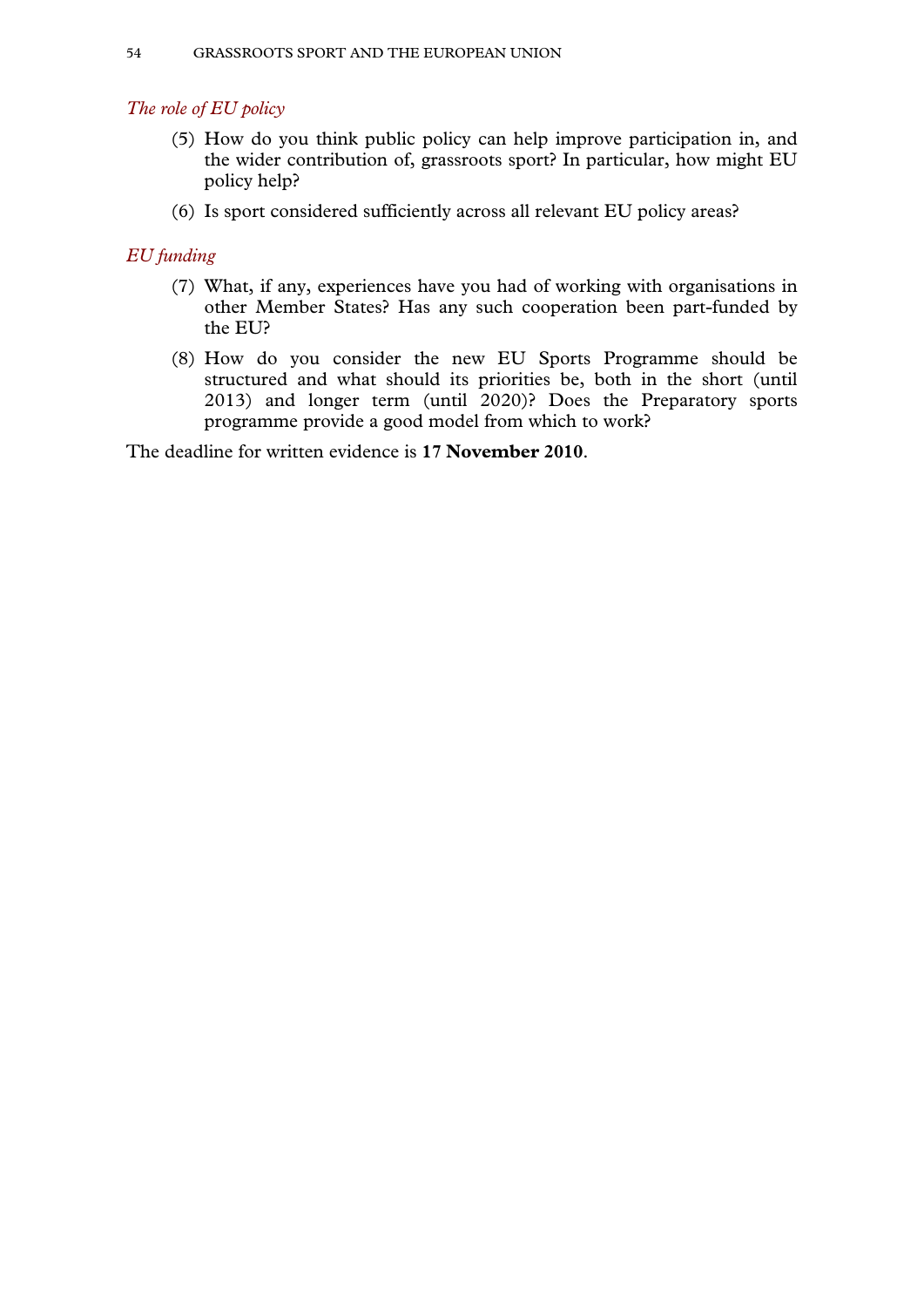*The role of EU policy*

(5) How do you think public policy can help improve participation in, and the wider contribution of, grassroots sport? In particular, how might EU policy help?

(6) Is sport considered sufficiently across all relevant EU policy areas?

*EU funding*

(7) What, if any, experiences have you had of working with organisations in other Member States? Has any such cooperation been part-funded by the EU?

(8) How do you consider the new EU Sports Programme should be structured and what should its priorities be, both in the short (until 2013) and longer term (until 2020)? Does the Preparatory sports programme provide a good model from which to work?

The deadline for written evidence is **17 November 2010**.